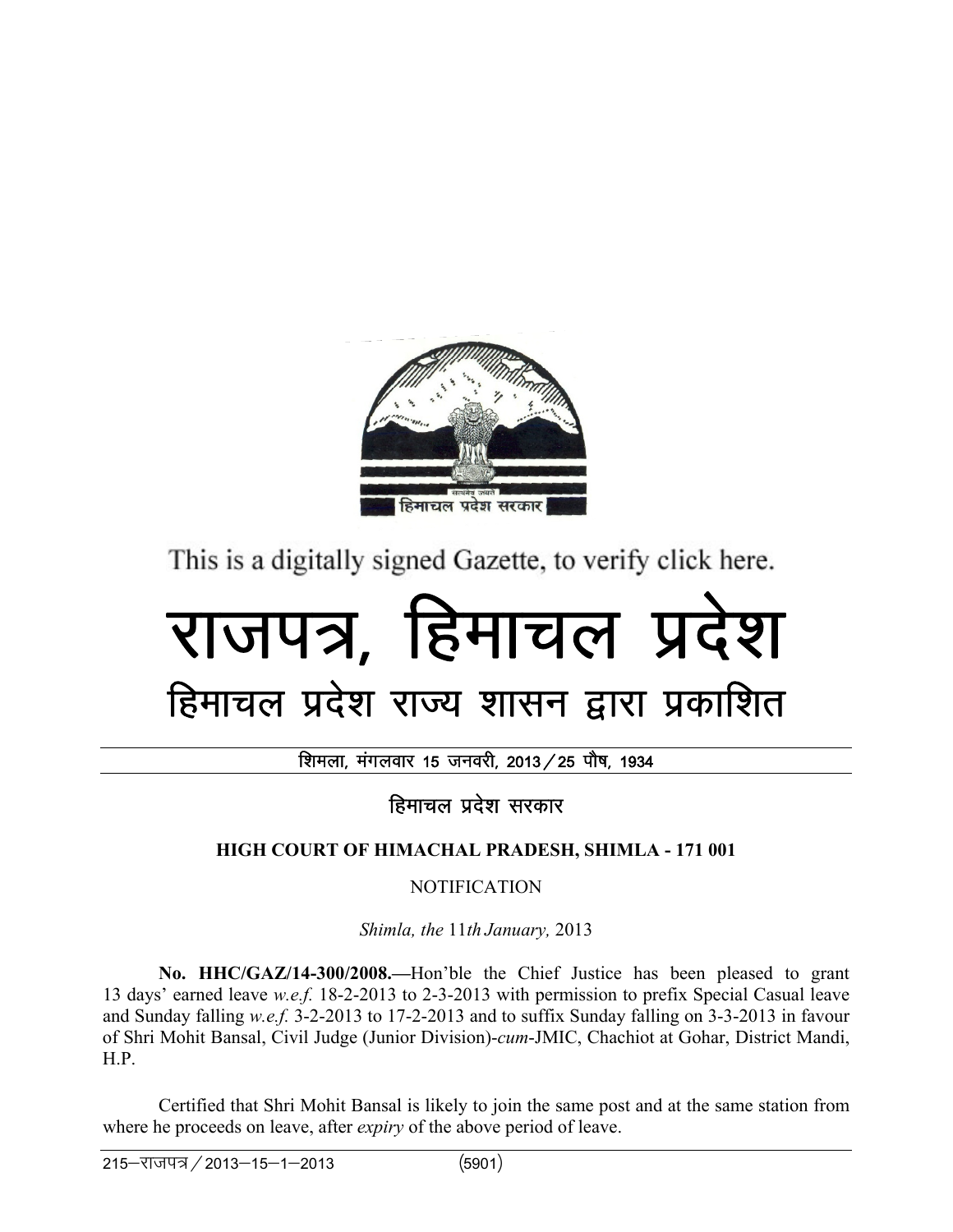This is a digitally signed Gazette, to verify click here.

# राजपत्र, हिमाचल प्रदेश

## हिमाचल प्रदेश राज्य शासन द्वारा प्रकाशित

शिमला, मंगलवार 15 जनवरी, 2013/25 पौष, 1934

हिमाचल प्रदेश सरकार

**HIGH COURT OF HIMACHAL PRADESH, SHIMLA - 171 001**

NOTIFICATION

*Shimla, the* 11*th January,* 2013

**No. HHC/GAZ/14-300/2008.—**Hon'ble the Chief Justice has been pleased to grant 13 days' earned leave *w.e.f.* 18-2-2013 to 2-3-2013 with permission to prefix Special Casual leave and Sunday falling *w.e.f.* 3-2-2013 to 17-2-2013 and to suffix Sunday falling on 3-3-2013 in favour of Shri Mohit Bansal, Civil Judge (Junior Division)-*cum*-JMIC, Chachiot at Gohar, District Mandi, H.P.

Certified that Shri Mohit Bansal is likely to join the same post and at the same station from where he proceeds on leave, after *expiry* of the above period of leave.

215—राजपत्र/2013—15—1—2013 (5901)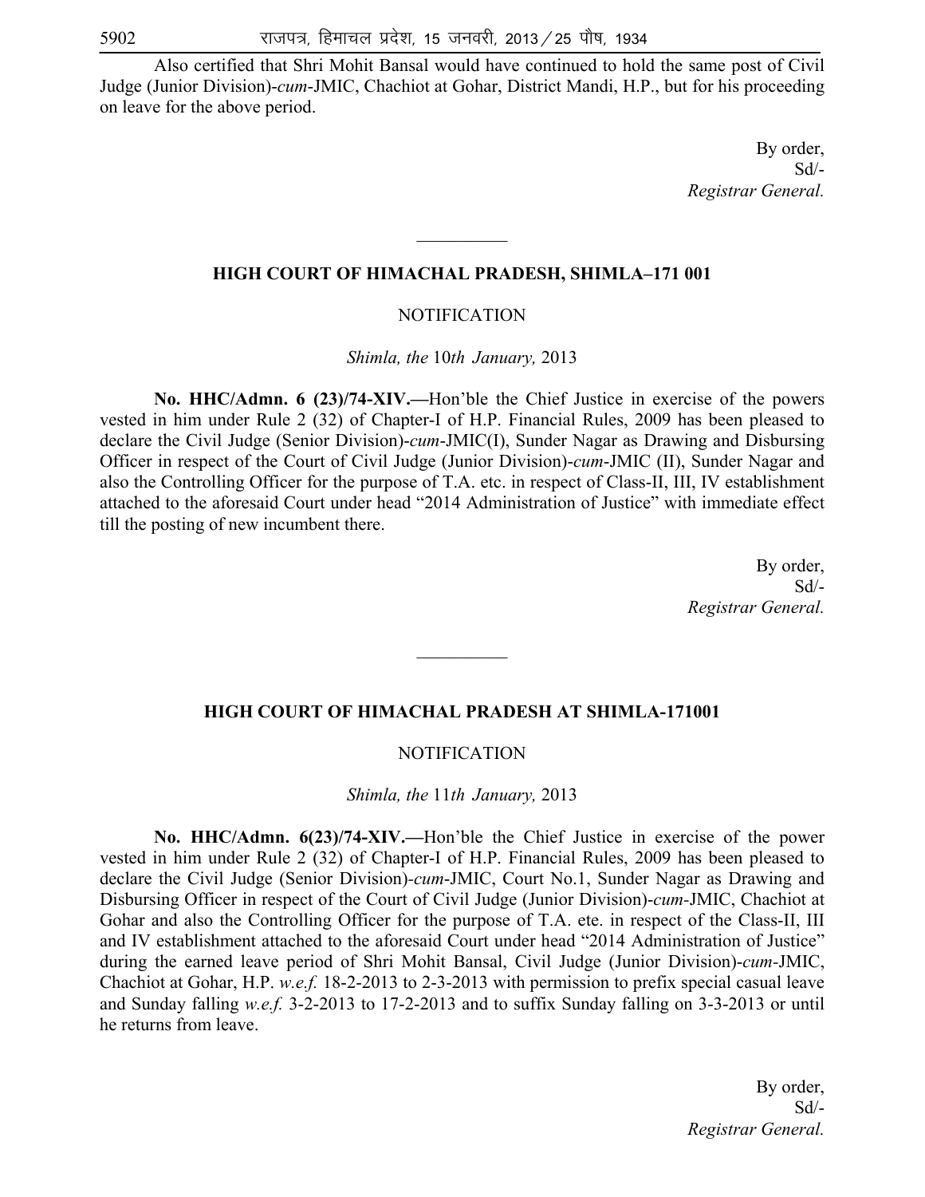Also certified that Shri Mohit Bansal would have continued to hold the same post of Civil Judge (Junior Division)-*cum*-JMIC, Chachiot at Gohar, District Mandi, H.P., but for his proceeding on leave for the above period.

By order,
Sd/-
*Registrar General.*

---

## HIGH COURT OF HIMACHAL PRADESH, SHIMLA–171 001

NOTIFICATION

*Shimla, the* 10*th January,* 2013

**No. HHC/Admn. 6 (23)/74-XIV.—**Hon'ble the Chief Justice in exercise of the powers vested in him under Rule 2 (32) of Chapter-I of H.P. Financial Rules, 2009 has been pleased to declare the Civil Judge (Senior Division)-*cum*-JMIC(I), Sunder Nagar as Drawing and Disbursing Officer in respect of the Court of Civil Judge (Junior Division)-*cum*-JMIC (II), Sunder Nagar and also the Controlling Officer for the purpose of T.A. etc. in respect of Class-II, III, IV establishment attached to the aforesaid Court under head "2014 Administration of Justice" with immediate effect till the posting of new incumbent there.

By order,
Sd/-
*Registrar General.*

---

## HIGH COURT OF HIMACHAL PRADESH AT SHIMLA-171001

NOTIFICATION

*Shimla, the* 11*th January,* 2013

**No. HHC/Admn. 6(23)/74-XIV.—**Hon'ble the Chief Justice in exercise of the power vested in him under Rule 2 (32) of Chapter-I of H.P. Financial Rules, 2009 has been pleased to declare the Civil Judge (Senior Division)-*cum*-JMIC, Court No.1, Sunder Nagar as Drawing and Disbursing Officer in respect of the Court of Civil Judge (Junior Division)-*cum*-JMIC, Chachiot at Gohar and also the Controlling Officer for the purpose of T.A. ete. in respect of the Class-II, III and IV establishment attached to the aforesaid Court under head "2014 Administration of Justice" during the earned leave period of Shri Mohit Bansal, Civil Judge (Junior Division)-*cum*-JMIC, Chachiot at Gohar, H.P. *w.e.f.* 18-2-2013 to 2-3-2013 with permission to prefix special casual leave and Sunday falling *w.e.f.* 3-2-2013 to 17-2-2013 and to suffix Sunday falling on 3-3-2013 or until he returns from leave.

By order,
Sd/-
*Registrar General.*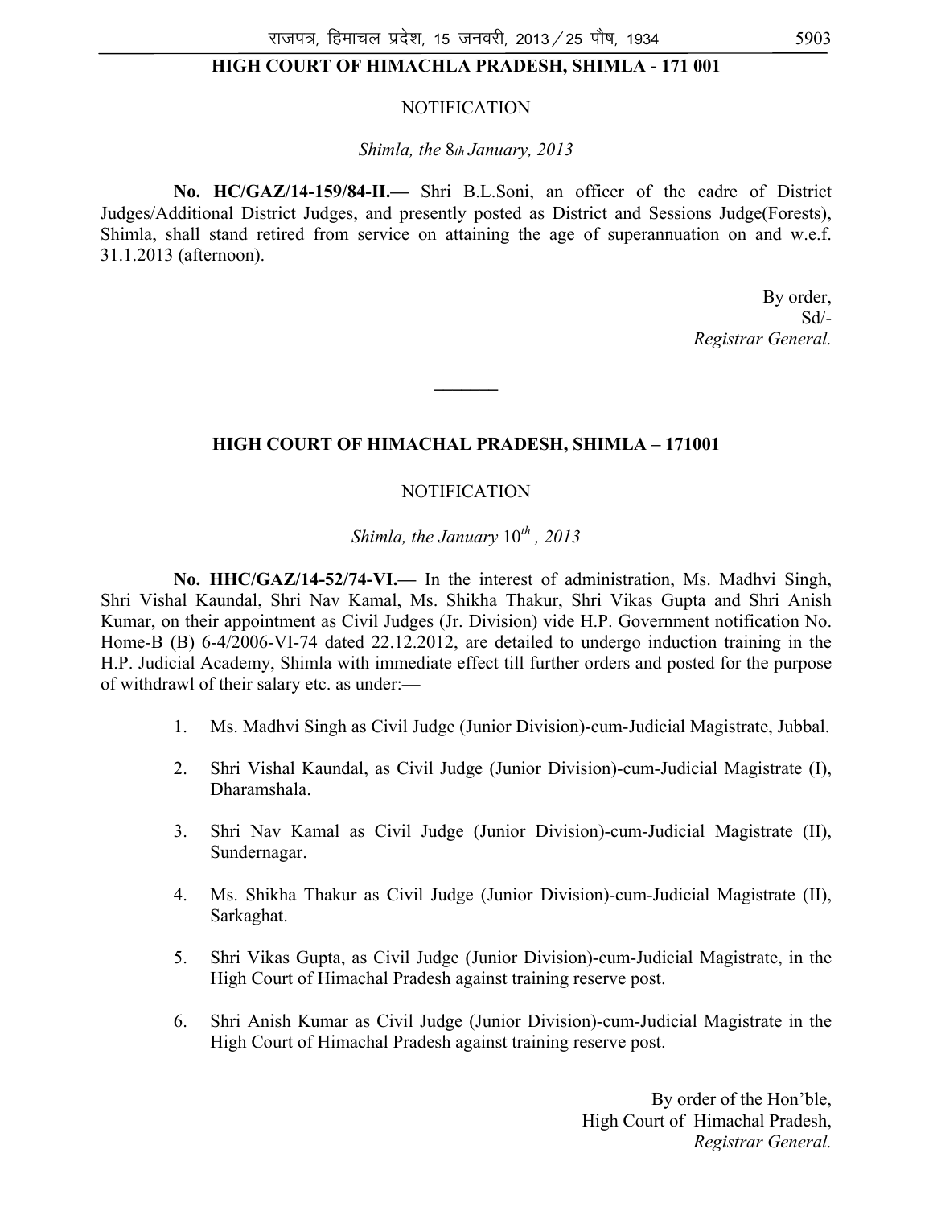## HIGH COURT OF HIMACHLA PRADESH, SHIMLA - 171 001

NOTIFICATION

*Shimla, the 8th January, 2013*

**No. HC/GAZ/14-159/84-II.—** Shri B.L.Soni, an officer of the cadre of District Judges/Additional District Judges, and presently posted as District and Sessions Judge(Forests), Shimla, shall stand retired from service on attaining the age of superannuation on and w.e.f. 31.1.2013 (afternoon).

By order,
Sd/-
*Registrar General.*

---

## HIGH COURT OF HIMACHAL PRADESH, SHIMLA – 171001

NOTIFICATION

*Shimla, the January 10th , 2013*

**No. HHC/GAZ/14-52/74-VI.—** In the interest of administration, Ms. Madhvi Singh, Shri Vishal Kaundal, Shri Nav Kamal, Ms. Shikha Thakur, Shri Vikas Gupta and Shri Anish Kumar, on their appointment as Civil Judges (Jr. Division) vide H.P. Government notification No. Home-B (B) 6-4/2006-VI-74 dated 22.12.2012, are detailed to undergo induction training in the H.P. Judicial Academy, Shimla with immediate effect till further orders and posted for the purpose of withdrawl of their salary etc. as under:—

1. Ms. Madhvi Singh as Civil Judge (Junior Division)-cum-Judicial Magistrate, Jubbal.
2. Shri Vishal Kaundal, as Civil Judge (Junior Division)-cum-Judicial Magistrate (I), Dharamshala.
3. Shri Nav Kamal as Civil Judge (Junior Division)-cum-Judicial Magistrate (II), Sundernagar.
4. Ms. Shikha Thakur as Civil Judge (Junior Division)-cum-Judicial Magistrate (II), Sarkaghat.
5. Shri Vikas Gupta, as Civil Judge (Junior Division)-cum-Judicial Magistrate, in the High Court of Himachal Pradesh against training reserve post.
6. Shri Anish Kumar as Civil Judge (Junior Division)-cum-Judicial Magistrate in the High Court of Himachal Pradesh against training reserve post.

By order of the Hon'ble,
High Court of Himachal Pradesh,
*Registrar General.*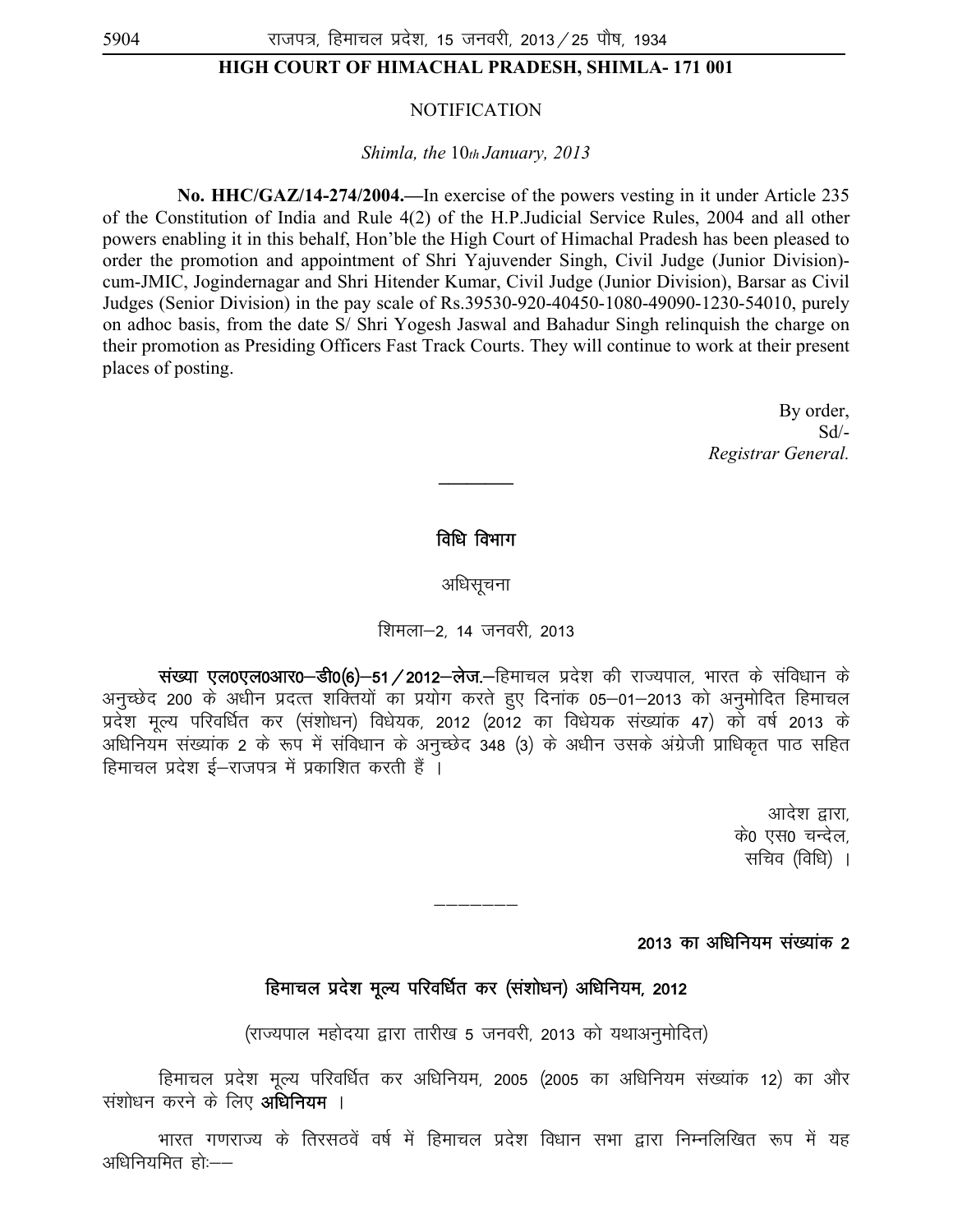## HIGH COURT OF HIMACHAL PRADESH, SHIMLA- 171 001

NOTIFICATION

*Shimla, the 10th January, 2013*

**No. HHC/GAZ/14-274/2004.**—In exercise of the powers vesting in it under Article 235 of the Constitution of India and Rule 4(2) of the H.P.Judicial Service Rules, 2004 and all other powers enabling it in this behalf, Hon'ble the High Court of Himachal Pradesh has been pleased to order the promotion and appointment of Shri Yajuvender Singh, Civil Judge (Junior Division)-cum-JMIC, Jogindernagar and Shri Hitender Kumar, Civil Judge (Junior Division), Barsar as Civil Judges (Senior Division) in the pay scale of Rs.39530-920-40450-1080-49090-1230-54010, purely on adhoc basis, from the date S/ Shri Yogesh Jaswal and Bahadur Singh relinquish the charge on their promotion as Presiding Officers Fast Track Courts. They will continue to work at their present places of posting.

By order,
Sd/-
*Registrar General.*

---

## विधि विभाग

अधिसूचना

शिमला–2, 14 जनवरी, 2013

**संख्या एल0एल0आर0–डी0(6)–51/2012–लेज.**–हिमाचल प्रदेश की राज्यपाल, भारत के संविधान के अनुच्छेद 200 के अधीन प्रदत्त शक्तियों का प्रयोग करते हुए दिनांक 05–01–2013 को अनुमोदित हिमाचल प्रदेश मूल्य परिवर्धित कर (संशोधन) विधेयक, 2012 (2012 का विधेयक संख्यांक 47) को वर्ष 2013 के अधिनियम संख्यांक 2 के रूप में संविधान के अनुच्छेद 348 (3) के अधीन उसके अंग्रेजी प्राधिकृत पाठ सहित हिमाचल प्रदेश ई–राजपत्र में प्रकाशित करती हैं ।

आदेश द्वारा,
के0 एस0 चन्देल,
सचिव (विधि) ।

---

**2013 का अधिनियम संख्यांक 2**

## हिमाचल प्रदेश मूल्य परिवर्धित कर (संशोधन) अधिनियम, 2012

(राज्यपाल महोदया द्वारा तारीख 5 जनवरी, 2013 को यथाअनुमोदित)

हिमाचल प्रदेश मूल्य परिवर्धित कर अधिनियम, 2005 (2005 का अधिनियम संख्यांक 12) का और संशोधन करने के लिए **अधिनियम** ।

भारत गणराज्य के तिरसठवें वर्ष में हिमाचल प्रदेश विधान सभा द्वारा निम्नलिखित रूप में यह अधिनियमित हो:––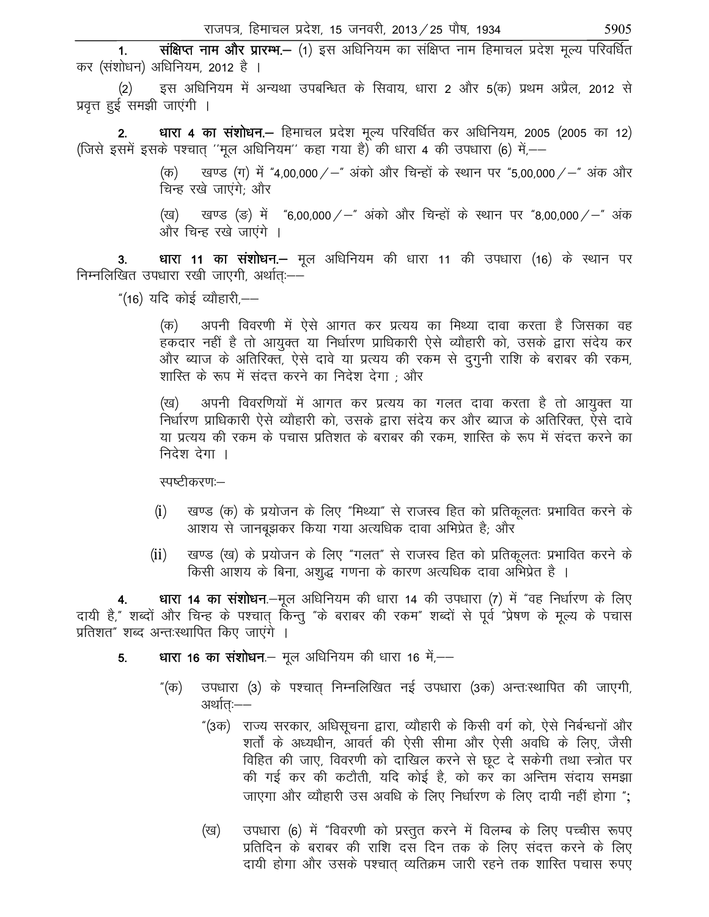1. **संक्षिप्त नाम और प्रारम्भ.–** (1) इस अधिनियम का संक्षिप्त नाम हिमाचल प्रदेश मूल्य परिवर्धित कर (संशोधन) अधिनियम, 2012 है ।

(2) इस अधिनियम में अन्यथा उपबन्धित के सिवाय, धारा 2 और 5(क) प्रथम अप्रैल, 2012 से प्रवृत्त हुई समझी जाएंगी ।

2. **धारा 4 का संशोधन.–** हिमाचल प्रदेश मूल्य परिवर्धित कर अधिनियम, 2005 (2005 का 12) (जिसे इसमें इसके पश्चात् ''मूल अधिनियम'' कहा गया है) की धारा 4 की उपधारा (6) में,––

(क) खण्ड (ग) में "4,00,000/–" अंको और चिन्हों के स्थान पर "5,00,000/–" अंक और चिन्ह रखे जाएंगे; और

(ख) खण्ड (ङ) में "6,00,000/–" अंको और चिन्हों के स्थान पर "8,00,000/–" अंक और चिन्ह रखे जाएंगे ।

3. **धारा 11 का संशोधन.–** मूल अधिनियम की धारा 11 की उपधारा (16) के स्थान पर निम्नलिखित उपधारा रखी जाएगी, अर्थात्:––

"(16) यदि कोई व्यौहारी,––

(क) अपनी विवरणी में ऐसे आगत कर प्रत्यय का मिथ्या दावा करता है जिसका वह हकदार नहीं है तो आयुक्त या निर्धारण प्राधिकारी ऐसे व्यौहारी को, उसके द्वारा संदेय कर और ब्याज के अतिरिक्त, ऐसे दावे या प्रत्यय की रकम से दुगुनी राशि के बराबर की रकम, शास्ति के रूप में संदत्त करने का निदेश देगा ; और

(ख) अपनी विवरणियों में आगत कर प्रत्यय का गलत दावा करता है तो आयुक्त या निर्धारण प्राधिकारी ऐसे व्यौहारी को, उसके द्वारा संदेय कर और ब्याज के अतिरिक्त, ऐसे दावे या प्रत्यय की रकम के पचास प्रतिशत के बराबर की रकम, शास्ति के रूप में संदत्त करने का निदेश देगा ।

स्पष्टीकरण:–

(i) खण्ड (क) के प्रयोजन के लिए "मिथ्या" से राजस्व हित को प्रतिकूलतः प्रभावित करने के आशय से जानबूझकर किया गया अत्यधिक दावा अभिप्रेत है; और

(ii) खण्ड (ख) के प्रयोजन के लिए "गलत" से राजस्व हित को प्रतिकूलतः प्रभावित करने के किसी आशय के बिना, अशुद्ध गणना के कारण अत्यधिक दावा अभिप्रेत है ।

4. **धारा 14 का संशोधन.**–मूल अधिनियम की धारा 14 की उपधारा (7) में "वह निर्धारण के लिए दायी है," शब्दों और चिन्ह के पश्चात् किन्तु "के बराबर की रकम" शब्दों से पूर्व "प्रेषण के मूल्य के पचास प्रतिशत" शब्द अन्तःस्थापित किए जाएंगे ।

5. **धारा 16 का संशोधन.**– मूल अधिनियम की धारा 16 में,––

"(क) उपधारा (3) के पश्चात् निम्नलिखित नई उपधारा (3क) अन्तःस्थापित की जाएगी, अर्थात्:––

"(3क) राज्य सरकार, अधिसूचना द्वारा, व्यौहारी के किसी वर्ग को, ऐसे निर्बन्धनों और शर्तों के अध्यधीन, आवर्त की ऐसी सीमा और ऐसी अवधि के लिए, जैसी विहित की जाए, विवरणी को दाखिल करने से छूट दे सकेगी तथा स्त्रोत पर की गई कर की कटौती, यदि कोई है, को कर का अन्तिम संदाय समझा जाएगा और व्यौहारी उस अवधि के लिए निर्धारण के लिए दायी नहीं होगा ";

(ख) उपधारा (6) में "विवरणी को प्रस्तुत करने में विलम्ब के लिए पच्चीस रूपए प्रतिदिन के बराबर की राशि दस दिन तक के लिए संदत्त करने के लिए दायी होगा और उसके पश्चात् व्यतिक्रम जारी रहने तक शास्ति पचास रुपए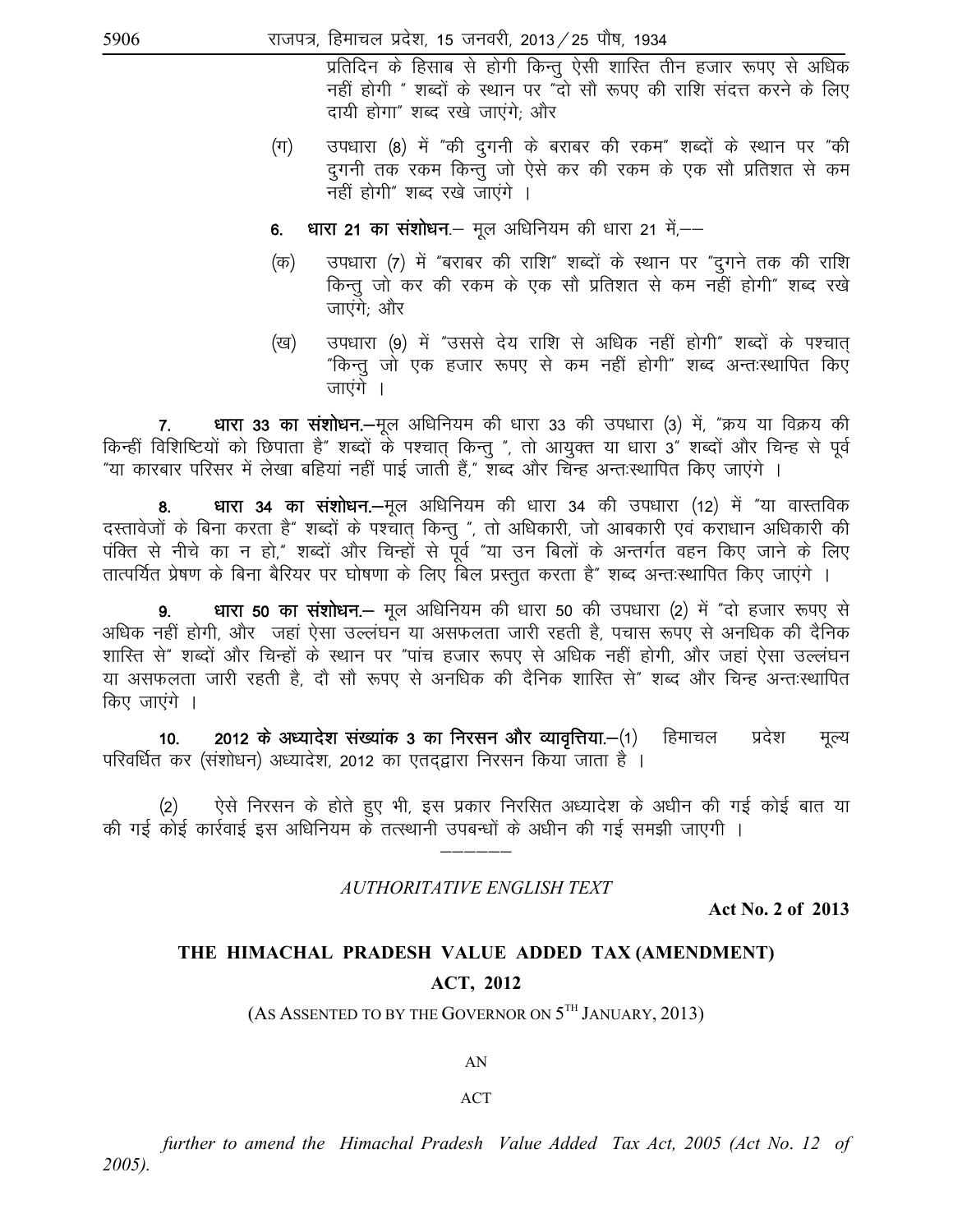प्रतिदिन के हिसाब से होगी किन्तु ऐसी शास्ति तीन हजार रूपए से अधिक नहीं होगी " शब्दों के स्थान पर "दो सौ रूपए की राशि संदत्त करने के लिए दायी होगा" शब्द रखे जाएंगे; और

(ग) उपधारा (8) में "की दुगनी के बराबर की रकम" शब्दों के स्थान पर "की दुगनी तक रकम किन्तु जो ऐसे कर की रकम के एक सौ प्रतिशत से कम नहीं होगी" शब्द रखे जाएंगे ।

6. **धारा 21 का संशोधन.**— मूल अधिनियम की धारा 21 में,——

(क) उपधारा (7) में "बराबर की राशि" शब्दों के स्थान पर "दुगने तक की राशि किन्तु जो कर की रकम के एक सौ प्रतिशत से कम नहीं होगी" शब्द रखे जाएंगे; और

(ख) उपधारा (9) में "उससे देय राशि से अधिक नहीं होगी" शब्दों के पश्चात् "किन्तु जो एक हजार रूपए से कम नहीं होगी" शब्द अन्तःस्थापित किए जाएंगे ।

7. **धारा 33 का संशोधन.**—मूल अधिनियम की धारा 33 की उपधारा (3) में, "क्रय या विक्रय की किन्हीं विशिष्टियों को छिपाता है" शब्दों के पश्चात् किन्तु ", तो आयुक्त या धारा 3" शब्दों और चिन्ह से पूर्व "या कारबार परिसर में लेखा बहियां नहीं पाई जाती हैं," शब्द और चिन्ह अन्तःस्थापित किए जाएंगे ।

8. **धारा 34 का संशोधन.**—मूल अधिनियम की धारा 34 की उपधारा (12) में "या वास्तविक दस्तावेजों के बिना करता है" शब्दों के पश्चात् किन्तु ", तो अधिकारी, जो आबकारी एवं कराधान अधिकारी की पंक्ति से नीचे का न हो," शब्दों और चिन्हों से पूर्व "या उन बिलों के अन्तर्गत वहन किए जाने के लिए तात्पर्यित प्रेषण के बिना बैरियर पर घोषणा के लिए बिल प्रस्तुत करता है" शब्द अन्तःस्थापित किए जाएंगे ।

9. **धारा 50 का संशोधन.**— मूल अधिनियम की धारा 50 की उपधारा (2) में "दो हजार रूपए से अधिक नहीं होगी, और जहां ऐसा उल्लंघन या असफलता जारी रहती है, पचास रूपए से अनधिक की दैनिक शास्ति से" शब्दों और चिन्हों के स्थान पर "पांच हजार रूपए से अधिक नहीं होगी, और जहां ऐसा उल्लंघन या असफलता जारी रहती है, दो सौ रूपए से अनधिक की दैनिक शास्ति से" शब्द और चिन्ह अन्तःस्थापित किए जाएंगे ।

10. **2012 के अध्यादेश संख्यांक 3 का निरसन और व्यावृत्तिया.**—(1) हिमाचल प्रदेश मूल्य परिवर्धित कर (संशोधन) अध्यादेश, 2012 का एतद्द्वारा निरसन किया जाता है ।

(2) ऐसे निरसन के होते हुए भी, इस प्रकार निरसित अध्यादेश के अधीन की गई कोई बात या की गई कोई कार्रवाई इस अधिनियम के तत्स्थानी उपबन्धों के अधीन की गई समझी जाएगी ।

——————

*AUTHORITATIVE ENGLISH TEXT*

**Act No. 2 of 2013**

## THE HIMACHAL PRADESH VALUE ADDED TAX (AMENDMENT) ACT, 2012

(AS ASSENTED TO BY THE GOVERNOR ON 5TH JANUARY, 2013)

AN

ACT

*further to amend the Himachal Pradesh Value Added Tax Act, 2005 (Act No. 12 of 2005).*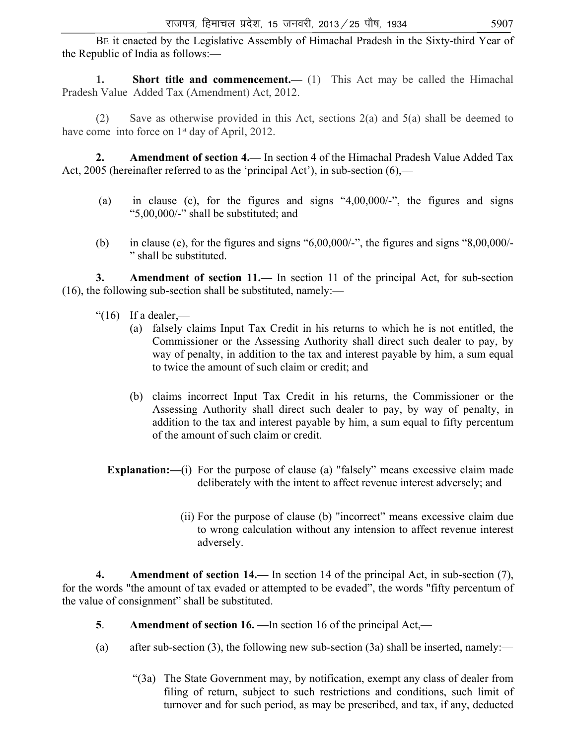BE it enacted by the Legislative Assembly of Himachal Pradesh in the Sixty-third Year of the Republic of India as follows:—

**1. Short title and commencement.—** (1) This Act may be called the Himachal Pradesh Value Added Tax (Amendment) Act, 2012.

(2) Save as otherwise provided in this Act, sections 2(a) and 5(a) shall be deemed to have come into force on 1st day of April, 2012.

**2. Amendment of section 4.—** In section 4 of the Himachal Pradesh Value Added Tax Act, 2005 (hereinafter referred to as the 'principal Act'), in sub-section (6),—

(a) in clause (c), for the figures and signs "4,00,000/-", the figures and signs "5,00,000/-" shall be substituted; and

(b) in clause (e), for the figures and signs "6,00,000/-", the figures and signs "8,00,000/-" shall be substituted.

**3. Amendment of section 11.—** In section 11 of the principal Act, for sub-section (16), the following sub-section shall be substituted, namely:—

"(16) If a dealer,—

(a) falsely claims Input Tax Credit in his returns to which he is not entitled, the Commissioner or the Assessing Authority shall direct such dealer to pay, by way of penalty, in addition to the tax and interest payable by him, a sum equal to twice the amount of such claim or credit; and

(b) claims incorrect Input Tax Credit in his returns, the Commissioner or the Assessing Authority shall direct such dealer to pay, by way of penalty, in addition to the tax and interest payable by him, a sum equal to fifty percentum of the amount of such claim or credit.

**Explanation:—**(i) For the purpose of clause (a) "falsely" means excessive claim made deliberately with the intent to affect revenue interest adversely; and

(ii) For the purpose of clause (b) "incorrect" means excessive claim due to wrong calculation without any intension to affect revenue interest adversely.

**4. Amendment of section 14.—** In section 14 of the principal Act, in sub-section (7), for the words "the amount of tax evaded or attempted to be evaded", the words "fifty percentum of the value of consignment" shall be substituted.

**5. Amendment of section 16. —**In section 16 of the principal Act,—

(a) after sub-section (3), the following new sub-section (3a) shall be inserted, namely:—

"(3a) The State Government may, by notification, exempt any class of dealer from filing of return, subject to such restrictions and conditions, such limit of turnover and for such period, as may be prescribed, and tax, if any, deducted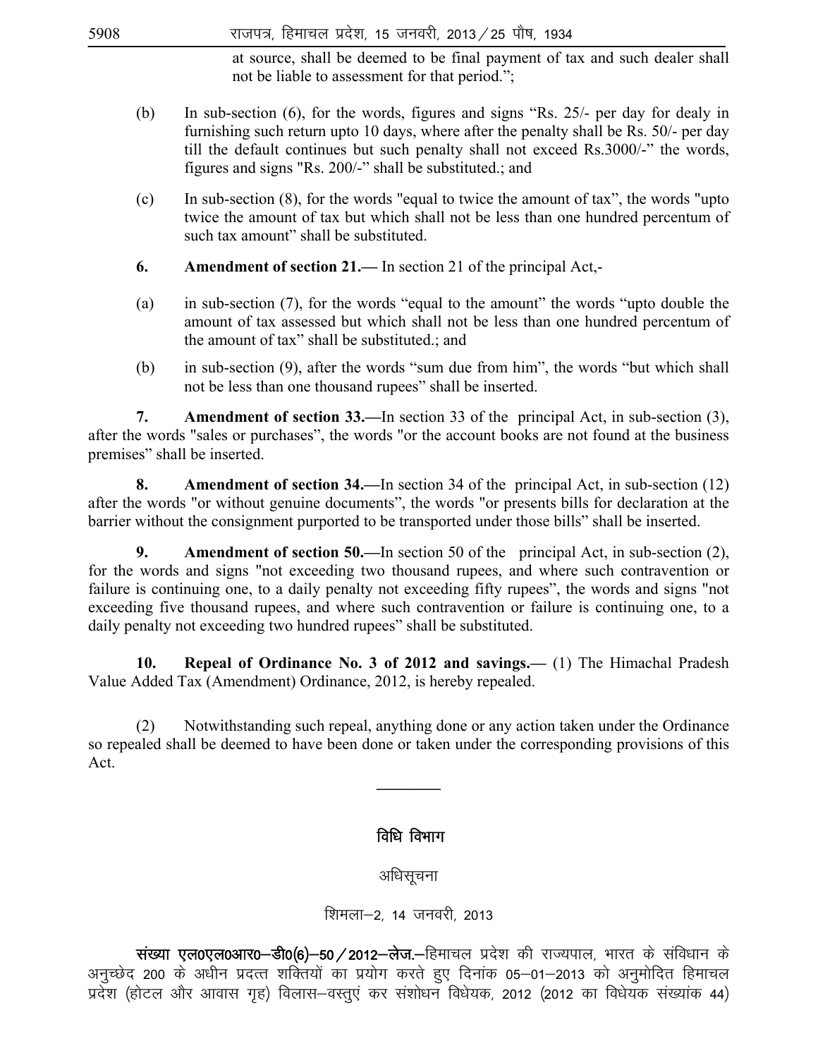at source, shall be deemed to be final payment of tax and such dealer shall not be liable to assessment for that period.";

(b) In sub-section (6), for the words, figures and signs "Rs. 25/- per day for dealy in furnishing such return upto 10 days, where after the penalty shall be Rs. 50/- per day till the default continues but such penalty shall not exceed Rs.3000/-" the words, figures and signs "Rs. 200/-" shall be substituted.; and

(c) In sub-section (8), for the words "equal to twice the amount of tax", the words "upto twice the amount of tax but which shall not be less than one hundred percentum of such tax amount" shall be substituted.

**6. Amendment of section 21.—** In section 21 of the principal Act,-

(a) in sub-section (7), for the words "equal to the amount" the words "upto double the amount of tax assessed but which shall not be less than one hundred percentum of the amount of tax" shall be substituted.; and

(b) in sub-section (9), after the words "sum due from him", the words "but which shall not be less than one thousand rupees" shall be inserted.

**7. Amendment of section 33.—**In section 33 of the principal Act, in sub-section (3), after the words "sales or purchases", the words "or the account books are not found at the business premises" shall be inserted.

**8. Amendment of section 34.—**In section 34 of the principal Act, in sub-section (12) after the words "or without genuine documents", the words "or presents bills for declaration at the barrier without the consignment purported to be transported under those bills" shall be inserted.

**9. Amendment of section 50.—**In section 50 of the principal Act, in sub-section (2), for the words and signs "not exceeding two thousand rupees, and where such contravention or failure is continuing one, to a daily penalty not exceeding fifty rupees", the words and signs "not exceeding five thousand rupees, and where such contravention or failure is continuing one, to a daily penalty not exceeding two hundred rupees" shall be substituted.

**10. Repeal of Ordinance No. 3 of 2012 and savings.—** (1) The Himachal Pradesh Value Added Tax (Amendment) Ordinance, 2012, is hereby repealed.

(2) Notwithstanding such repeal, anything done or any action taken under the Ordinance so repealed shall be deemed to have been done or taken under the corresponding provisions of this Act.

---

## विधि विभाग

### अधिसूचना

शिमला–2, 14 जनवरी, 2013

**संख्या एल0एल0आर0–डी0(6)–50/2012–लेज.**–हिमाचल प्रदेश की राज्यपाल, भारत के संविधान के अनुच्छेद 200 के अधीन प्रदत्त शक्तियों का प्रयोग करते हुए दिनांक 05–01–2013 को अनुमोदित हिमाचल प्रदेश (होटल और आवास गृह) विलास–वस्तुएं कर संशोधन विधेयक, 2012 (2012 का विधेयक संख्यांक 44)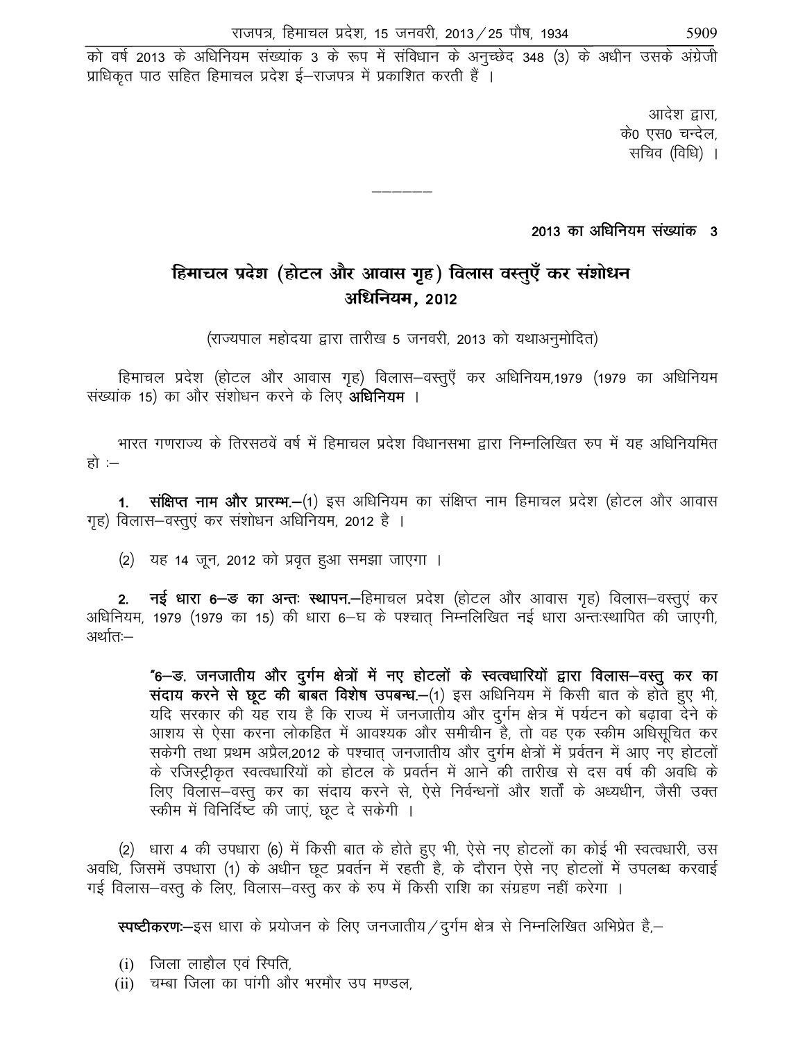को वर्ष 2013 के अधिनियम संख्यांक 3 के रूप में संविधान के अनुच्छेद 348 (3) के अधीन उसके अंग्रेजी प्राधिकृत पाठ सहित हिमाचल प्रदेश ई–राजपत्र में प्रकाशित करती हैं ।

आदेश द्वारा,
के0 एस0 चन्देल,
सचिव (विधि) ।

---

**2013 का अधिनियम संख्यांक 3**

## हिमाचल प्रदेश (होटल और आवास गृह) विलास वस्तुएँ कर संशोधन अधिनियम, 2012

(राज्यपाल महोदया द्वारा तारीख 5 जनवरी, 2013 को यथाअनुमोदित)

हिमाचल प्रदेश (होटल और आवास गृह) विलास–वस्तुएँ कर अधिनियम,1979 (1979 का अधिनियम संख्यांक 15) का और संशोधन करने के लिए **अधिनियम** ।

भारत गणराज्य के तिरसठवें वर्ष में हिमाचल प्रदेश विधानसभा द्वारा निम्नलिखित रुप में यह अधिनियमित हो :–

**1. संक्षिप्त नाम और प्रारम्भ.**–(1) इस अधिनियम का संक्षिप्त नाम हिमाचल प्रदेश (होटल और आवास गृह) विलास–वस्तुएं कर संशोधन अधिनियम, 2012 है ।

(2) यह 14 जून, 2012 को प्रवृत हुआ समझा जाएगा ।

**2. नई धारा 6–ङ का अन्तः स्थापन.**–हिमाचल प्रदेश (होटल और आवास गृह) विलास–वस्तुएं कर अधिनियम, 1979 (1979 का 15) की धारा 6–घ के पश्चात् निम्नलिखित नई धारा अन्तःस्थापित की जाएगी, अर्थातः–

> **"6–ङ. जनजातीय और दुर्गम क्षेत्रों में नए होटलों के स्वत्वधारियों द्वारा विलास–वस्तु कर का संदाय करने से छूट की बाबत विशेष उपबन्ध.**–(1) इस अधिनियम में किसी बात के होते हुए भी, यदि सरकार की यह राय है कि राज्य में जनजातीय और दुर्गम क्षेत्र में पर्यटन को बढ़ावा देने के आशय से ऐसा करना लोकहित में आवश्यक और समीचीन है, तो वह एक स्कीम अधिसूचित कर सकेगी तथा प्रथम अप्रैल,2012 के पश्चात् जनजातीय और दुर्गम क्षेत्रों में प्रवर्तन में आए नए होटलों के रजिस्ट्रीकृत स्वत्वधारियों को होटल के प्रवर्तन में आने की तारीख से दस वर्ष की अवधि के लिए विलास–वस्तु कर का संदाय करने से, ऐसे निर्वन्धनों और शर्तों के अध्यधीन, जैसी उक्त स्कीम में विनिर्दिष्ट की जाएं, छूट दे सकेगी ।

(2) धारा 4 की उपधारा (6) में किसी बात के होते हुए भी, ऐसे नए होटलों का कोई भी स्वत्वधारी, उस अवधि, जिसमें उपधारा (1) के अधीन छूट प्रवर्तन में रहती है, के दौरान ऐसे नए होटलों में उपलब्ध करवाई गई विलास–वस्तु के लिए, विलास–वस्तु कर के रुप में किसी राशि का संग्रहण नहीं करेगा ।

**स्पष्टीकरणः**–इस धारा के प्रयोजन के लिए जनजातीय/दुर्गम क्षेत्र से निम्नलिखित अभिप्रेत है,–

(i) जिला लाहौल एवं स्पिति,
(ii) चम्बा जिला का पांगी और भरमौर उप मण्डल,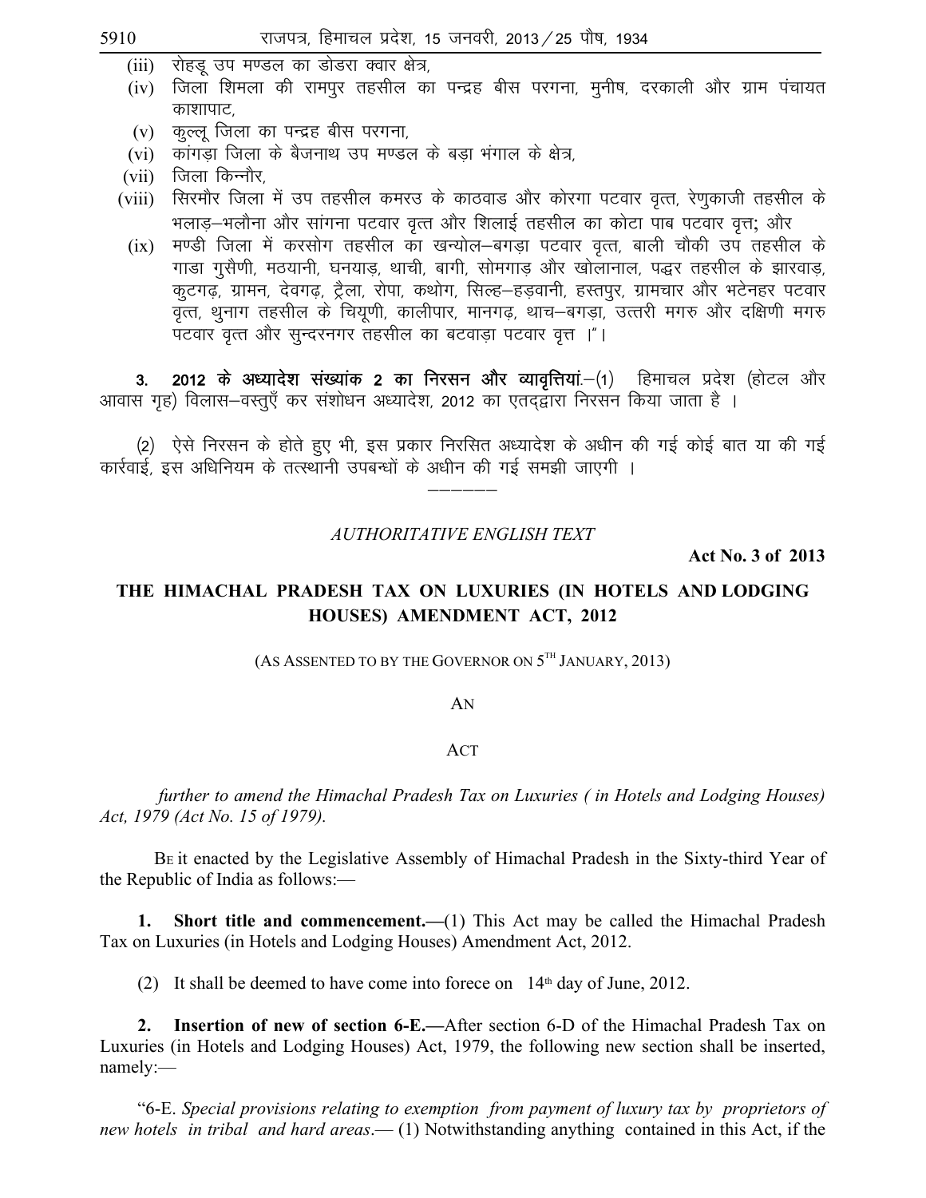(iii) रोहडू उप मण्डल का डोडरा क्वार क्षेत्र,

(iv) जिला शिमला की रामपुर तहसील का पन्द्रह बीस परगना, मुनीष, दरकाली और ग्राम पंचायत काशापाट,

(v) कुल्लू जिला का पन्द्रह बीस परगना,

(vi) कांगड़ा जिला के बैजनाथ उप मण्डल के बड़ा भंगाल के क्षेत्र,

(vii) जिला किन्नौर,

(viii) सिरमौर जिला में उप तहसील कमरउ के काठवाड और कोरगा पटवार वृत्त, रेणुकाजी तहसील के भलाड़–भलौना और सांगना पटवार वृत्त और शिलाई तहसील का कोटा पाब पटवार वृत्त; और

(ix) मण्डी जिला में करसोग तहसील का खन्योल–बगड़ा पटवार वृत्त, बाली चौकी उप तहसील के गाडा गुसैणी, मठयानी, घनयाड़, थाची, बागी, सोमगाड़ और खोलानाल, पद्धर तहसील के झारवाड़, कुटगढ़, ग्रामन, देवगढ़, ट्रैला, रोपा, कथोग, सिल्ह–हड़वानी, हस्तपुर, ग्रामचार और भटेनहर पटवार वृत्त, थुनाग तहसील के चियूणी, कालीपार, मानगढ़, थाच–बगड़ा, उत्तरी मगरु और दक्षिणी मगरु पटवार वृत्त और सुन्दरनगर तहसील का बटवाड़ा पटवार वृत्त ।"।

**3. 2012 के अध्यादेश संख्यांक 2 का निरसन और व्यावृत्तियां.**–(1) हिमाचल प्रदेश (होटल और आवास गृह) विलास–वस्तुएँ कर संशोधन अध्यादेश, 2012 का एतद्द्वारा निरसन किया जाता है ।

(2) ऐसे निरसन के होते हुए भी, इस प्रकार निरसित अध्यादेश के अधीन की गई कोई बात या की गई कार्रवाई, इस अधिनियम के तत्स्थानी उपबन्धों के अधीन की गई समझी जाएगी ।

––––––

*AUTHORITATIVE ENGLISH TEXT*

**Act No. 3 of 2013**

## THE HIMACHAL PRADESH TAX ON LUXURIES (IN HOTELS AND LODGING HOUSES) AMENDMENT ACT, 2012

(AS ASSENTED TO BY THE GOVERNOR ON 5TH JANUARY, 2013)

AN

ACT

*further to amend the Himachal Pradesh Tax on Luxuries ( in Hotels and Lodging Houses) Act, 1979 (Act No. 15 of 1979).*

BE it enacted by the Legislative Assembly of Himachal Pradesh in the Sixty-third Year of the Republic of India as follows:—

**1. Short title and commencement.—**(1) This Act may be called the Himachal Pradesh Tax on Luxuries (in Hotels and Lodging Houses) Amendment Act, 2012.

(2) It shall be deemed to have come into forece on 14th day of June, 2012.

**2. Insertion of new of section 6-E.—**After section 6-D of the Himachal Pradesh Tax on Luxuries (in Hotels and Lodging Houses) Act, 1979, the following new section shall be inserted, namely:—

"6-E. *Special provisions relating to exemption from payment of luxury tax by proprietors of new hotels in tribal and hard areas*.— (1) Notwithstanding anything contained in this Act, if the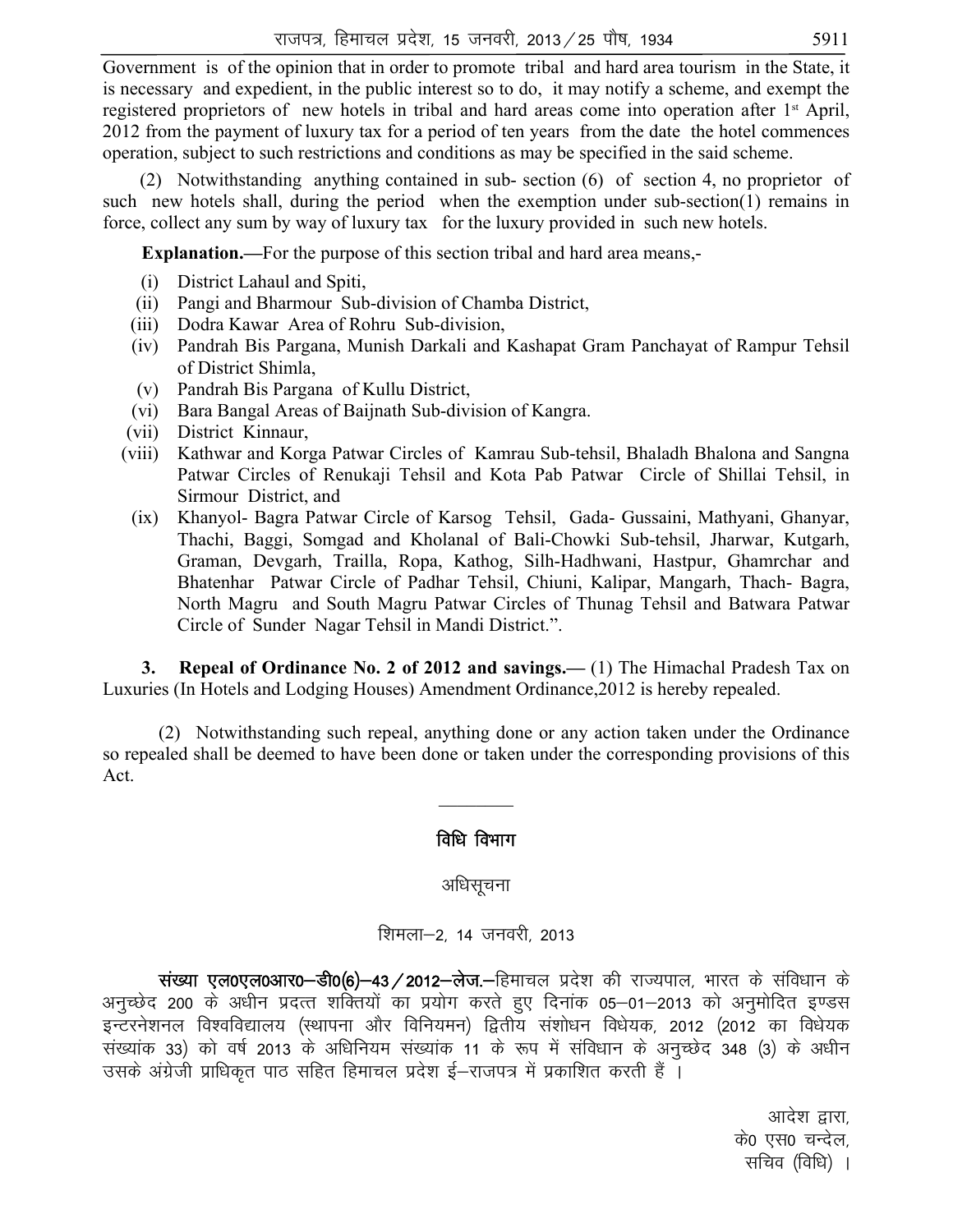Government is of the opinion that in order to promote tribal and hard area tourism in the State, it is necessary and expedient, in the public interest so to do, it may notify a scheme, and exempt the registered proprietors of new hotels in tribal and hard areas come into operation after 1st April, 2012 from the payment of luxury tax for a period of ten years from the date the hotel commences operation, subject to such restrictions and conditions as may be specified in the said scheme.

(2) Notwithstanding anything contained in sub- section (6) of section 4, no proprietor of such new hotels shall, during the period when the exemption under sub-section(1) remains in force, collect any sum by way of luxury tax for the luxury provided in such new hotels.

**Explanation.—**For the purpose of this section tribal and hard area means,-

(i) District Lahaul and Spiti,

(ii) Pangi and Bharmour Sub-division of Chamba District,

(iii) Dodra Kawar Area of Rohru Sub-division,

(iv) Pandrah Bis Pargana, Munish Darkali and Kashapat Gram Panchayat of Rampur Tehsil of District Shimla,

(v) Pandrah Bis Pargana of Kullu District,

(vi) Bara Bangal Areas of Baijnath Sub-division of Kangra.

(vii) District Kinnaur,

(viii) Kathwar and Korga Patwar Circles of Kamrau Sub-tehsil, Bhaladh Bhalona and Sangna Patwar Circles of Renukaji Tehsil and Kota Pab Patwar Circle of Shillai Tehsil, in Sirmour District, and

(ix) Khanyol- Bagra Patwar Circle of Karsog Tehsil, Gada- Gussaini, Mathyani, Ghanyar, Thachi, Baggi, Somgad and Kholanal of Bali-Chowki Sub-tehsil, Jharwar, Kutgarh, Graman, Devgarh, Trailla, Ropa, Kathog, Silh-Hadhwani, Hastpur, Ghamrchar and Bhatenhar Patwar Circle of Padhar Tehsil, Chiuni, Kalipar, Mangarh, Thach- Bagra, North Magru and South Magru Patwar Circles of Thunag Tehsil and Batwara Patwar Circle of Sunder Nagar Tehsil in Mandi District.".

**3. Repeal of Ordinance No. 2 of 2012 and savings.—** (1) The Himachal Pradesh Tax on Luxuries (In Hotels and Lodging Houses) Amendment Ordinance,2012 is hereby repealed.

(2) Notwithstanding such repeal, anything done or any action taken under the Ordinance so repealed shall be deemed to have been done or taken under the corresponding provisions of this Act.

---

## विधि विभाग

अधिसूचना

शिमला–2, 14 जनवरी, 2013

**संख्या एल0एल0आर0–डी0(6)–43/2012–लेज.**–हिमाचल प्रदेश की राज्यपाल, भारत के संविधान के अनुच्छेद 200 के अधीन प्रदत्त शक्तियों का प्रयोग करते हुए दिनांक 05–01–2013 को अनुमोदित इण्डस इन्टरनेशनल विश्वविद्यालय (स्थापना और विनियमन) द्वितीय संशोधन विधेयक, 2012 (2012 का विधेयक संख्यांक 33) को वर्ष 2013 के अधिनियम संख्यांक 11 के रूप में संविधान के अनुच्छेद 348 (3) के अधीन उसके अंग्रेजी प्राधिकृत पाठ सहित हिमाचल प्रदेश ई–राजपत्र में प्रकाशित करती हैं ।

आदेश द्वारा,  
के0 एस0 चन्देल,  
सचिव (विधि) ।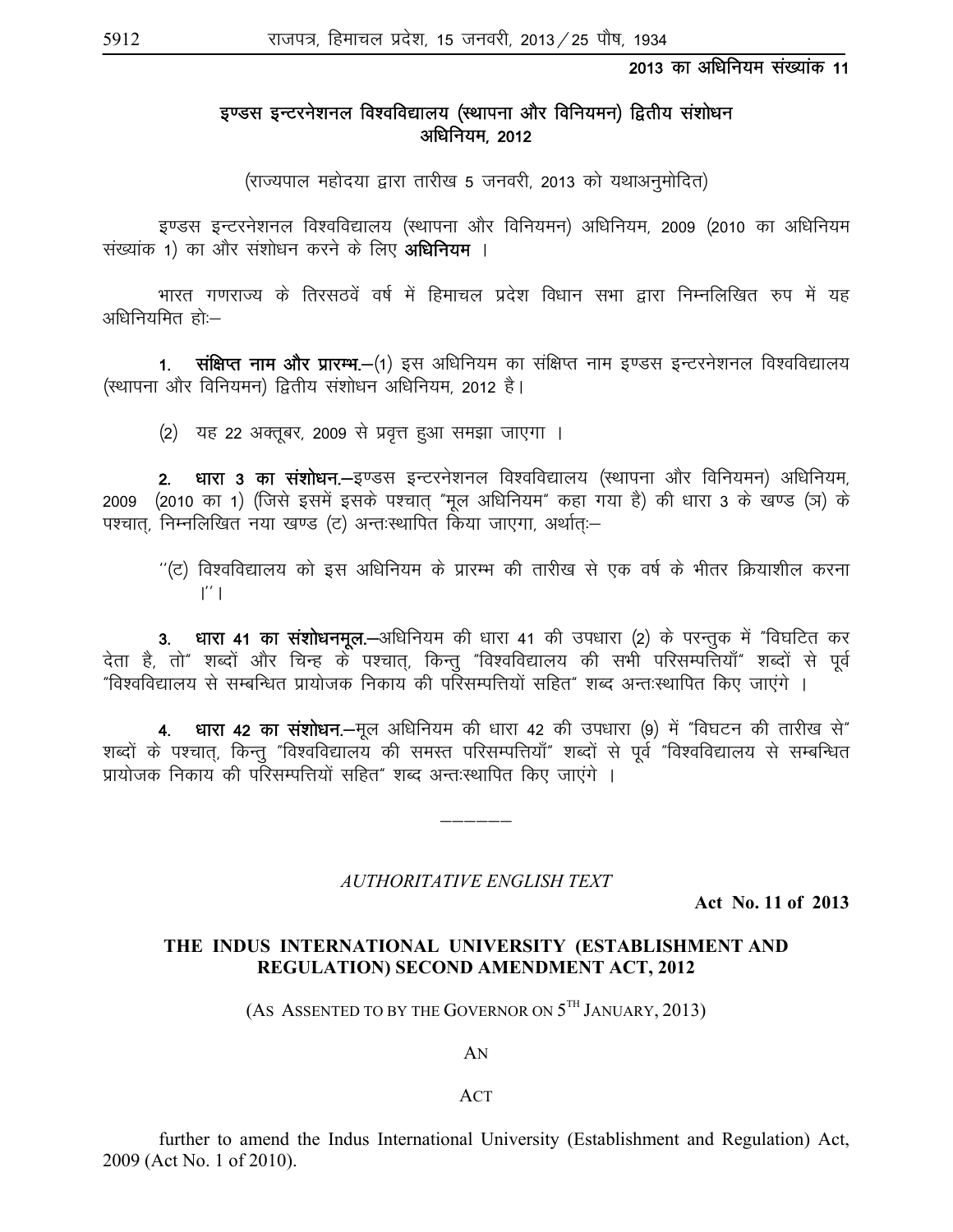**2013 का अधिनियम संख्यांक 11**

## इण्डस इन्टरनेशनल विश्वविद्यालय (स्थापना और विनियमन) द्वितीय संशोधन अधिनियम, 2012

(राज्यपाल महोदया द्वारा तारीख 5 जनवरी, 2013 को यथाअनुमोदित)

इण्डस इन्टरनेशनल विश्वविद्यालय (स्थापना और विनियमन) अधिनियम, 2009 (2010 का अधिनियम संख्यांक 1) का और संशोधन करने के लिए **अधिनियम** ।

भारत गणराज्य के तिरसठवें वर्ष में हिमाचल प्रदेश विधान सभा द्वारा निम्नलिखित रुप में यह अधिनियमित हो:—

**1. संक्षिप्त नाम और प्रारम्भ.**—(1) इस अधिनियम का संक्षिप्त नाम इण्डस इन्टरनेशनल विश्वविद्यालय (स्थापना और विनियमन) द्वितीय संशोधन अधिनियम, 2012 है।

(2) यह 22 अक्तूबर, 2009 से प्रवृत्त हुआ समझा जाएगा ।

**2. धारा 3 का संशोधन.**—इण्डस इन्टरनेशनल विश्वविद्यालय (स्थापना और विनियमन) अधिनियम, 2009 (2010 का 1) (जिसे इसमें इसके पश्चात् "मूल अधिनियम" कहा गया है) की धारा 3 के खण्ड (ञ) के पश्चात्, निम्नलिखित नया खण्ड (ट) अन्तःस्थापित किया जाएगा, अर्थात्:—

"(ट) विश्वविद्यालय को इस अधिनियम के प्रारम्भ की तारीख से एक वर्ष के भीतर क्रियाशील करना ।"।

**3. धारा 41 का संशोधनमूल.**—अधिनियम की धारा 41 की उपधारा (2) के परन्तुक में "विघटित कर देता है, तो" शब्दों और चिन्ह के पश्चात्, किन्तु "विश्वविद्यालय की सभी परिसम्पत्तियाँ" शब्दों से पूर्व "विश्वविद्यालय से सम्बन्धित प्रायोजक निकाय की परिसम्पत्तियों सहित" शब्द अन्तःस्थापित किए जाएंगे ।

**4. धारा 42 का संशोधन.**—मूल अधिनियम की धारा 42 की उपधारा (9) में "विघटन की तारीख से" शब्दों के पश्चात्, किन्तु "विश्वविद्यालय की समस्त परिसम्पत्तियाँ" शब्दों से पूर्व "विश्वविद्यालय से सम्बन्धित प्रायोजक निकाय की परिसम्पत्तियों सहित" शब्द अन्तःस्थापित किए जाएंगे ।

---

*AUTHORITATIVE ENGLISH TEXT*

**Act No. 11 of 2013**

## THE INDUS INTERNATIONAL UNIVERSITY (ESTABLISHMENT AND REGULATION) SECOND AMENDMENT ACT, 2012

(AS ASSENTED TO BY THE GOVERNOR ON 5TH JANUARY, 2013)

AN

ACT

further to amend the Indus International University (Establishment and Regulation) Act, 2009 (Act No. 1 of 2010).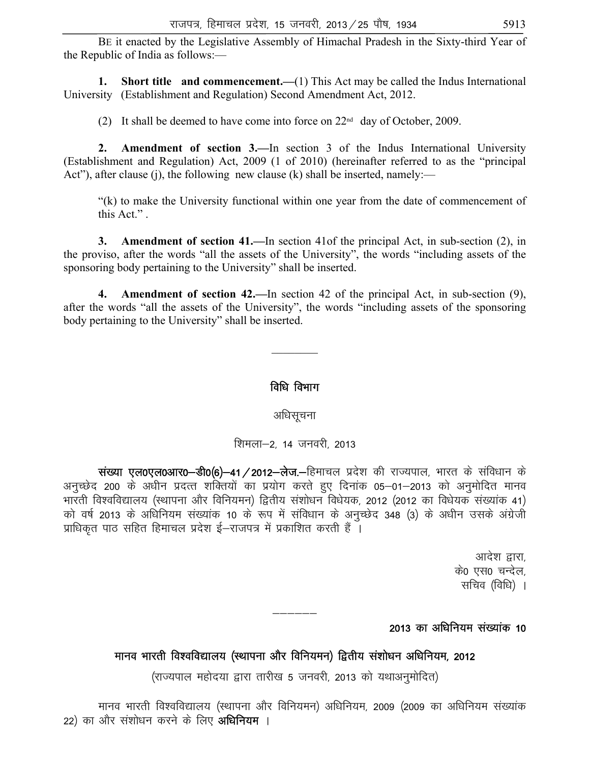BE it enacted by the Legislative Assembly of Himachal Pradesh in the Sixty-third Year of the Republic of India as follows:—

**1. Short title and commencement.**—(1) This Act may be called the Indus International University (Establishment and Regulation) Second Amendment Act, 2012.

(2) It shall be deemed to have come into force on 22nd day of October, 2009.

**2. Amendment of section 3.**—In section 3 of the Indus International University (Establishment and Regulation) Act, 2009 (1 of 2010) (hereinafter referred to as the "principal Act"), after clause (j), the following new clause (k) shall be inserted, namely:—

"(k) to make the University functional within one year from the date of commencement of this Act." .

**3. Amendment of section 41.**—In section 41of the principal Act, in sub-section (2), in the proviso, after the words "all the assets of the University", the words "including assets of the sponsoring body pertaining to the University" shall be inserted.

**4. Amendment of section 42.**—In section 42 of the principal Act, in sub-section (9), after the words "all the assets of the University", the words "including assets of the sponsoring body pertaining to the University" shall be inserted.

---

## विधि विभाग

अधिसूचना

शिमला–2, 14 जनवरी, 2013

**संख्या एल0एल0आर0–डी0(6)–41/2012–लेज.**–हिमाचल प्रदेश की राज्यपाल, भारत के संविधान के अनुच्छेद 200 के अधीन प्रदत्त शक्तियों का प्रयोग करते हुए दिनांक 05–01–2013 को अनुमोदित मानव भारती विश्वविद्यालय (स्थापना और विनियमन) द्वितीय संशोधन विधेयक, 2012 (2012 का विधेयक संख्यांक 41) को वर्ष 2013 के अधिनियम संख्यांक 10 के रूप में संविधान के अनुच्छेद 348 (3) के अधीन उसके अंग्रेजी प्राधिकृत पाठ सहित हिमाचल प्रदेश ई–राजपत्र में प्रकाशित करती हैं ।

आदेश द्वारा,
के0 एस0 चन्देल,
सचिव (विधि) ।

---

**2013 का अधिनियम संख्यांक 10**

### मानव भारती विश्वविद्यालय (स्थापना और विनियमन) द्वितीय संशोधन अधिनियम, 2012

(राज्यपाल महोदया द्वारा तारीख 5 जनवरी, 2013 को यथाअनुमोदित)

मानव भारती विश्वविद्यालय (स्थापना और विनियमन) अधिनियम, 2009 (2009 का अधिनियम संख्यांक 22) का और संशोधन करने के लिए **अधिनियम** ।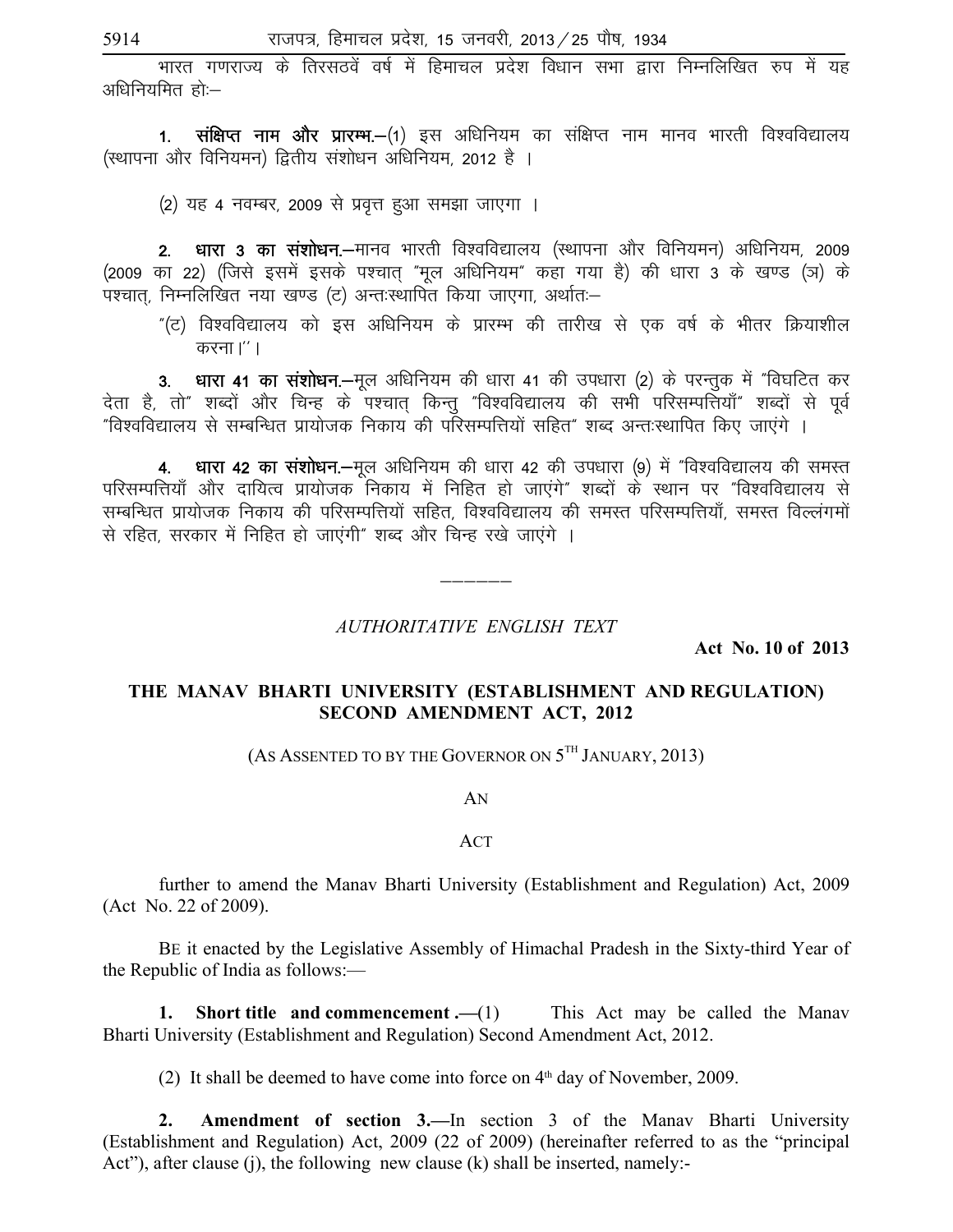भारत गणराज्य के तिरसठवें वर्ष में हिमाचल प्रदेश विधान सभा द्वारा निम्नलिखित रुप में यह अधिनियमित होः—

**1. संक्षिप्त नाम और प्रारम्भ.**—(1) इस अधिनियम का संक्षिप्त नाम मानव भारती विश्वविद्यालय (स्थापना और विनियमन) द्वितीय संशोधन अधिनियम, 2012 है ।

(2) यह 4 नवम्बर, 2009 से प्रवृत्त हुआ समझा जाएगा ।

**2. धारा 3 का संशोधन.**—मानव भारती विश्वविद्यालय (स्थापना और विनियमन) अधिनियम, 2009 (2009 का 22) (जिसे इसमें इसके पश्चात् "मूल अधिनियम" कहा गया है) की धारा 3 के खण्ड (ञ) के पश्चात्, निम्नलिखित नया खण्ड (ट) अन्तःस्थापित किया जाएगा, अर्थातः—

"(ट) विश्वविद्यालय को इस अधिनियम के प्रारम्भ की तारीख से एक वर्ष के भीतर क्रियाशील करना।''।

**3. धारा 41 का संशोधन.**—मूल अधिनियम की धारा 41 की उपधारा (2) के परन्तुक में "विघटित कर देता है, तो" शब्दों और चिन्ह के पश्चात् किन्तु "विश्वविद्यालय की सभी परिसम्पत्तियाँ" शब्दों से पूर्व "विश्वविद्यालय से सम्बन्धित प्रायोजक निकाय की परिसम्पत्तियों सहित" शब्द अन्तःस्थापित किए जाएंगे ।

**4. धारा 42 का संशोधन.**—मूल अधिनियम की धारा 42 की उपधारा (9) में "विश्वविद्यालय की समस्त परिसम्पत्तियाँ और दायित्व प्रायोजक निकाय में निहित हो जाएंगे" शब्दों के स्थान पर "विश्वविद्यालय से सम्बन्धित प्रायोजक निकाय की परिसम्पत्तियों सहित, विश्वविद्यालय की समस्त परिसम्पत्तियाँ, समस्त विल्लंगमों से रहित, सरकार में निहित हो जाएंगी" शब्द और चिन्ह रखे जाएंगे ।

---

*AUTHORITATIVE ENGLISH TEXT*

**Act No. 10 of 2013**

## THE MANAV BHARTI UNIVERSITY (ESTABLISHMENT AND REGULATION) SECOND AMENDMENT ACT, 2012

(AS ASSENTED TO BY THE GOVERNOR ON 5TH JANUARY, 2013)

AN

ACT

further to amend the Manav Bharti University (Establishment and Regulation) Act, 2009 (Act No. 22 of 2009).

BE it enacted by the Legislative Assembly of Himachal Pradesh in the Sixty-third Year of the Republic of India as follows:—

**1. Short title and commencement .**—(1) This Act may be called the Manav Bharti University (Establishment and Regulation) Second Amendment Act, 2012.

(2) It shall be deemed to have come into force on 4th day of November, 2009.

**2. Amendment of section 3.**—In section 3 of the Manav Bharti University (Establishment and Regulation) Act, 2009 (22 of 2009) (hereinafter referred to as the "principal Act"), after clause (j), the following new clause (k) shall be inserted, namely:-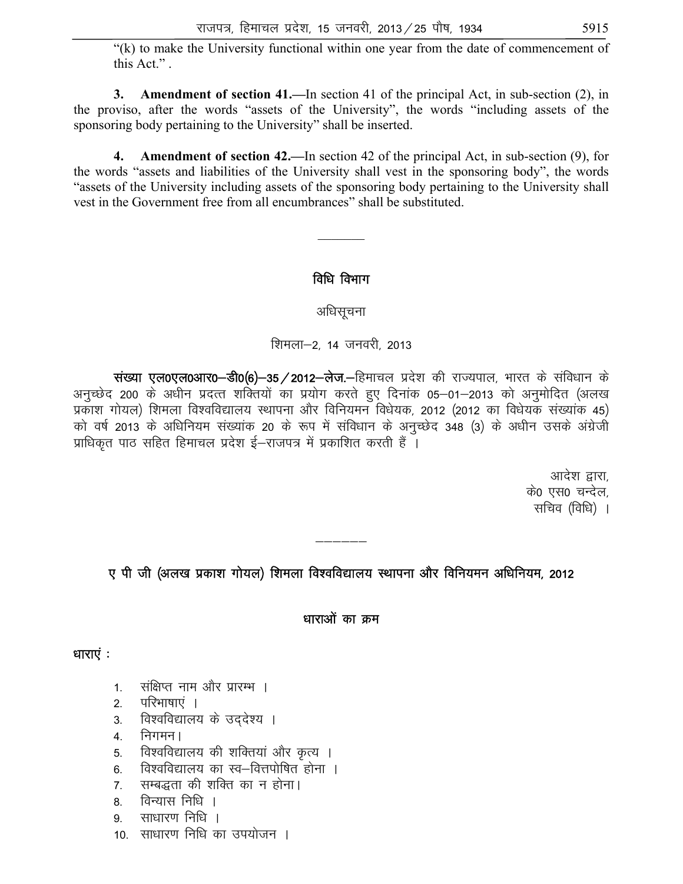"(k) to make the University functional within one year from the date of commencement of this Act." .

**3. Amendment of section 41.**—In section 41 of the principal Act, in sub-section (2), in the proviso, after the words "assets of the University", the words "including assets of the sponsoring body pertaining to the University" shall be inserted.

**4. Amendment of section 42.**—In section 42 of the principal Act, in sub-section (9), for the words "assets and liabilities of the University shall vest in the sponsoring body", the words "assets of the University including assets of the sponsoring body pertaining to the University shall vest in the Government free from all encumbrances" shall be substituted.

---

## विधि विभाग

### अधिसूचना

शिमला–2, 14 जनवरी, 2013

**संख्या एल0एल0आर0–डी0(6)–35/2012–लेज.**—हिमाचल प्रदेश की राज्यपाल, भारत के संविधान के अनुच्छेद 200 के अधीन प्रदत्त शक्तियों का प्रयोग करते हुए दिनांक 05–01–2013 को अनुमोदित (अलख प्रकाश गोयल) शिमला विश्वविद्यालय स्थापना और विनियमन विधेयक, 2012 (2012 का विधेयक संख्यांक 45) को वर्ष 2013 के अधिनियम संख्यांक 20 के रूप में संविधान के अनुच्छेद 348 (3) के अधीन उसके अंग्रेजी प्राधिकृत पाठ सहित हिमाचल प्रदेश ई–राजपत्र में प्रकाशित करती हैं ।

आदेश द्वारा,
के0 एस0 चन्देल,
सचिव (विधि) ।

---

## ए पी जी (अलख प्रकाश गोयल) शिमला विश्वविद्यालय स्थापना और विनियमन अधिनियम, 2012

### धाराओं का क्रम

**धाराएं :**

1. संक्षिप्त नाम और प्रारम्भ ।
2. परिभाषाएं ।
3. विश्वविद्यालय के उद्देश्य ।
4. निगमन।
5. विश्वविद्यालय की शक्तियां और कृत्य ।
6. विश्वविद्यालय का स्व–वित्तपोषित होना ।
7. सम्बद्धता की शक्ति का न होना।
8. विन्यास निधि ।
9. साधारण निधि ।
10. साधारण निधि का उपयोजन ।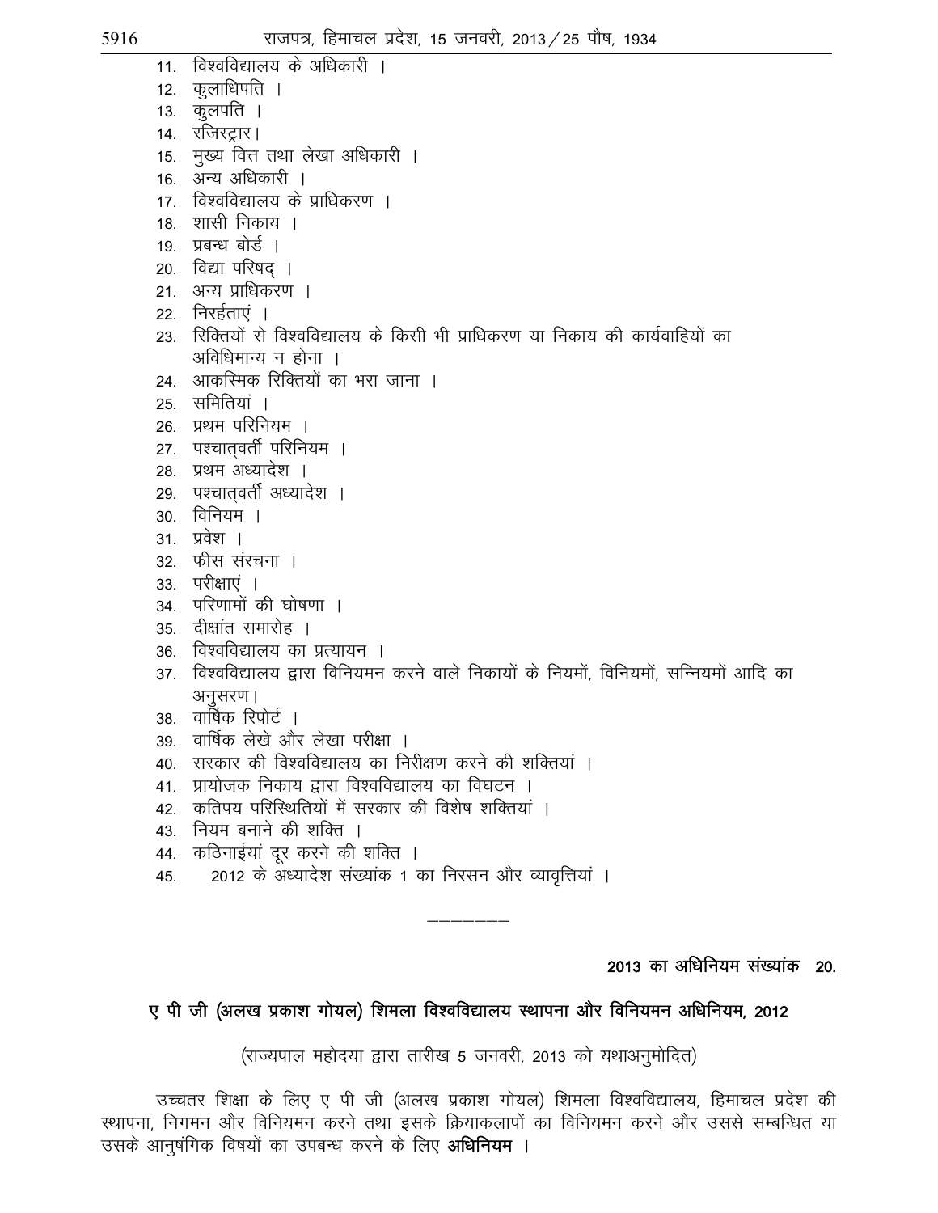11. विश्वविद्यालय के अधिकारी ।
12. कुलाधिपति ।
13. कुलपति ।
14. रजिस्ट्रार।
15. मुख्य वित्त तथा लेखा अधिकारी ।
16. अन्य अधिकारी ।
17. विश्वविद्यालय के प्राधिकरण ।
18. शासी निकाय ।
19. प्रबन्ध बोर्ड ।
20. विद्या परिषद् ।
21. अन्य प्राधिकरण ।
22. निरर्हताएं ।
23. रिक्तियों से विश्वविद्यालय के किसी भी प्राधिकरण या निकाय की कार्यवाहियों का अविधिमान्य न होना ।
24. आकस्मिक रिक्तियों का भरा जाना ।
25. समितियां ।
26. प्रथम परिनियम ।
27. पश्चात्वर्ती परिनियम ।
28. प्रथम अध्यादेश ।
29. पश्चात्वर्ती अध्यादेश ।
30. विनियम ।
31. प्रवेश ।
32. फीस संरचना ।
33. परीक्षाएं ।
34. परिणामों की घोषणा ।
35. दीक्षांत समारोह ।
36. विश्वविद्यालय का प्रत्यायन ।
37. विश्वविद्यालय द्वारा विनियमन करने वाले निकायों के नियमों, विनियमों, सन्नियमों आदि का अनुसरण।
38. वार्षिक रिपोर्ट ।
39. वार्षिक लेखे और लेखा परीक्षा ।
40. सरकार की विश्वविद्यालय का निरीक्षण करने की शक्तियां ।
41. प्रायोजक निकाय द्वारा विश्वविद्यालय का विघटन ।
42. कतिपय परिस्थितियों में सरकार की विशेष शक्तियां ।
43. नियम बनाने की शक्ति ।
44. कठिनाईयां दूर करने की शक्ति ।
45. 2012 के अध्यादेश संख्यांक 1 का निरसन और व्यावृत्तियां ।

---

**2013 का अधिनियम संख्यांक 20.**

## ए पी जी (अलख प्रकाश गोयल) शिमला विश्वविद्यालय स्थापना और विनियमन अधिनियम, 2012

(राज्यपाल महोदया द्वारा तारीख 5 जनवरी, 2013 को यथाअनुमोदित)

उच्चतर शिक्षा के लिए ए पी जी (अलख प्रकाश गोयल) शिमला विश्वविद्यालय, हिमाचल प्रदेश की स्थापना, निगमन और विनियमन करने तथा इसके क्रियाकलापों का विनियमन करने और उससे सम्बन्धित या उसके आनुषंगिक विषयों का उपबन्ध करने के लिए **अधिनियम** ।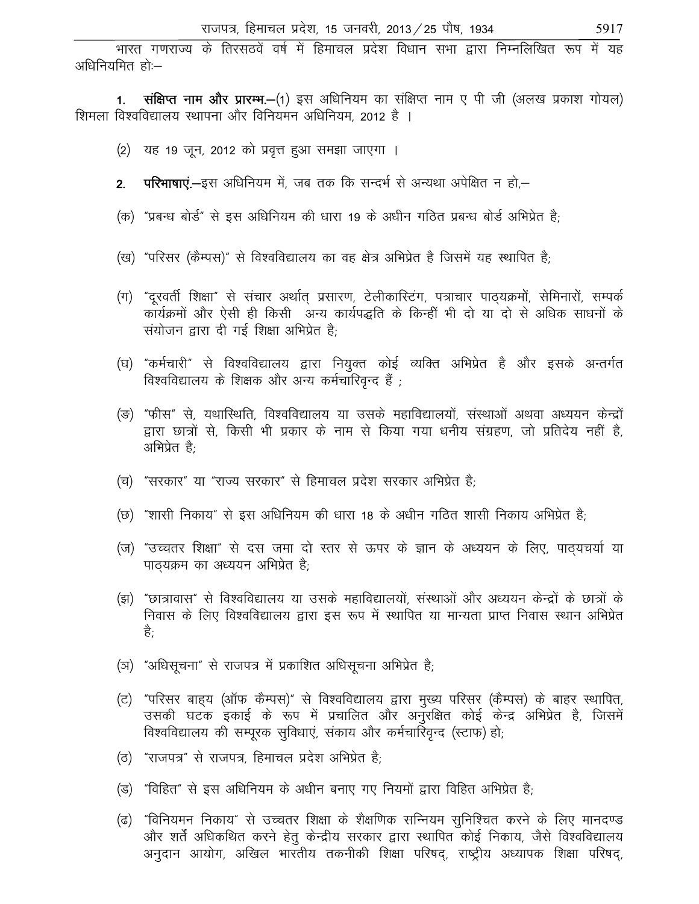भारत गणराज्य के तिरसठवें वर्ष में हिमाचल प्रदेश विधान सभा द्वारा निम्नलिखित रूप में यह अधिनियमित हो:—

1. **संक्षिप्त नाम और प्रारम्भ.**—(1) इस अधिनियम का संक्षिप्त नाम ए पी जी (अलख प्रकाश गोयल) शिमला विश्वविद्यालय स्थापना और विनियमन अधिनियम, 2012 है ।

(2) यह 19 जून, 2012 को प्रवृत्त हुआ समझा जाएगा ।

2. **परिभाषाएं.**—इस अधिनियम में, जब तक कि सन्दर्भ से अन्यथा अपेक्षित न हो,—

(क) "प्रबन्ध बोर्ड" से इस अधिनियम की धारा 19 के अधीन गठित प्रबन्ध बोर्ड अभिप्रेत है;

(ख) "परिसर (कैम्पस)" से विश्वविद्यालय का वह क्षेत्र अभिप्रेत है जिसमें यह स्थापित है;

(ग) "दूरवर्ती शिक्षा" से संचार अर्थात् प्रसारण, टेलीकास्टिंग, पत्राचार पाठ्यक्रमों, सेमिनारों, सम्पर्क कार्यक्रमों और ऐसी ही किसी अन्य कार्यपद्धति के किन्हीं भी दो या दो से अधिक साधनों के संयोजन द्वारा दी गई शिक्षा अभिप्रेत है;

(घ) "कर्मचारी" से विश्वविद्यालय द्वारा नियुक्त कोई व्यक्ति अभिप्रेत है और इसके अन्तर्गत विश्वविद्यालय के शिक्षक और अन्य कर्मचारिवृन्द हैं ;

(ङ) "फीस" से, यथास्थिति, विश्वविद्यालय या उसके महाविद्यालयों, संस्थाओं अथवा अध्ययन केन्द्रों द्वारा छात्रों से, किसी भी प्रकार के नाम से किया गया धनीय संग्रहण, जो प्रतिदेय नहीं है, अभिप्रेत है;

(च) "सरकार" या "राज्य सरकार" से हिमाचल प्रदेश सरकार अभिप्रेत है;

(छ) "शासी निकाय" से इस अधिनियम की धारा 18 के अधीन गठित शासी निकाय अभिप्रेत है;

(ज) "उच्चतर शिक्षा" से दस जमा दो स्तर से ऊपर के ज्ञान के अध्ययन के लिए, पाठ्यचर्या या पाठ्यक्रम का अध्ययन अभिप्रेत है;

(झ) "छात्रावास" से विश्वविद्यालय या उसके महाविद्यालयों, संस्थाओं और अध्ययन केन्द्रों के छात्रों के निवास के लिए विश्वविद्यालय द्वारा इस रूप में स्थापित या मान्यता प्राप्त निवास स्थान अभिप्रेत है;

(ञ) "अधिसूचना" से राजपत्र में प्रकाशित अधिसूचना अभिप्रेत है;

(ट) "परिसर बाह्य (ऑफ कैम्पस)" से विश्वविद्यालय द्वारा मुख्य परिसर (कैम्पस) के बाहर स्थापित, उसकी घटक इकाई के रूप में प्रचालित और अनुरक्षित कोई केन्द्र अभिप्रेत है, जिसमें विश्वविद्यालय की सम्पूरक सुविधाएं, संकाय और कर्मचारिवृन्द (स्टाफ) हो;

(ठ) "राजपत्र" से राजपत्र, हिमाचल प्रदेश अभिप्रेत है;

(ड) "विहित" से इस अधिनियम के अधीन बनाए गए नियमों द्वारा विहित अभिप्रेत है;

(ढ) "विनियमन निकाय" से उच्चतर शिक्षा के शैक्षणिक सन्नियम सुनिश्चित करने के लिए मानदण्ड और शर्तें अधिकथित करने हेतु केन्द्रीय सरकार द्वारा स्थापित कोई निकाय, जैसे विश्वविद्यालय अनुदान आयोग, अखिल भारतीय तकनीकी शिक्षा परिषद्, राष्ट्रीय अध्यापक शिक्षा परिषद्,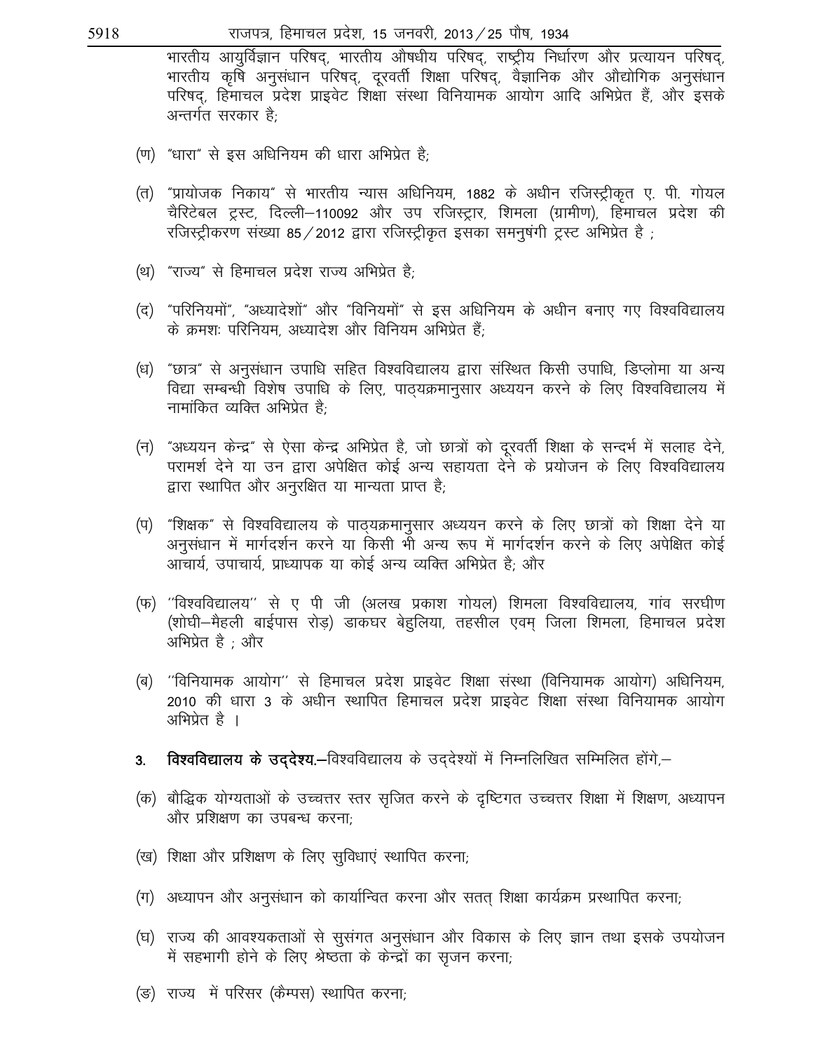भारतीय आयुर्विज्ञान परिषद्, भारतीय औषधीय परिषद्, राष्ट्रीय निर्धारण और प्रत्यायन परिषद्, भारतीय कृषि अनुसंधान परिषद्, दूरवर्ती शिक्षा परिषद्, वैज्ञानिक और औद्योगिक अनुसंधान परिषद्, हिमाचल प्रदेश प्राइवेट शिक्षा संस्था विनियामक आयोग आदि अभिप्रेत हैं, और इसके अन्तर्गत सरकार है;

(ण) "धारा" से इस अधिनियम की धारा अभिप्रेत है;

(त) "प्रायोजक निकाय" से भारतीय न्यास अधिनियम, 1882 के अधीन रजिस्ट्रीकृत ए. पी. गोयल चैरिटेबल ट्रस्ट, दिल्ली–110092 और उप रजिस्ट्रार, शिमला (ग्रामीण), हिमाचल प्रदेश की रजिस्ट्रीकरण संख्या 85/2012 द्वारा रजिस्ट्रीकृत इसका समनुषंगी ट्रस्ट अभिप्रेत है ;

(थ) "राज्य" से हिमाचल प्रदेश राज्य अभिप्रेत है;

(द) "परिनियमों", "अध्यादेशों" और "विनियमों" से इस अधिनियम के अधीन बनाए गए विश्वविद्यालय के क्रमशः परिनियम, अध्यादेश और विनियम अभिप्रेत हैं;

(ध) "छात्र" से अनुसंधान उपाधि सहित विश्वविद्यालय द्वारा संस्थित किसी उपाधि, डिप्लोमा या अन्य विद्या सम्बन्धी विशेष उपाधि के लिए, पाठ्यक्रमानुसार अध्ययन करने के लिए विश्वविद्यालय में नामांकित व्यक्ति अभिप्रेत है;

(न) "अध्ययन केन्द्र" से ऐसा केन्द्र अभिप्रेत है, जो छात्रों को दूरवर्ती शिक्षा के सन्दर्भ में सलाह देने, परामर्श देने या उन द्वारा अपेक्षित कोई अन्य सहायता देने के प्रयोजन के लिए विश्वविद्यालय द्वारा स्थापित और अनुरक्षित या मान्यता प्राप्त है;

(प) "शिक्षक" से विश्वविद्यालय के पाठ्यक्रमानुसार अध्ययन करने के लिए छात्रों को शिक्षा देने या अनुसंधान में मार्गदर्शन करने या किसी भी अन्य रूप में मार्गदर्शन करने के लिए अपेक्षित कोई आचार्य, उपाचार्य, प्राध्यापक या कोई अन्य व्यक्ति अभिप्रेत है; और

(फ) ''विश्वविद्यालय'' से ए पी जी (अलख प्रकाश गोयल) शिमला विश्वविद्यालय, गांव सरघीण (शोघी–मैहली बाईपास रोड़) डाकघर बेहुलिया, तहसील एवम् जिला शिमला, हिमाचल प्रदेश अभिप्रेत है ; और

(ब) ''विनियामक आयोग'' से हिमाचल प्रदेश प्राइवेट शिक्षा संस्था (विनियामक आयोग) अधिनियम, 2010 की धारा 3 के अधीन स्थापित हिमाचल प्रदेश प्राइवेट शिक्षा संस्था विनियामक आयोग अभिप्रेत है ।

3. **विश्वविद्यालय के उद्देश्य.**–विश्वविद्यालय के उद्देश्यों में निम्नलिखित सम्मिलित होंगे,–

(क) बौद्धिक योग्यताओं के उच्चत्तर स्तर सृजित करने के दृष्टिगत उच्चत्तर शिक्षा में शिक्षण, अध्यापन और प्रशिक्षण का उपबन्ध करना;

(ख) शिक्षा और प्रशिक्षण के लिए सुविधाएं स्थापित करना;

(ग) अध्यापन और अनुसंधान को कार्यान्वित करना और सतत् शिक्षा कार्यक्रम प्रस्थापित करना;

(घ) राज्य की आवश्यकताओं से सुसंगत अनुसंधान और विकास के लिए ज्ञान तथा इसके उपयोजन में सहभागी होने के लिए श्रेष्ठता के केन्द्रों का सृजन करना;

(ङ) राज्य में परिसर (कैम्पस) स्थापित करना;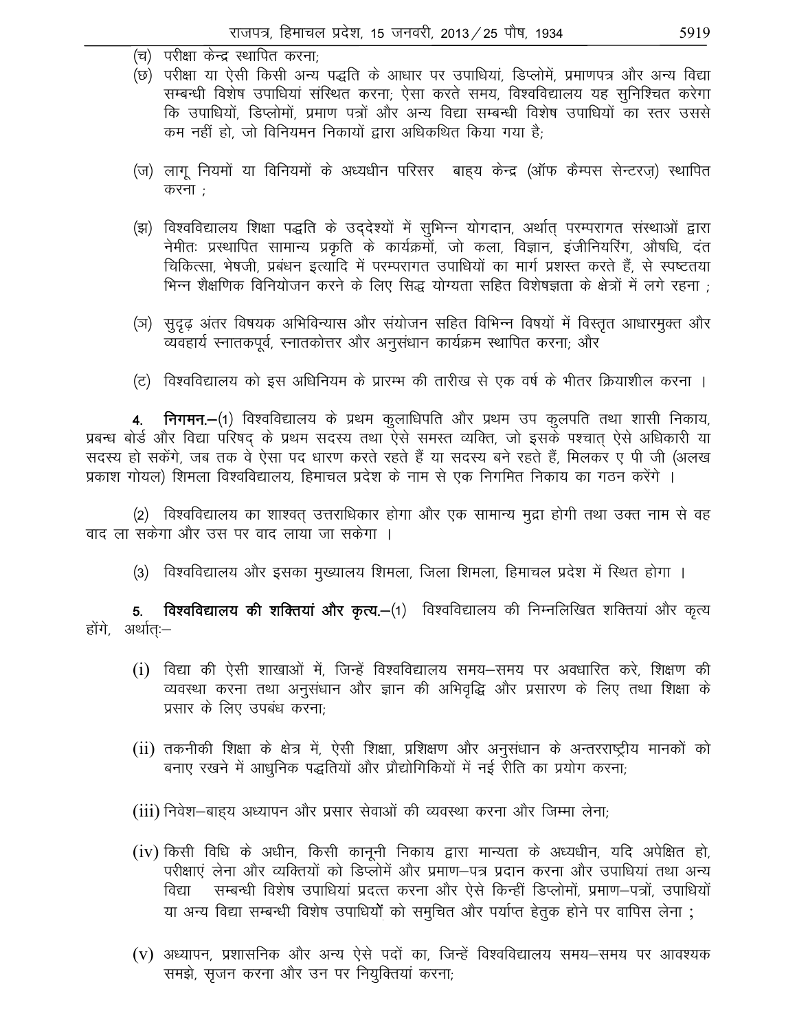(च) परीक्षा केन्द्र स्थापित करना;

(छ) परीक्षा या ऐसी किसी अन्य पद्धति के आधार पर उपाधियां, डिप्लोमें, प्रमाणपत्र और अन्य विद्या सम्बन्धी विशेष उपाधियां संस्थित करना; ऐसा करते समय, विश्वविद्यालय यह सुनिश्चित करेगा कि उपाधियों, डिप्लोमों, प्रमाण पत्रों और अन्य विद्या सम्बन्धी विशेष उपाधियों का स्तर उससे कम नहीं हो, जो विनियमन निकायों द्वारा अधिकथित किया गया है;

(ज) लागू नियमों या विनियमों के अध्यधीन परिसर बाह्य केन्द्र (ऑफ कैम्पस सेन्टरज़) स्थापित करना ;

(झ) विश्वविद्यालय शिक्षा पद्धति के उद्‌देश्यों में सुभिन्न योगदान, अर्थात् परम्परागत संस्थाओं द्वारा नेमीतः प्रस्थापित सामान्य प्रकृति के कार्यक्रमों, जो कला, विज्ञान, इंजीनियरिंग, औषधि, दंत चिकित्सा, भेषजी, प्रबंधन इत्यादि में परम्परागत उपाधियों का मार्ग प्रशस्त करते हैं, से स्पष्टतया भिन्न शैक्षणिक विनियोजन करने के लिए सिद्ध योग्यता सहित विशेषज्ञता के क्षेत्रों में लगे रहना ;

(ञ) सुदृढ़ अंतर विषयक अभिविन्यास और संयोजन सहित विभिन्न विषयों में विस्तृत आधारमुक्त और व्यवहार्य स्नातकपूर्व, स्नातकोत्तर और अनुसंधान कार्यक्रम स्थापित करना; और

(ट) विश्वविद्यालय को इस अधिनियम के प्रारम्भ की तारीख से एक वर्ष के भीतर क्रियाशील करना ।

**4. निगमन.**—(1) विश्वविद्यालय के प्रथम कुलाधिपति और प्रथम उप कुलपति तथा शासी निकाय, प्रबन्ध बोर्ड और विद्या परिषद् के प्रथम सदस्य तथा ऐसे समस्त व्यक्ति, जो इसके पश्चात् ऐसे अधिकारी या सदस्य हो सकेंगे, जब तक वे ऐसा पद धारण करते रहते हैं या सदस्य बने रहते हैं, मिलकर ए पी जी (अलख प्रकाश गोयल) शिमला विश्वविद्यालय, हिमाचल प्रदेश के नाम से एक निगमित निकाय का गठन करेंगे ।

(2) विश्वविद्यालय का शाश्वत् उत्तराधिकार होगा और एक सामान्य मुद्रा होगी तथा उक्त नाम से वह वाद ला सकेगा और उस पर वाद लाया जा सकेगा ।

(3) विश्वविद्यालय और इसका मुख्यालय शिमला, जिला शिमला, हिमाचल प्रदेश में स्थित होगा ।

**5. विश्वविद्यालय की शक्तियां और कृत्य.**—(1) विश्वविद्यालय की निम्नलिखित शक्तियां और कृत्य होंगे, अर्थातः—

(i) विद्या की ऐसी शाखाओं में, जिन्हें विश्वविद्यालय समय–समय पर अवधारित करे, शिक्षण की व्यवस्था करना तथा अनुसंधान और ज्ञान की अभिवृद्धि और प्रसारण के लिए तथा शिक्षा के प्रसार के लिए उपबंध करना;

(ii) तकनीकी शिक्षा के क्षेत्र में, ऐसी शिक्षा, प्रशिक्षण और अनुसंधान के अन्तरराष्ट्रीय मानकों को बनाए रखने में आधुनिक पद्धतियों और प्रौद्योगिकियों में नई रीति का प्रयोग करना;

(iii) निवेश–बाह्य अध्यापन और प्रसार सेवाओं की व्यवस्था करना और जिम्मा लेना;

(iv) किसी विधि के अधीन, किसी कानूनी निकाय द्वारा मान्यता के अध्यधीन, यदि अपेक्षित हो, परीक्षाएं लेना और व्यक्तियों को डिप्लोमें और प्रमाण–पत्र प्रदान करना और उपाधियां तथा अन्य विद्या सम्बन्धी विशेष उपाधियां प्रदत्त करना और ऐसे किन्हीं डिप्लोमों, प्रमाण–पत्रों, उपाधियों या अन्य विद्या सम्बन्धी विशेष उपाधियों को समुचित और पर्याप्त हेतुक होने पर वापिस लेना ;

(v) अध्यापन, प्रशासनिक और अन्य ऐसे पदों का, जिन्हें विश्वविद्यालय समय–समय पर आवश्यक समझे, सृजन करना और उन पर नियुक्तियां करना;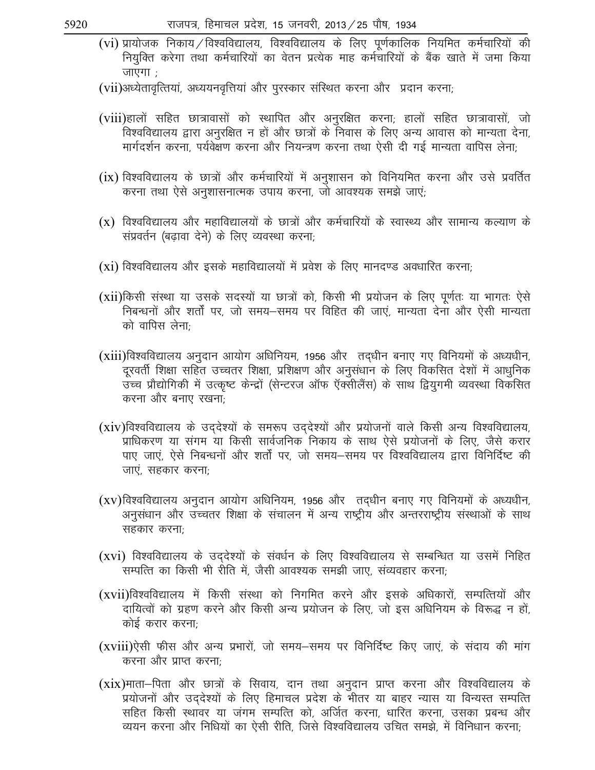(vi) प्रायोजक निकाय/विश्वविद्यालय, विश्वविद्यालय के लिए पूर्णकालिक नियमित कर्मचारियों की नियुक्ति करेगा तथा कर्मचारियों का वेतन प्रत्येक माह कर्मचारियों के बैंक खाते में जमा किया जाएगा ;

(vii) अध्येतावृत्तियां, अध्ययनवृत्तियां और पुरस्कार संस्थित करना और प्रदान करना;

(viii) हालों सहित छात्रावासों को स्थापित और अनुरक्षित करना; हालों सहित छात्रावासों, जो विश्वविद्यालय द्वारा अनुरक्षित न हों और छात्रों के निवास के लिए अन्य आवास को मान्यता देना, मार्गदर्शन करना, पर्यवेक्षण करना और नियन्त्रण करना तथा ऐसी दी गई मान्यता वापिस लेना;

(ix) विश्वविद्यालय के छात्रों और कर्मचारियों में अनुशासन को विनियमित करना और उसे प्रवर्तित करना तथा ऐसे अनुशासनात्मक उपाय करना, जो आवश्यक समझे जाएं;

(x) विश्वविद्यालय और महाविद्यालयों के छात्रों और कर्मचारियों के स्वास्थ्य और सामान्य कल्याण के संप्रवर्तन (बढ़ावा देने) के लिए व्यवस्था करना;

(xi) विश्वविद्यालय और इसके महाविद्यालयों में प्रवेश के लिए मानदण्ड अवधारित करना;

(xii) किसी संस्था या उसके सदस्यों या छात्रों को, किसी भी प्रयोजन के लिए पूर्णतः या भागतः ऐसे निबन्धनों और शर्तों पर, जो समय–समय पर विहित की जाएं, मान्यता देना और ऐसी मान्यता को वापिस लेना;

(xiii) विश्वविद्यालय अनुदान आयोग अधिनियम, 1956 और तद्धीन बनाए गए विनियमों के अध्यधीन, दूरवर्ती शिक्षा सहित उच्चतर शिक्षा, प्रशिक्षण और अनुसंधान के लिए विकसित देशों में आधुनिक उच्च प्रौद्योगिकी में उत्कृष्ट केन्द्रों (सेन्टरज ऑफ ऍक्सीलैंस) के साथ द्वियुगमी व्यवस्था विकसित करना और बनाए रखना;

(xiv) विश्वविद्यालय के उद्देश्यों के समरूप उद्देश्यों और प्रयोजनों वाले किसी अन्य विश्वविद्यालय, प्राधिकरण या संगम या किसी सार्वजनिक निकाय के साथ ऐसे प्रयोजनों के लिए, जैसे करार पाए जाएं, ऐसे निबन्धनों और शर्तों पर, जो समय–समय पर विश्वविद्यालय द्वारा विनिर्दिष्ट की जाएं, सहकार करना;

(xv) विश्वविद्यालय अनुदान आयोग अधिनियम, 1956 और तद्धीन बनाए गए विनियमों के अध्यधीन, अनुसंधान और उच्चतर शिक्षा के संचालन में अन्य राष्ट्रीय और अन्तरराष्ट्रीय संस्थाओं के साथ सहकार करना;

(xvi) विश्वविद्यालय के उद्देश्यों के संवर्धन के लिए विश्वविद्यालय से सम्बन्धित या उसमें निहित सम्पत्ति का किसी भी रीति में, जैसी आवश्यक समझी जाए, संव्यवहार करना;

(xvii) विश्वविद्यालय में किसी संस्था को निगमित करने और इसके अधिकारों, सम्पत्तियों और दायित्वों को ग्रहण करने और किसी अन्य प्रयोजन के लिए, जो इस अधिनियम के विरूद्ध न हों, कोई करार करना;

(xviii) ऐसी फीस और अन्य प्रभारों, जो समय–समय पर विनिर्दिष्ट किए जाएं, के संदाय की मांग करना और प्राप्त करना;

(xix) माता–पिता और छात्रों के सिवाय, दान तथा अनुदान प्राप्त करना और विश्वविद्यालय के प्रयोजनों और उद्देश्यों के लिए हिमाचल प्रदेश के भीतर या बाहर न्यास या विन्यस्त सम्पत्ति सहित किसी स्थावर या जंगम सम्पत्ति को, अर्जित करना, धारित करना, उसका प्रबन्ध और व्ययन करना और निधियों का ऐसी रीति, जिसे विश्वविद्यालय उचित समझे, में विनिधान करना;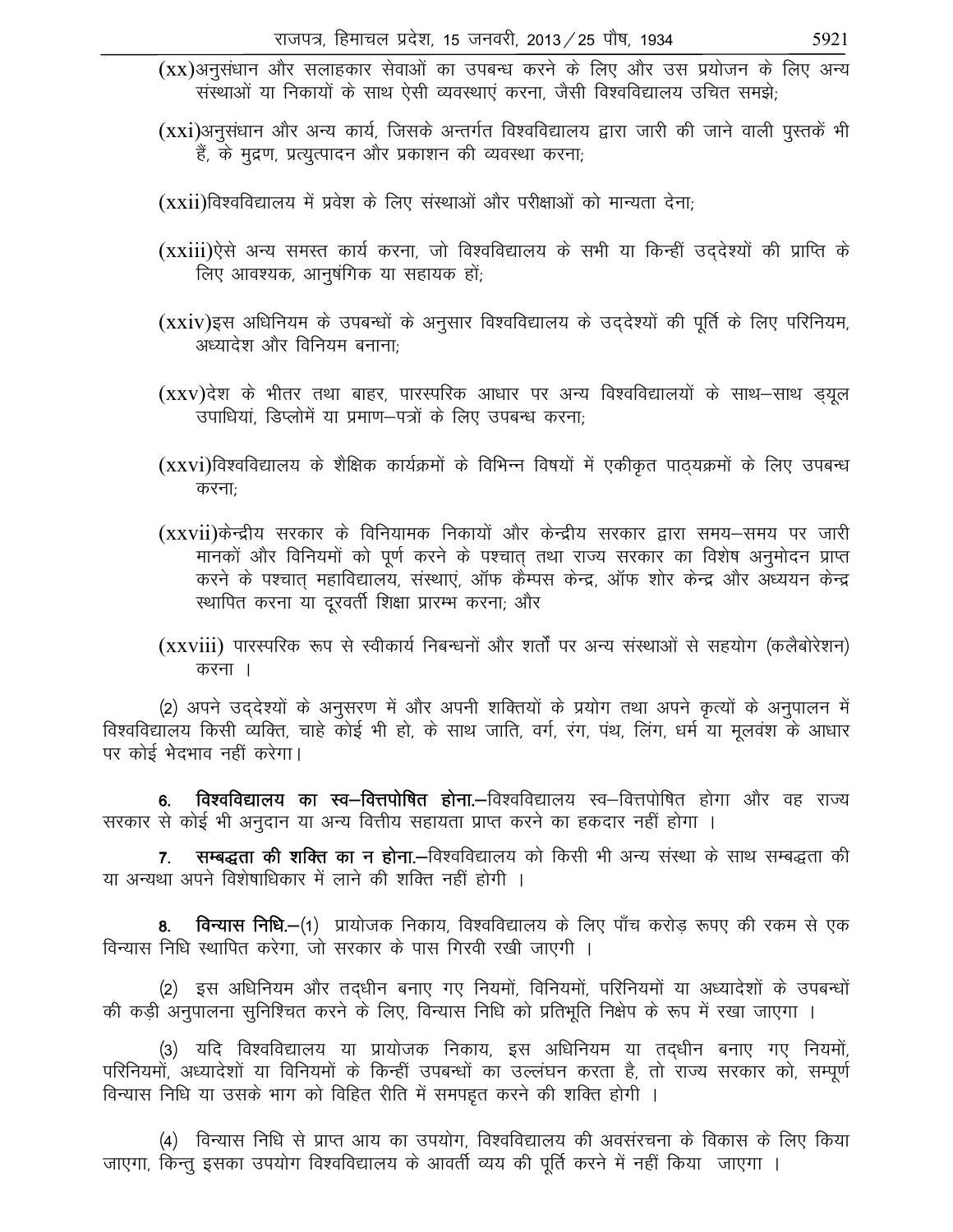(xx)अनुसंधान और सलाहकार सेवाओं का उपबन्ध करने के लिए और उस प्रयोजन के लिए अन्य संस्थाओं या निकायों के साथ ऐसी व्यवस्थाएं करना, जैसी विश्वविद्यालय उचित समझे;

(xxi)अनुसंधान और अन्य कार्य, जिसके अन्तर्गत विश्वविद्यालय द्वारा जारी की जाने वाली पुस्तकें भी हैं, के मुद्रण, प्रत्युत्पादन और प्रकाशन की व्यवस्था करना;

(xxii)विश्वविद्यालय में प्रवेश के लिए संस्थाओं और परीक्षाओं को मान्यता देना;

(xxiii)ऐसे अन्य समस्त कार्य करना, जो विश्वविद्यालय के सभी या किन्हीं उद्देश्यों की प्राप्ति के लिए आवश्यक, आनुषंगिक या सहायक हों;

(xxiv)इस अधिनियम के उपबन्धों के अनुसार विश्वविद्यालय के उद्देश्यों की पूर्ति के लिए परिनियम, अध्यादेश और विनियम बनाना;

(xxv)देश के भीतर तथा बाहर, पारस्परिक आधार पर अन्य विश्वविद्यालयों के साथ–साथ ड्यूल उपाधियां, डिप्लोमें या प्रमाण–पत्रों के लिए उपबन्ध करना;

(xxvi)विश्वविद्यालय के शैक्षिक कार्यक्रमों के विभिन्न विषयों में एकीकृत पाठ्यक्रमों के लिए उपबन्ध करना;

(xxvii)केन्द्रीय सरकार के विनियामक निकायों और केन्द्रीय सरकार द्वारा समय–समय पर जारी मानकों और विनियमों को पूर्ण करने के पश्चात् तथा राज्य सरकार का विशेष अनुमोदन प्राप्त करने के पश्चात् महाविद्यालय, संस्थाएं, ऑफ कैम्पस केन्द्र, ऑफ शोर केन्द्र और अध्ययन केन्द्र स्थापित करना या दूरवर्ती शिक्षा प्रारम्भ करना; और

(xxviii) पारस्परिक रूप से स्वीकार्य निबन्धनों और शर्तों पर अन्य संस्थाओं से सहयोग (कलैबोरेशन) करना ।

(2) अपने उद्देश्यों के अनुसरण में और अपनी शक्तियों के प्रयोग तथा अपने कृत्यों के अनुपालन में विश्वविद्यालय किसी व्यक्ति, चाहे कोई भी हो, के साथ जाति, वर्ग, रंग, पंथ, लिंग, धर्म या मूलवंश के आधार पर कोई भेदभाव नहीं करेगा।

6. **विश्वविद्यालय का स्व–वित्तपोषित होना.**–विश्वविद्यालय स्व–वित्तपोषित होगा और वह राज्य सरकार से कोई भी अनुदान या अन्य वित्तीय सहायता प्राप्त करने का हकदार नहीं होगा ।

7. **सम्बद्धता की शक्ति का न होना.**–विश्वविद्यालय को किसी भी अन्य संस्था के साथ सम्बद्धता की या अन्यथा अपने विशेषाधिकार में लाने की शक्ति नहीं होगी ।

8. **विन्यास निधि.**–(1) प्रायोजक निकाय, विश्वविद्यालय के लिए पाँच करोड़ रूपए की रकम से एक विन्यास निधि स्थापित करेगा, जो सरकार के पास गिरवी रखी जाएगी ।

(2) इस अधिनियम और तद्धीन बनाए गए नियमों, विनियमों, परिनियमों या अध्यादेशों के उपबन्धों की कड़ी अनुपालना सुनिश्चित करने के लिए, विन्यास निधि को प्रतिभूति निक्षेप के रूप में रखा जाएगा ।

(3) यदि विश्वविद्यालय या प्रायोजक निकाय, इस अधिनियम या तद्धीन बनाए गए नियमों, परिनियमों, अध्यादेशों या विनियमों के किन्हीं उपबन्धों का उल्लंघन करता है, तो राज्य सरकार को, सम्पूर्ण विन्यास निधि या उसके भाग को विहित रीति में समपहृत करने की शक्ति होगी ।

(4) विन्यास निधि से प्राप्त आय का उपयोग, विश्वविद्यालय की अवसंरचना के विकास के लिए किया जाएगा, किन्तु इसका उपयोग विश्वविद्यालय के आवर्ती व्यय की पूर्ति करने में नहीं किया जाएगा ।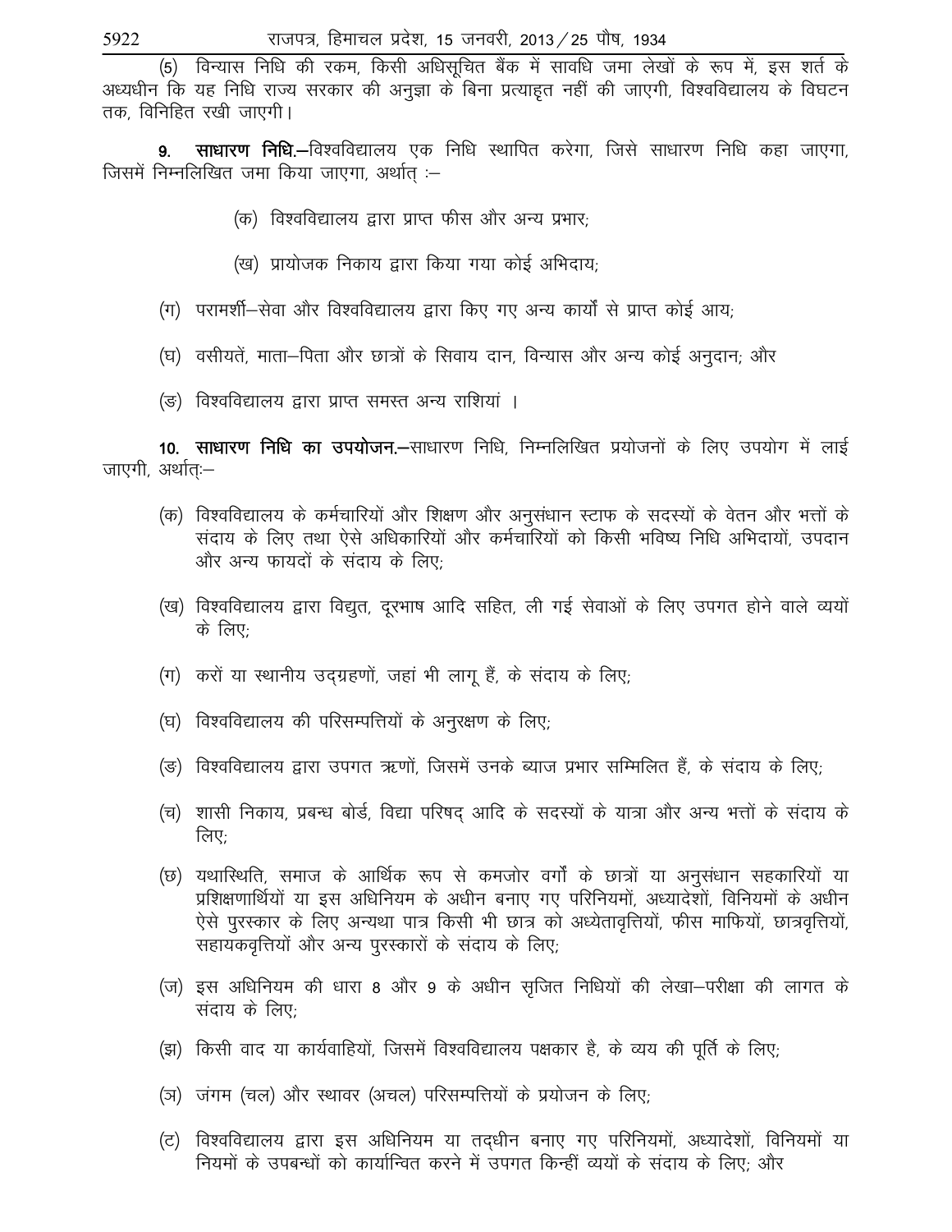(5) विन्यास निधि की रकम, किसी अधिसूचित बैंक में सावधि जमा लेखों के रूप में, इस शर्त के अध्यधीन कि यह निधि राज्य सरकार की अनुज्ञा के बिना प्रत्याहृत नहीं की जाएगी, विश्वविद्यालय के विघटन तक, विनिहित रखी जाएगी।

**9. साधारण निधि.**—विश्वविद्यालय एक निधि स्थापित करेगा, जिसे साधारण निधि कहा जाएगा, जिसमें निम्नलिखित जमा किया जाएगा, अर्थात् :—

(क) विश्वविद्यालय द्वारा प्राप्त फीस और अन्य प्रभार;

(ख) प्रायोजक निकाय द्वारा किया गया कोई अभिदाय;

(ग) परामर्शी–सेवा और विश्वविद्यालय द्वारा किए गए अन्य कार्यों से प्राप्त कोई आय;

(घ) वसीयतें, माता–पिता और छात्रों के सिवाय दान, विन्यास और अन्य कोई अनुदान; और

(ङ) विश्वविद्यालय द्वारा प्राप्त समस्त अन्य राशियां ।

**10. साधारण निधि का उपयोजन.**—साधारण निधि, निम्नलिखित प्रयोजनों के लिए उपयोग में लाई जाएगी, अर्थात्:—

(क) विश्वविद्यालय के कर्मचारियों और शिक्षण और अनुसंधान स्टाफ के सदस्यों के वेतन और भत्तों के संदाय के लिए तथा ऐसे अधिकारियों और कर्मचारियों को किसी भविष्य निधि अभिदायों, उपदान और अन्य फायदों के संदाय के लिए;

(ख) विश्वविद्यालय द्वारा विद्युत, दूरभाष आदि सहित, ली गई सेवाओं के लिए उपगत होने वाले व्ययों के लिए;

(ग) करों या स्थानीय उद्ग्रहणों, जहां भी लागू हैं, के संदाय के लिए;

(घ) विश्वविद्यालय की परिसम्पत्तियों के अनुरक्षण के लिए;

(ङ) विश्वविद्यालय द्वारा उपगत ऋणों, जिसमें उनके ब्याज प्रभार सम्मिलित हैं, के संदाय के लिए;

(च) शासी निकाय, प्रबन्ध बोर्ड, विद्या परिषद् आदि के सदस्यों के यात्रा और अन्य भत्तों के संदाय के लिए;

(छ) यथास्थिति, समाज के आर्थिक रूप से कमजोर वर्गों के छात्रों या अनुसंधान सहकारियों या प्रशिक्षणार्थियों या इस अधिनियम के अधीन बनाए गए परिनियमों, अध्यादेशों, विनियमों के अधीन ऐसे पुरस्कार के लिए अन्यथा पात्र किसी भी छात्र को अध्येतावृत्तियों, फीस माफियों, छात्रवृत्तियों, सहायकवृत्तियों और अन्य पुरस्कारों के संदाय के लिए;

(ज) इस अधिनियम की धारा 8 और 9 के अधीन सृजित निधियों की लेखा–परीक्षा की लागत के संदाय के लिए;

(झ) किसी वाद या कार्यवाहियों, जिसमें विश्वविद्यालय पक्षकार है, के व्यय की पूर्ति के लिए;

(ञ) जंगम (चल) और स्थावर (अचल) परिसम्पत्तियों के प्रयोजन के लिए;

(ट) विश्वविद्यालय द्वारा इस अधिनियम या तद्धीन बनाए गए परिनियमों, अध्यादेशों, विनियमों या नियमों के उपबन्धों को कार्यान्वित करने में उपगत किन्हीं व्ययों के संदाय के लिए; और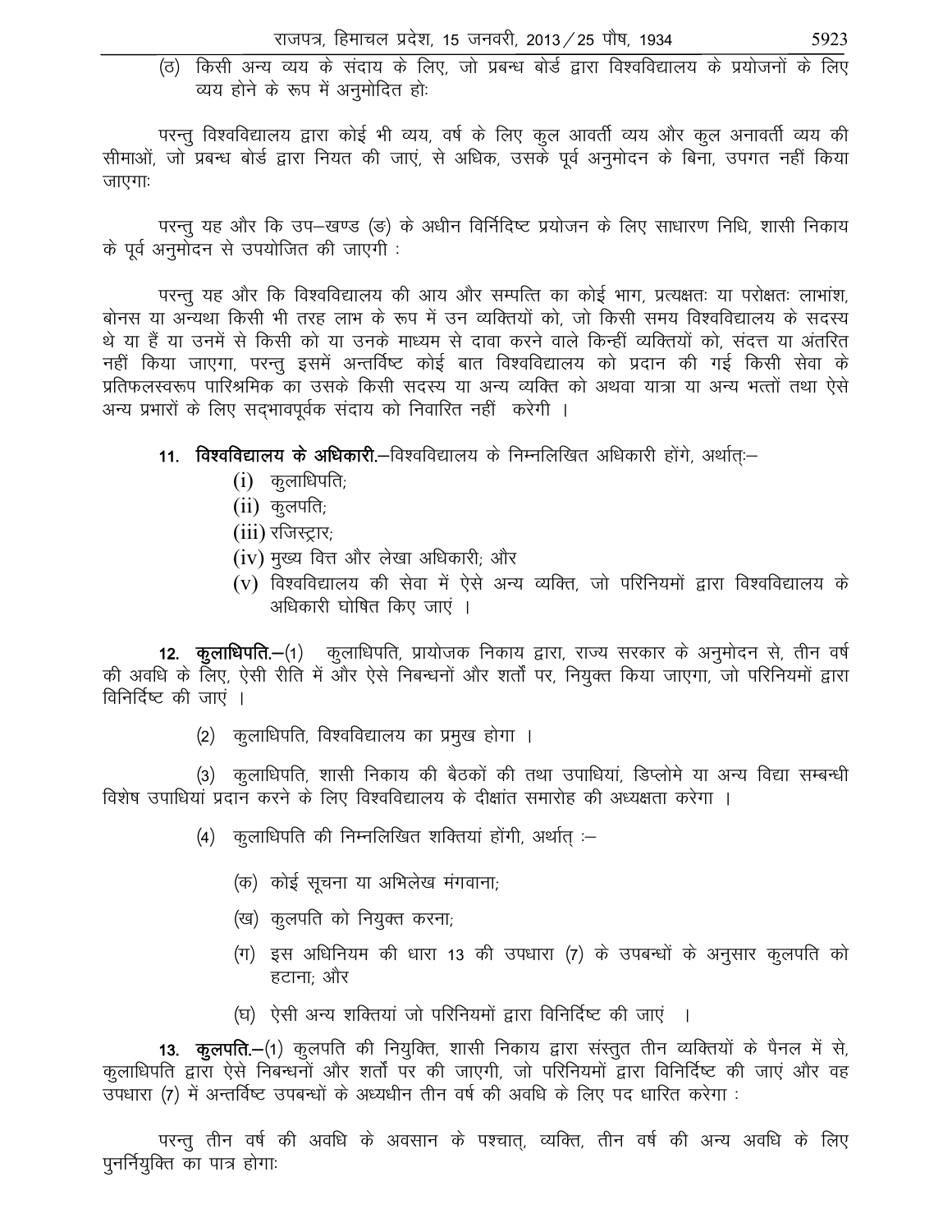(ठ) किसी अन्य व्यय के संदाय के लिए, जो प्रबन्ध बोर्ड द्वारा विश्वविद्यालय के प्रयोजनों के लिए व्यय होने के रूप में अनुमोदित होः

परन्तु विश्वविद्यालय द्वारा कोई भी व्यय, वर्ष के लिए कुल आवर्ती व्यय और कुल अनावर्ती व्यय की सीमाओं, जो प्रबन्ध बोर्ड द्वारा नियत की जाएं, से अधिक, उसके पूर्व अनुमोदन के बिना, उपगत नहीं किया जाएगाः

परन्तु यह और कि उप–खण्ड (ङ) के अधीन विर्निदिष्ट प्रयोजन के लिए साधारण निधि, शासी निकाय के पूर्व अनुमोदन से उपयोजित की जाएगी :

परन्तु यह और कि विश्वविद्यालय की आय और सम्पत्ति का कोई भाग, प्रत्यक्षतः या परोक्षतः लाभांश, बोनस या अन्यथा किसी भी तरह लाभ के रूप में उन व्यक्तियों को, जो किसी समय विश्वविद्यालय के सदस्य थे या हैं या उनमें से किसी को या उनके माध्यम से दावा करने वाले किन्हीं व्यक्तियों को, संदत्त या अंतरित नहीं किया जाएगा, परन्तु इसमें अन्तर्विष्ट कोई बात विश्वविद्यालय को प्रदान की गई किसी सेवा के प्रतिफलस्वरूप पारिश्रमिक का उसके किसी सदस्य या अन्य व्यक्ति को अथवा यात्रा या अन्य भत्तों तथा ऐसे अन्य प्रभारों के लिए सद्भावपूर्वक संदाय को निवारित नहीं करेगी ।

**11. विश्वविद्यालय के अधिकारी.**—विश्वविद्यालय के निम्नलिखित अधिकारी होंगे, अर्थात्:—

(i) कुलाधिपति;

(ii) कुलपति;

(iii) रजिस्ट्रार;

(iv) मुख्य वित्त और लेखा अधिकारी; और

(v) विश्वविद्यालय की सेवा में ऐसे अन्य व्यक्ति, जो परिनियमों द्वारा विश्वविद्यालय के अधिकारी घोषित किए जाएं ।

**12. कुलाधिपति.**—(1) कुलाधिपति, प्रायोजक निकाय द्वारा, राज्य सरकार के अनुमोदन से, तीन वर्ष की अवधि के लिए, ऐसी रीति में और ऐसे निबन्धनों और शर्तों पर, नियुक्त किया जाएगा, जो परिनियमों द्वारा विनिर्दिष्ट की जाएं ।

(2) कुलाधिपति, विश्वविद्यालय का प्रमुख होगा ।

(3) कुलाधिपति, शासी निकाय की बैठकों की तथा उपाधियां, डिप्लोमे या अन्य विद्या सम्बन्धी विशेष उपाधियां प्रदान करने के लिए विश्वविद्यालय के दीक्षांत समारोह की अध्यक्षता करेगा ।

(4) कुलाधिपति की निम्नलिखित शक्तियां होंगी, अर्थात् :—

(क) कोई सूचना या अभिलेख मंगवाना;

(ख) कुलपति को नियुक्त करना;

(ग) इस अधिनियम की धारा 13 की उपधारा (7) के उपबन्धों के अनुसार कुलपति को हटाना; और

(घ) ऐसी अन्य शक्तियां जो परिनियमों द्वारा विनिर्दिष्ट की जाएं ।

**13. कुलपति.**—(1) कुलपति की नियुक्ति, शासी निकाय द्वारा संस्तुत तीन व्यक्तियों के पैनल में से, कुलाधिपति द्वारा ऐसे निबन्धनों और शर्तों पर की जाएगी, जो परिनियमों द्वारा विनिर्दिष्ट की जाएं और वह उपधारा (7) में अन्तर्विष्ट उपबन्धों के अध्यधीन तीन वर्ष की अवधि के लिए पद धारित करेगा :

परन्तु तीन वर्ष की अवधि के अवसान के पश्चात्, व्यक्ति, तीन वर्ष की अन्य अवधि के लिए पुनर्नियुक्ति का पात्र होगाः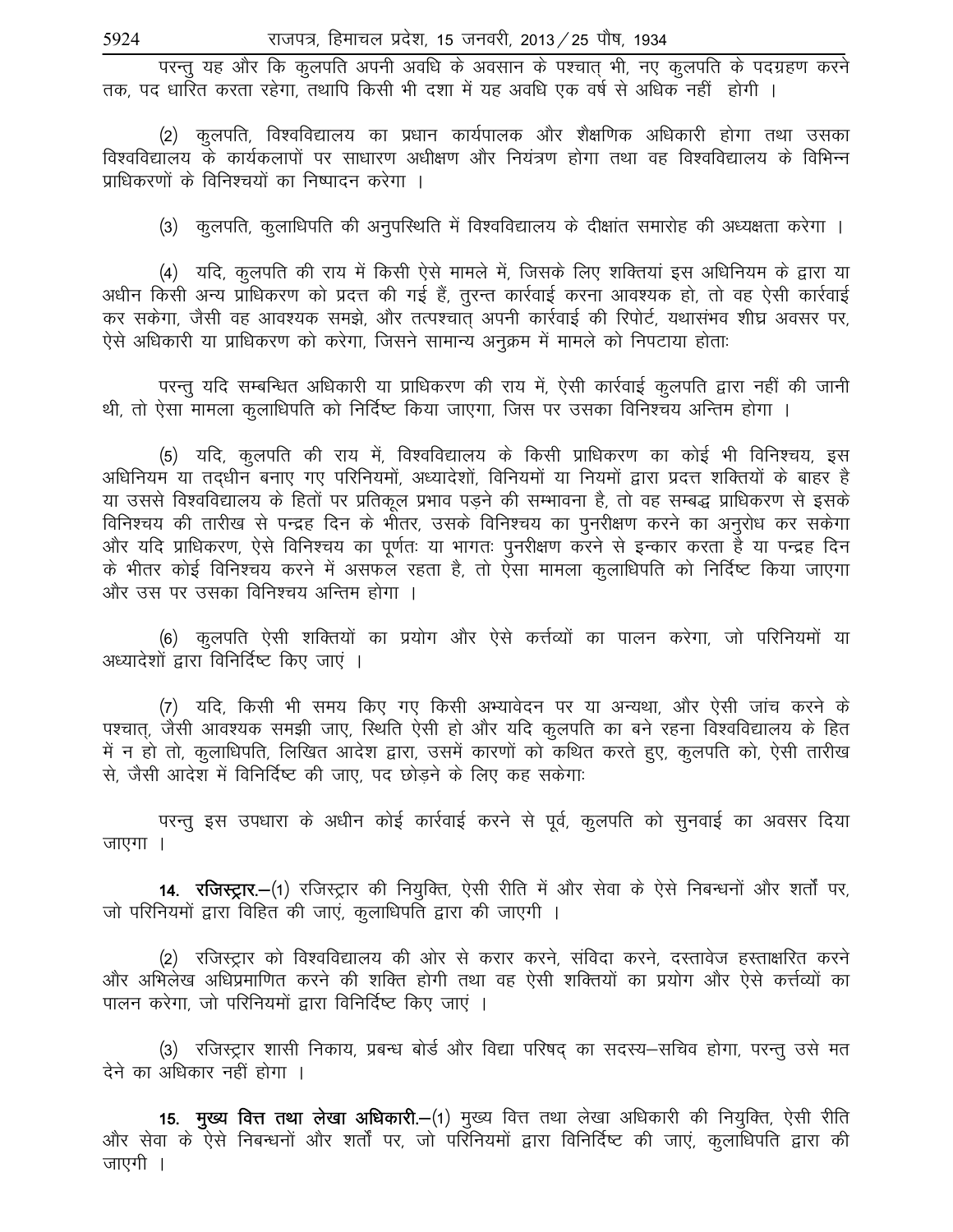परन्तु यह और कि कुलपति अपनी अवधि के अवसान के पश्चात् भी, नए कुलपति के पदग्रहण करने तक, पद धारित करता रहेगा, तथापि किसी भी दशा में यह अवधि एक वर्ष से अधिक नहीं होगी ।

(2) कुलपति, विश्वविद्यालय का प्रधान कार्यपालक और शैक्षणिक अधिकारी होगा तथा उसका विश्वविद्यालय के कार्यकलापों पर साधारण अधीक्षण और नियंत्रण होगा तथा वह विश्वविद्यालय के विभिन्न प्राधिकरणों के विनिश्चयों का निष्पादन करेगा ।

(3) कुलपति, कुलाधिपति की अनुपस्थिति में विश्वविद्यालय के दीक्षांत समारोह की अध्यक्षता करेगा ।

(4) यदि, कुलपति की राय में किसी ऐसे मामले में, जिसके लिए शक्तियां इस अधिनियम के द्वारा या अधीन किसी अन्य प्राधिकरण को प्रदत्त की गई हैं, तुरन्त कार्रवाई करना आवश्यक हो, तो वह ऐसी कार्रवाई कर सकेगा, जैसी वह आवश्यक समझे, और तत्पश्चात् अपनी कार्रवाई की रिपोर्ट, यथासंभव शीघ्र अवसर पर, ऐसे अधिकारी या प्राधिकरण को करेगा, जिसने सामान्य अनुक्रम में मामले को निपटाया होताः

परन्तु यदि सम्बन्धित अधिकारी या प्राधिकरण की राय में, ऐसी कार्रवाई कुलपति द्वारा नहीं की जानी थी, तो ऐसा मामला कुलाधिपति को निर्दिष्ट किया जाएगा, जिस पर उसका विनिश्चय अन्तिम होगा ।

(5) यदि, कुलपति की राय में, विश्वविद्यालय के किसी प्राधिकरण का कोई भी विनिश्चय, इस अधिनियम या तद्धीन बनाए गए परिनियमों, अध्यादेशों, विनियमों या नियमों द्वारा प्रदत्त शक्तियों के बाहर है या उससे विश्वविद्यालय के हितों पर प्रतिकूल प्रभाव पड़ने की सम्भावना है, तो वह सम्बद्ध प्राधिकरण से इसके विनिश्चय की तारीख से पन्द्रह दिन के भीतर, उसके विनिश्चय का पुनरीक्षण करने का अनुरोध कर सकेगा और यदि प्राधिकरण, ऐसे विनिश्चय का पूर्णतः या भागतः पुनरीक्षण करने से इन्कार करता है या पन्द्रह दिन के भीतर कोई विनिश्चय करने में असफल रहता है, तो ऐसा मामला कुलाधिपति को निर्दिष्ट किया जाएगा और उस पर उसका विनिश्चय अन्तिम होगा ।

(6) कुलपति ऐसी शक्तियों का प्रयोग और ऐसे कर्त्तव्यों का पालन करेगा, जो परिनियमों या अध्यादेशों द्वारा विनिर्दिष्ट किए जाएं ।

(7) यदि, किसी भी समय किए गए किसी अभ्यावेदन पर या अन्यथा, और ऐसी जांच करने के पश्चात्, जैसी आवश्यक समझी जाए, स्थिति ऐसी हो और यदि कुलपति का बने रहना विश्वविद्यालय के हित में न हो तो, कुलाधिपति, लिखित आदेश द्वारा, उसमें कारणों को कथित करते हुए, कुलपति को, ऐसी तारीख से, जैसी आदेश में विनिर्दिष्ट की जाए, पद छोड़ने के लिए कह सकेगाः

परन्तु इस उपधारा के अधीन कोई कार्रवाई करने से पूर्व, कुलपति को सुनवाई का अवसर दिया जाएगा ।

**14. रजिस्ट्रार.**–(1) रजिस्ट्रार की नियुक्ति, ऐसी रीति में और सेवा के ऐसे निबन्धनों और शर्तों पर, जो परिनियमों द्वारा विहित की जाएं, कुलाधिपति द्वारा की जाएगी ।

(2) रजिस्ट्रार को विश्वविद्यालय की ओर से करार करने, संविदा करने, दस्तावेज हस्ताक्षरित करने और अभिलेख अधिप्रमाणित करने की शक्ति होगी तथा वह ऐसी शक्तियों का प्रयोग और ऐसे कर्त्तव्यों का पालन करेगा, जो परिनियमों द्वारा विनिर्दिष्ट किए जाएं ।

(3) रजिस्ट्रार शासी निकाय, प्रबन्ध बोर्ड और विद्या परिषद् का सदस्य–सचिव होगा, परन्तु उसे मत देने का अधिकार नहीं होगा ।

**15. मुख्य वित्त तथा लेखा अधिकारी.**–(1) मुख्य वित्त तथा लेखा अधिकारी की नियुक्ति, ऐसी रीति और सेवा के ऐसे निबन्धनों और शर्तों पर, जो परिनियमों द्वारा विनिर्दिष्ट की जाएं, कुलाधिपति द्वारा की जाएगी ।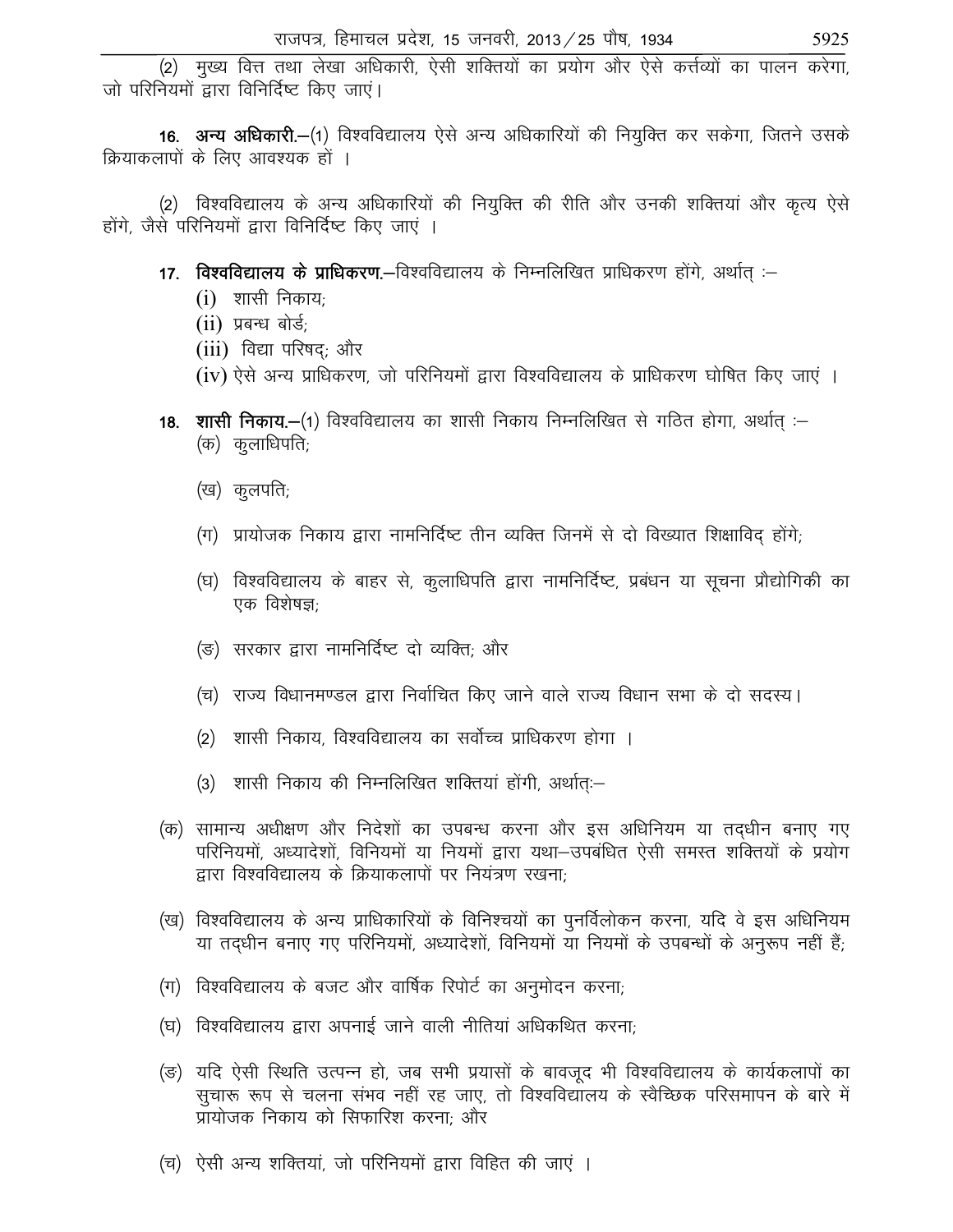(2) मुख्य वित्त तथा लेखा अधिकारी, ऐसी शक्तियों का प्रयोग और ऐसे कर्त्तव्यों का पालन करेगा, जो परिनियमों द्वारा विनिर्दिष्ट किए जाएं।

**16. अन्य अधिकारी.**–(1) विश्वविद्यालय ऐसे अन्य अधिकारियों की नियुक्ति कर सकेगा, जितने उसके क्रियाकलापों के लिए आवश्यक हों ।

(2) विश्वविद्यालय के अन्य अधिकारियों की नियुक्ति की रीति और उनकी शक्तियां और कृत्य ऐसे होंगे, जैसे परिनियमों द्वारा विनिर्दिष्ट किए जाएं ।

**17. विश्वविद्यालय के प्राधिकरण.**–विश्वविद्यालय के निम्नलिखित प्राधिकरण होंगे, अर्थात् :–

(i) शासी निकाय;

(ii) प्रबन्ध बोर्ड;

(iii) विद्या परिषद्; और

(iv) ऐसे अन्य प्राधिकरण, जो परिनियमों द्वारा विश्वविद्यालय के प्राधिकरण घोषित किए जाएं ।

**18. शासी निकाय.**–(1) विश्वविद्यालय का शासी निकाय निम्नलिखित से गठित होगा, अर्थात् :–

(क) कुलाधिपति;

(ख) कुलपति;

(ग) प्रायोजक निकाय द्वारा नामनिर्दिष्ट तीन व्यक्ति जिनमें से दो विख्यात शिक्षाविद् होंगे;

(घ) विश्वविद्यालय के बाहर से, कुलाधिपति द्वारा नामनिर्दिष्ट, प्रबंधन या सूचना प्रौद्योगिकी का एक विशेषज्ञ;

(ङ) सरकार द्वारा नामनिर्दिष्ट दो व्यक्ति; और

(च) राज्य विधानमण्डल द्वारा निर्वाचित किए जाने वाले राज्य विधान सभा के दो सदस्य।

(2) शासी निकाय, विश्वविद्यालय का सर्वोच्च प्राधिकरण होगा ।

(3) शासी निकाय की निम्नलिखित शक्तियां होंगी, अर्थात्:–

(क) सामान्य अधीक्षण और निदेशों का उपबन्ध करना और इस अधिनियम या तद्धीन बनाए गए परिनियमों, अध्यादेशों, विनियमों या नियमों द्वारा यथा–उपबंधित ऐसी समस्त शक्तियों के प्रयोग द्वारा विश्वविद्यालय के क्रियाकलापों पर नियंत्रण रखना;

(ख) विश्वविद्यालय के अन्य प्राधिकारियों के विनिश्चयों का पुनर्विलोकन करना, यदि वे इस अधिनियम या तद्धीन बनाए गए परिनियमों, अध्यादेशों, विनियमों या नियमों के उपबन्धों के अनुरूप नहीं हैं;

(ग) विश्वविद्यालय के बजट और वार्षिक रिपोर्ट का अनुमोदन करना;

(घ) विश्वविद्यालय द्वारा अपनाई जाने वाली नीतियां अधिकथित करना;

(ङ) यदि ऐसी स्थिति उत्पन्न हो, जब सभी प्रयासों के बावजूद भी विश्वविद्यालय के कार्यकलापों का सुचारू रूप से चलना संभव नहीं रह जाए, तो विश्वविद्यालय के स्वैच्छिक परिसमापन के बारे में प्रायोजक निकाय को सिफारिश करना; और

(च) ऐसी अन्य शक्तियां, जो परिनियमों द्वारा विहित की जाएं ।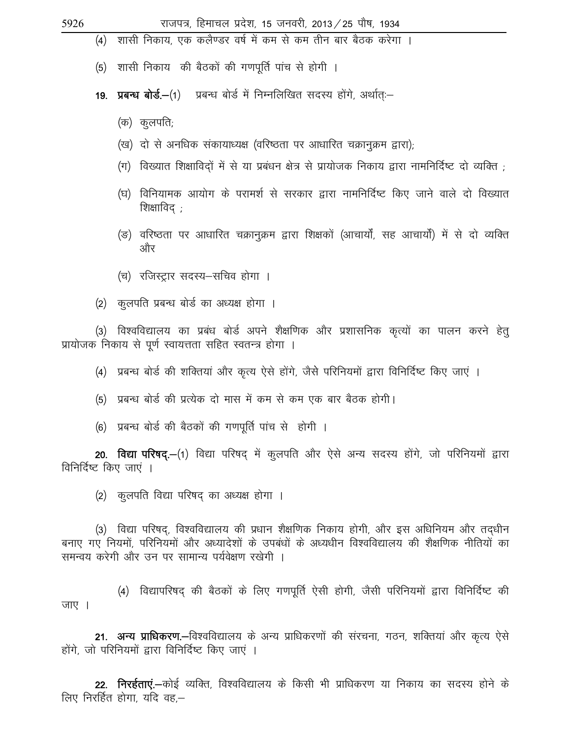(4) शासी निकाय, एक कलैण्डर वर्ष में कम से कम तीन बार बैठक करेगा ।

(5) शासी निकाय की बैठकों की गणपूर्ति पांच से होगी ।

**19. प्रबन्ध बोर्ड.**—(1) प्रबन्ध बोर्ड में निम्नलिखित सदस्य होंगे, अर्थात्:—

(क) कुलपति;

(ख) दो से अनधिक संकायाध्यक्ष (वरिष्ठता पर आधारित चक्रानुक्रम द्वारा);

(ग) विख्यात शिक्षाविदों में से या प्रबंधन क्षेत्र से प्रायोजक निकाय द्वारा नामनिर्दिष्ट दो व्यक्ति ;

(घ) विनियामक आयोग के परामर्श से सरकार द्वारा नामनिर्दिष्ट किए जाने वाले दो विख्यात शिक्षाविद् ;

(ङ) वरिष्ठता पर आधारित चक्रानुक्रम द्वारा शिक्षकों (आचार्यों, सह आचार्यों) में से दो व्यक्ति और

(च) रजिस्ट्रार सदस्य–सचिव होगा ।

(2) कुलपति प्रबन्ध बोर्ड का अध्यक्ष होगा ।

(3) विश्वविद्यालय का प्रबंध बोर्ड अपने शैक्षणिक और प्रशासनिक कृत्यों का पालन करने हेतु प्रायोजक निकाय से पूर्ण स्वायत्तता सहित स्वतन्त्र होगा ।

(4) प्रबन्ध बोर्ड की शक्तियां और कृत्य ऐसे होंगे, जैसे परिनियमों द्वारा विनिर्दिष्ट किए जाएं ।

(5) प्रबन्ध बोर्ड की प्रत्येक दो मास में कम से कम एक बार बैठक होगी।

(6) प्रबन्ध बोर्ड की बैठकों की गणपूर्ति पांच से होगी ।

**20. विद्या परिषद्.**—(1) विद्या परिषद् में कुलपति और ऐसे अन्य सदस्य होंगे, जो परिनियमों द्वारा विनिर्दिष्ट किए जाएं ।

(2) कुलपति विद्या परिषद् का अध्यक्ष होगा ।

(3) विद्या परिषद्, विश्वविद्यालय की प्रधान शैक्षणिक निकाय होगी, और इस अधिनियम और तद्धीन बनाए गए नियमों, परिनियमों और अध्यादेशों के उपबंधों के अध्यधीन विश्वविद्यालय की शैक्षणिक नीतियों का समन्वय करेगी और उन पर सामान्य पर्यवेक्षण रखेगी ।

(4) विद्यापरिषद् की बैठकों के लिए गणपूर्ति ऐसी होगी, जैसी परिनियमों द्वारा विनिर्दिष्ट की जाए ।

**21. अन्य प्राधिकरण.**—विश्वविद्यालय के अन्य प्राधिकरणों की संरचना, गठन, शक्तियां और कृत्य ऐसे होंगे, जो परिनियमों द्वारा विनिर्दिष्ट किए जाएं ।

**22. निरर्हताएं.**—कोई व्यक्ति, विश्वविद्यालय के किसी भी प्राधिकरण या निकाय का सदस्य होने के लिए निरर्हित होगा, यदि वह,—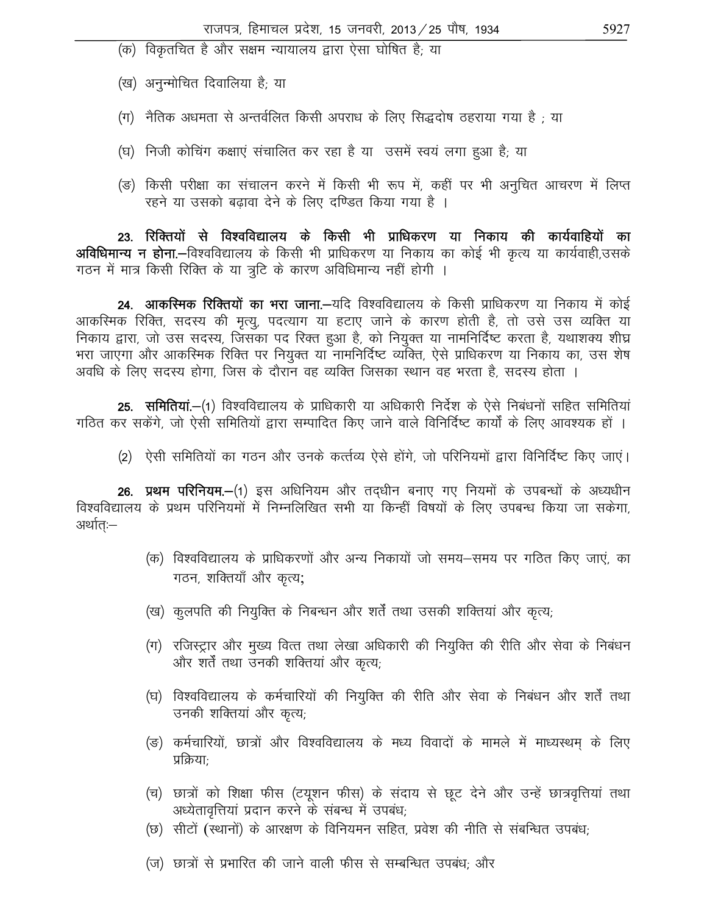(क) विकृतचित है और सक्षम न्यायालय द्वारा ऐसा घोषित है; या

(ख) अनुन्मोचित दिवालिया है; या

(ग) नैतिक अधमता से अन्तर्वलित किसी अपराध के लिए सिद्धदोष ठहराया गया है ; या

(घ) निजी कोचिंग कक्षाएं संचालित कर रहा है या उसमें स्वयं लगा हुआ है; या

(ङ) किसी परीक्षा का संचालन करने में किसी भी रूप में, कहीं पर भी अनुचित आचरण में लिप्त रहने या उसको बढ़ावा देने के लिए दण्डित किया गया है ।

**23. रिक्तियों से विश्वविद्यालय के किसी भी प्राधिकरण या निकाय की कार्यवाहियों का अविधिमान्य न होना.**—विश्वविद्यालय के किसी भी प्राधिकरण या निकाय का कोई भी कृत्य या कार्यवाही,उसके गठन में मात्र किसी रिक्ति के या त्रुटि के कारण अविधिमान्य नहीं होगी ।

**24. आकस्मिक रिक्तियों का भरा जाना.**—यदि विश्वविद्यालय के किसी प्राधिकरण या निकाय में कोई आकस्मिक रिक्ति, सदस्य की मृत्यु, पदत्याग या हटाए जाने के कारण होती है, तो उसे उस व्यक्ति या निकाय द्वारा, जो उस सदस्य, जिसका पद रिक्त हुआ है, को नियुक्त या नामनिर्दिष्ट करता है, यथाशक्य शीघ्र भरा जाएगा और आकस्मिक रिक्ति पर नियुक्त या नामनिर्दिष्ट व्यक्ति, ऐसे प्राधिकरण या निकाय का, उस शेष अवधि के लिए सदस्य होगा, जिस के दौरान वह व्यक्ति जिसका स्थान वह भरता है, सदस्य होता ।

**25. समितियां.**—(1) विश्वविद्यालय के प्राधिकारी या अधिकारी निर्देश के ऐसे निबंधनों सहित समितियां गठित कर सकेंगे, जो ऐसी समितियों द्वारा सम्पादित किए जाने वाले विनिर्दिष्ट कार्यों के लिए आवश्यक हों ।

(2) ऐसी समितियों का गठन और उनके कर्त्तव्य ऐसे होंगे, जो परिनियमों द्वारा विनिर्दिष्ट किए जाएं।

**26. प्रथम परिनियम.**—(1) इस अधिनियम और तद्धीन बनाए गए नियमों के उपबन्धों के अध्यधीन विश्वविद्यालय के प्रथम परिनियमों में निम्नलिखित सभी या किन्हीं विषयों के लिए उपबन्ध किया जा सकेगा, अर्थात्:—

(क) विश्वविद्यालय के प्राधिकरणों और अन्य निकायों जो समय–समय पर गठित किए जाएं, का गठन, शक्तियाँ और कृत्य;

(ख) कुलपति की नियुक्ति के निबन्धन और शर्तें तथा उसकी शक्तियां और कृत्य;

(ग) रजिस्ट्रार और मुख्य वित्त तथा लेखा अधिकारी की नियुक्ति की रीति और सेवा के निबंधन और शर्तें तथा उनकी शक्तियां और कृत्य;

(घ) विश्वविद्यालय के कर्मचारियों की नियुक्ति की रीति और सेवा के निबंधन और शर्तें तथा उनकी शक्तियां और कृत्य;

(ङ) कर्मचारियों, छात्रों और विश्वविद्यालय के मध्य विवादों के मामले में माध्यस्थम् के लिए प्रक्रिया;

(च) छात्रों को शिक्षा फीस (टयूशन फीस) के संदाय से छूट देने और उन्हें छात्रवृत्तियां तथा अध्येतावृत्तियां प्रदान करने के संबन्ध में उपबंध;

(छ) सीटों (स्थानों) के आरक्षण के विनियमन सहित, प्रवेश की नीति से संबन्धित उपबंध;

(ज) छात्रों से प्रभारित की जाने वाली फीस से सम्बन्धित उपबंध; और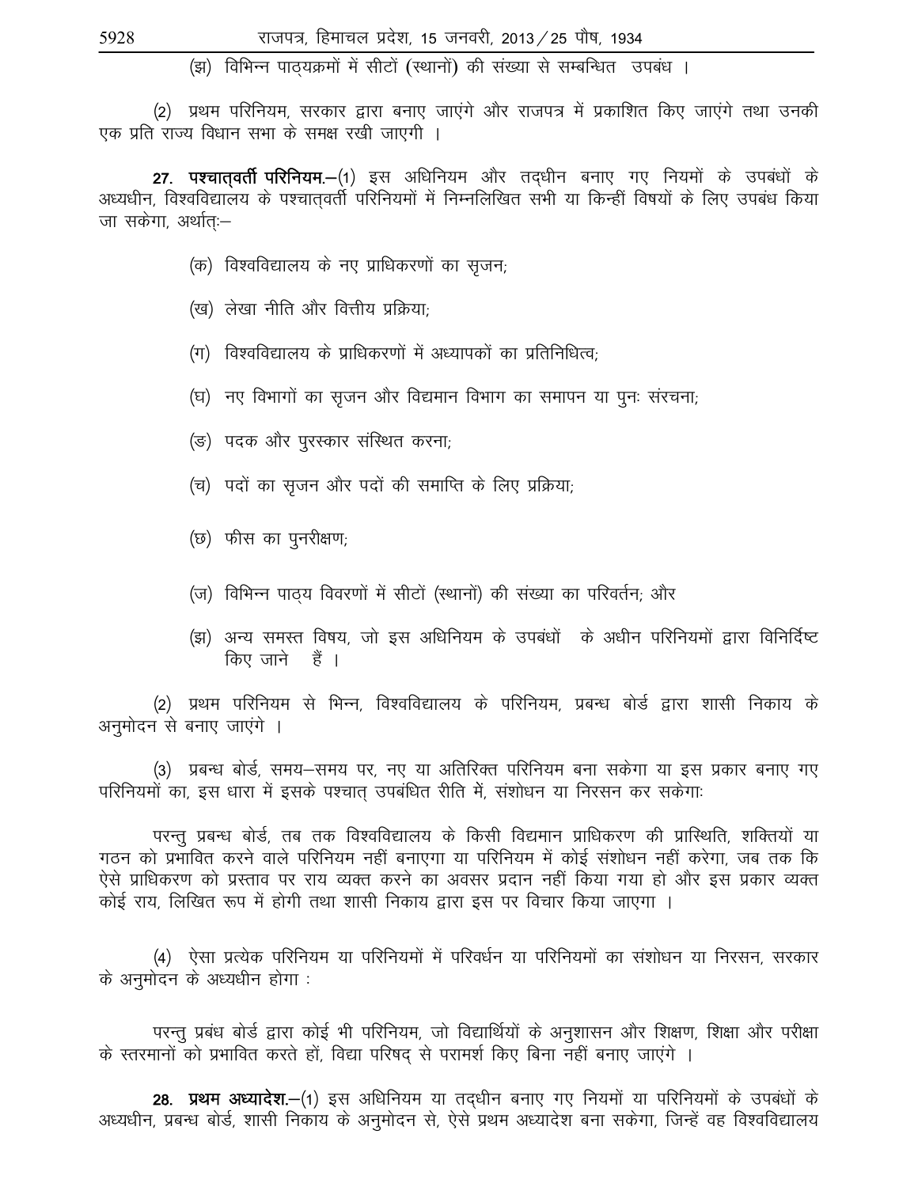(झ) विभिन्न पाठ्यक्रमों में सीटों (स्थानों) की संख्या से सम्बन्धित उपबंध ।

(2) प्रथम परिनियम, सरकार द्वारा बनाए जाएंगे और राजपत्र में प्रकाशित किए जाएंगे तथा उनकी एक प्रति राज्य विधान सभा के समक्ष रखी जाएगी ।

**27. पश्चात्वर्ती परिनियम.**—(1) इस अधिनियम और तद्धीन बनाए गए नियमों के उपबंधों के अध्यधीन, विश्वविद्यालय के पश्चात्वर्ती परिनियमों में निम्नलिखित सभी या किन्हीं विषयों के लिए उपबंध किया जा सकेगा, अर्थात्:—

(क) विश्वविद्यालय के नए प्राधिकरणों का सृजन;

(ख) लेखा नीति और वित्तीय प्रक्रिया;

(ग) विश्वविद्यालय के प्राधिकरणों में अध्यापकों का प्रतिनिधित्व;

(घ) नए विभागों का सृजन और विद्यमान विभाग का समापन या पुनः संरचना;

(ङ) पदक और पुरस्कार संस्थित करना;

(च) पदों का सृजन और पदों की समाप्ति के लिए प्रक्रिया;

(छ) फीस का पुनरीक्षण;

(ज) विभिन्न पाठ्य विवरणों में सीटों (स्थानों) की संख्या का परिवर्तन; और

(झ) अन्य समस्त विषय, जो इस अधिनियम के उपबंधों के अधीन परिनियमों द्वारा विनिर्दिष्ट किए जाने हैं ।

(2) प्रथम परिनियम से भिन्न, विश्वविद्यालय के परिनियम, प्रबन्ध बोर्ड द्वारा शासी निकाय के अनुमोदन से बनाए जाएंगे ।

(3) प्रबन्ध बोर्ड, समय–समय पर, नए या अतिरिक्त परिनियम बना सकेगा या इस प्रकार बनाए गए परिनियमों का, इस धारा में इसके पश्चात् उपबंधित रीति में, संशोधन या निरसन कर सकेगा:

परन्तु प्रबन्ध बोर्ड, तब तक विश्वविद्यालय के किसी विद्यमान प्राधिकरण की प्रास्थिति, शक्तियों या गठन को प्रभावित करने वाले परिनियम नहीं बनाएगा या परिनियम में कोई संशोधन नहीं करेगा, जब तक कि ऐसे प्राधिकरण को प्रस्ताव पर राय व्यक्त करने का अवसर प्रदान नहीं किया गया हो और इस प्रकार व्यक्त कोई राय, लिखित रूप में होगी तथा शासी निकाय द्वारा इस पर विचार किया जाएगा ।

(4) ऐसा प्रत्येक परिनियम या परिनियमों में परिवर्धन या परिनियमों का संशोधन या निरसन, सरकार के अनुमोदन के अध्यधीन होगा :

परन्तु प्रबंध बोर्ड द्वारा कोई भी परिनियम, जो विद्यार्थियों के अनुशासन और शिक्षण, शिक्षा और परीक्षा के स्तरमानों को प्रभावित करते हों, विद्या परिषद् से परामर्श किए बिना नहीं बनाए जाएंगे ।

**28. प्रथम अध्यादेश.**—(1) इस अधिनियम या तद्धीन बनाए गए नियमों या परिनियमों के उपबंधों के अध्यधीन, प्रबन्ध बोर्ड, शासी निकाय के अनुमोदन से, ऐसे प्रथम अध्यादेश बना सकेगा, जिन्हें वह विश्वविद्यालय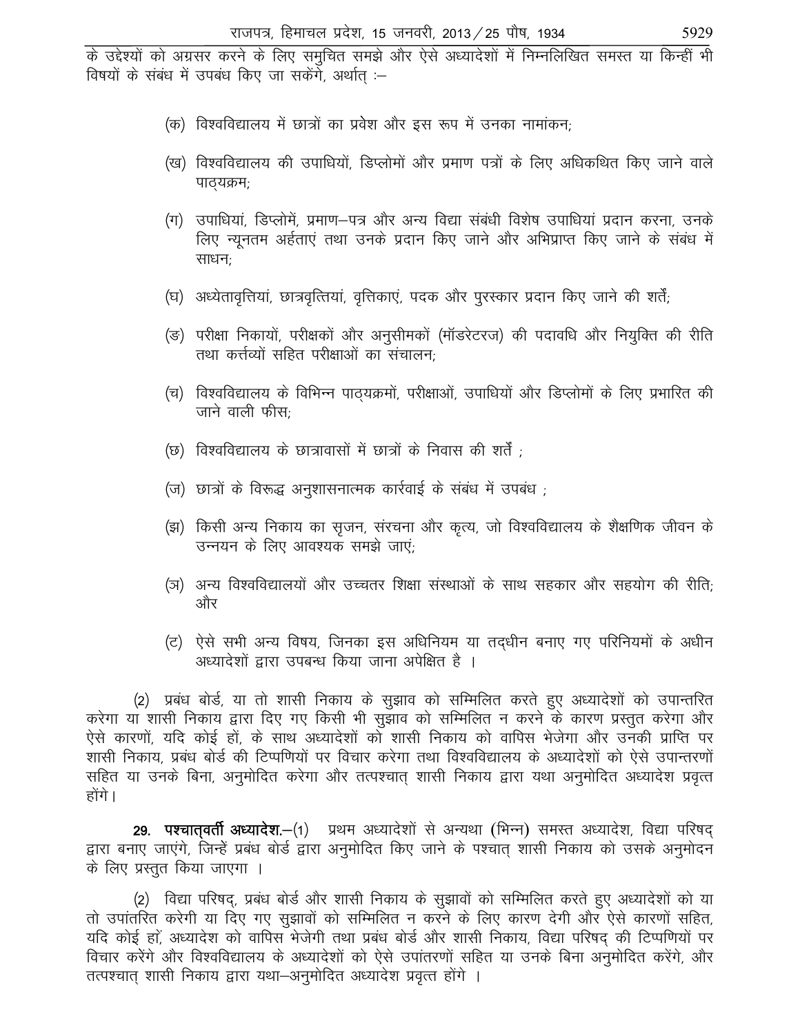के उद्देश्यों को अग्रसर करने के लिए समुचित समझे और ऐसे अध्यादेशों में निम्नलिखित समस्त या किन्हीं भी विषयों के संबंध में उपबंध किए जा सकेंगे, अर्थात् :–

(क) विश्वविद्यालय में छात्रों का प्रवेश और इस रूप में उनका नामांकन;

(ख) विश्वविद्यालय की उपाधियों, डिप्लोमों और प्रमाण पत्रों के लिए अधिकथित किए जाने वाले पाठ्यक्रम;

(ग) उपाधियां, डिप्लोमें, प्रमाण–पत्र और अन्य विद्या संबंधी विशेष उपाधियां प्रदान करना, उनके लिए न्यूनतम अर्हताएं तथा उनके प्रदान किए जाने और अभिप्राप्त किए जाने के संबंध में साधन;

(घ) अध्येतावृत्तियां, छात्रवृत्तियां, वृत्तिकाएं, पदक और पुरस्कार प्रदान किए जाने की शर्तें;

(ङ) परीक्षा निकायों, परीक्षकों और अनुसीमकों (मॉडरेटरज) की पदावधि और नियुक्ति की रीति तथा कर्त्तव्यों सहित परीक्षाओं का संचालन;

(च) विश्वविद्यालय के विभिन्न पाठ्यक्रमों, परीक्षाओं, उपाधियों और डिप्लोमों के लिए प्रभारित की जाने वाली फीस;

(छ) विश्वविद्यालय के छात्रावासों में छात्रों के निवास की शर्तें ;

(ज) छात्रों के विरूद्ध अनुशासनात्मक कार्रवाई के संबंध में उपबंध ;

(झ) किसी अन्य निकाय का सृजन, संरचना और कृत्य, जो विश्वविद्यालय के शैक्षणिक जीवन के उन्नयन के लिए आवश्यक समझे जाएं;

(ञ) अन्य विश्वविद्यालयों और उच्चतर शिक्षा संस्थाओं के साथ सहकार और सहयोग की रीति; और

(ट) ऐसे सभी अन्य विषय, जिनका इस अधिनियम या तद्धीन बनाए गए परिनियमों के अधीन अध्यादेशों द्वारा उपबन्ध किया जाना अपेक्षित है ।

(2) प्रबंध बोर्ड, या तो शासी निकाय के सुझाव को सम्मिलित करते हुए अध्यादेशों को उपान्तरित करेगा या शासी निकाय द्वारा दिए गए किसी भी सुझाव को सम्मिलित न करने के कारण प्रस्तुत करेगा और ऐसे कारणों, यदि कोई हों, के साथ अध्यादेशों को शासी निकाय को वापिस भेजेगा और उनकी प्राप्ति पर शासी निकाय, प्रबंध बोर्ड की टिप्पणियों पर विचार करेगा तथा विश्वविद्यालय के अध्यादेशों को ऐसे उपान्तरणों सहित या उनके बिना, अनुमोदित करेगा और तत्पश्चात् शासी निकाय द्वारा यथा अनुमोदित अध्यादेश प्रवृत्त होंगे।

**29. पश्चात्वर्ती अध्यादेश.**–(1) प्रथम अध्यादेशों से अन्यथा (भिन्न) समस्त अध्यादेश, विद्या परिषद् द्वारा बनाए जाएंगे, जिन्हें प्रबंध बोर्ड द्वारा अनुमोदित किए जाने के पश्चात् शासी निकाय को उसके अनुमोदन के लिए प्रस्तुत किया जाएगा ।

(2) विद्या परिषद्, प्रबंध बोर्ड और शासी निकाय के सुझावों को सम्मिलित करते हुए अध्यादेशों को या तो उपांतरित करेगी या दिए गए सुझावों को सम्मिलित न करने के लिए कारण देगी और ऐसे कारणों सहित, यदि कोई हों, अध्यादेश को वापिस भेजेगी तथा प्रबंध बोर्ड और शासी निकाय, विद्या परिषद् की टिप्पणियों पर विचार करेंगे और विश्वविद्यालय के अध्यादेशों को ऐसे उपांतरणों सहित या उनके बिना अनुमोदित करेंगे, और तत्पश्चात् शासी निकाय द्वारा यथा–अनुमोदित अध्यादेश प्रवृत्त होंगे ।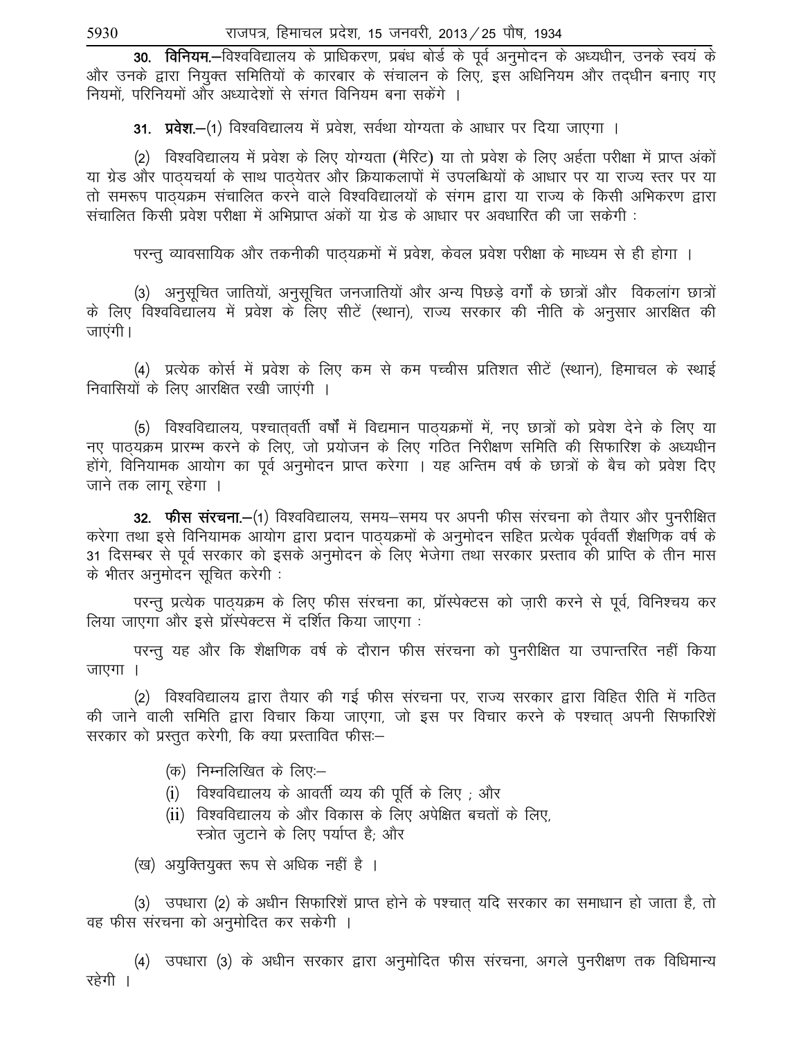**30. विनियम.**—विश्वविद्यालय के प्राधिकरण, प्रबंध बोर्ड के पूर्व अनुमोदन के अध्यधीन, उनके स्वयं के और उनके द्वारा नियुक्त समितियों के कारबार के संचालन के लिए, इस अधिनियम और तद्धीन बनाए गए नियमों, परिनियमों और अध्यादेशों से संगत विनियम बना सकेंगे ।

**31. प्रवेश.**—(1) विश्वविद्यालय में प्रवेश, सर्वथा योग्यता के आधार पर दिया जाएगा ।

(2) विश्वविद्यालय में प्रवेश के लिए योग्यता (मैरिट) या तो प्रवेश के लिए अर्हता परीक्षा में प्राप्त अंकों या ग्रेड और पाठ्यचर्या के साथ पाठ्येतर और क्रियाकलापों में उपलब्धियों के आधार पर या राज्य स्तर पर या तो समरूप पाठ्यक्रम संचालित करने वाले विश्वविद्यालयों के संगम द्वारा या राज्य के किसी अभिकरण द्वारा संचालित किसी प्रवेश परीक्षा में अभिप्राप्त अंकों या ग्रेड के आधार पर अवधारित की जा सकेगी :

परन्तु व्यावसायिक और तकनीकी पाठ्यक्रमों में प्रवेश, केवल प्रवेश परीक्षा के माध्यम से ही होगा ।

(3) अनुसूचित जातियों, अनुसूचित जनजातियों और अन्य पिछड़े वर्गों के छात्रों और विकलांग छात्रों के लिए विश्वविद्यालय में प्रवेश के लिए सीटें (स्थान), राज्य सरकार की नीति के अनुसार आरक्षित की जाएंगी।

(4) प्रत्येक कोर्स में प्रवेश के लिए कम से कम पच्चीस प्रतिशत सीटें (स्थान), हिमाचल के स्थाई निवासियों के लिए आरक्षित रखी जाएंगी ।

(5) विश्वविद्यालय, पश्चात्‌वर्ती वर्षों में विद्यमान पाठ्यक्रमों में, नए छात्रों को प्रवेश देने के लिए या नए पाठ्यक्रम प्रारम्भ करने के लिए, जो प्रयोजन के लिए गठित निरीक्षण समिति की सिफारिश के अध्यधीन होंगे, विनियामक आयोग का पूर्व अनुमोदन प्राप्त करेगा । यह अन्तिम वर्ष के छात्रों के बैच को प्रवेश दिए जाने तक लागू रहेगा ।

**32. फीस संरचना.**—(1) विश्वविद्यालय, समय–समय पर अपनी फीस संरचना को तैयार और पुनरीक्षित करेगा तथा इसे विनियामक आयोग द्वारा प्रदान पाठ्यक्रमों के अनुमोदन सहित प्रत्येक पूर्ववर्ती शैक्षणिक वर्ष के 31 दिसम्बर से पूर्व सरकार को इसके अनुमोदन के लिए भेजेगा तथा सरकार प्रस्ताव की प्राप्ति के तीन मास के भीतर अनुमोदन सूचित करेगी :

परन्तु प्रत्येक पाठ्यक्रम के लिए फीस संरचना का, प्रॉस्पेक्टस को ज़ारी करने से पूर्व, विनिश्चय कर लिया जाएगा और इसे प्रॉस्पेक्टस में दर्शित किया जाएगा :

परन्तु यह और कि शैक्षणिक वर्ष के दौरान फीस संरचना को पुनरीक्षित या उपान्तरित नहीं किया जाएगा ।

(2) विश्वविद्यालय द्वारा तैयार की गई फीस संरचना पर, राज्य सरकार द्वारा विहित रीति में गठित की जाने वाली समिति द्वारा विचार किया जाएगा, जो इस पर विचार करने के पश्चात् अपनी सिफारिशें सरकार को प्रस्तुत करेगी, कि क्या प्रस्तावित फीसः—

(क) निम्नलिखित के लिएः—

(i) विश्वविद्यालय के आवर्ती व्यय की पूर्ति के लिए ; और

(ii) विश्वविद्यालय के और विकास के लिए अपेक्षित बचतों के लिए, स्त्रोत जुटाने के लिए पर्याप्त है; और

(ख) अयुक्तियुक्त रूप से अधिक नहीं है ।

(3) उपधारा (2) के अधीन सिफारिशें प्राप्त होने के पश्चात् यदि सरकार का समाधान हो जाता है, तो वह फीस संरचना को अनुमोदित कर सकेगी ।

(4) उपधारा (3) के अधीन सरकार द्वारा अनुमोदित फीस संरचना, अगले पुनरीक्षण तक विधिमान्य रहेगी ।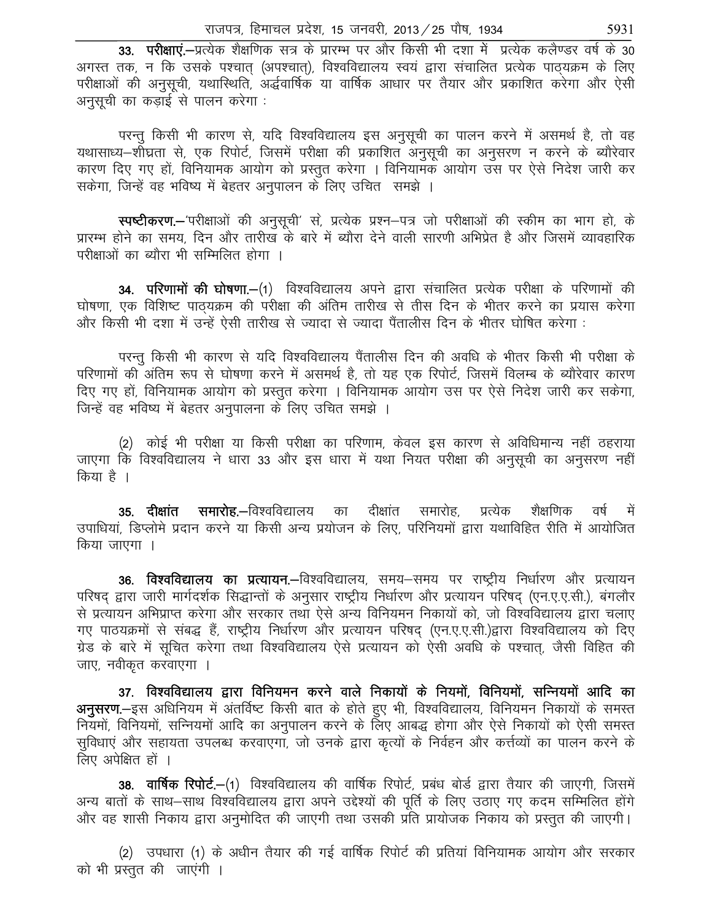**33. परीक्षाएं.**—प्रत्येक शैक्षणिक सत्र के प्रारम्भ पर और किसी भी दशा में प्रत्येक कलैण्डर वर्ष के 30 अगस्त तक, न कि उसके पश्चात् (अपश्चात्), विश्वविद्यालय स्वयं द्वारा संचालित प्रत्येक पाठ्यक्रम के लिए परीक्षाओं की अनुसूची, यथास्थिति, अर्द्धवार्षिक या वार्षिक आधार पर तैयार और प्रकाशित करेगा और ऐसी अनुसूची का कड़ाई से पालन करेगा :

परन्तु किसी भी कारण से, यदि विश्वविद्यालय इस अनुसूची का पालन करने में असमर्थ है, तो वह यथासाध्य–शीघ्रता से, एक रिपोर्ट, जिसमें परीक्षा की प्रकाशित अनुसूची का अनुसरण न करने के ब्यौरेवार कारण दिए गए हों, विनियामक आयोग को प्रस्तुत करेगा । विनियामक आयोग उस पर ऐसे निदेश जारी कर सकेगा, जिन्हें वह भविष्य में बेहतर अनुपालन के लिए उचित समझे ।

**स्पष्टीकरण.**—'परीक्षाओं की अनुसूची' से, प्रत्येक प्रश्न–पत्र जो परीक्षाओं की स्कीम का भाग हो, के प्रारम्भ होने का समय, दिन और तारीख के बारे में ब्यौरा देने वाली सारणी अभिप्रेत है और जिसमें व्यावहारिक परीक्षाओं का ब्यौरा भी सम्मिलित होगा ।

**34. परिणामों की घोषणा.**—(1) विश्वविद्यालय अपने द्वारा संचालित प्रत्येक परीक्षा के परिणामों की घोषणा, एक विशिष्ट पाठ्यक्रम की परीक्षा की अंतिम तारीख से तीस दिन के भीतर करने का प्रयास करेगा और किसी भी दशा में उन्हें ऐसी तारीख से ज्यादा से ज्यादा पैंतालीस दिन के भीतर घोषित करेगा :

परन्तु किसी भी कारण से यदि विश्वविद्यालय पैंतालीस दिन की अवधि के भीतर किसी भी परीक्षा के परिणामों की अंतिम रूप से घोषणा करने में असमर्थ है, तो यह एक रिपोर्ट, जिसमें विलम्ब के ब्यौरेवार कारण दिए गए हों, विनियामक आयोग को प्रस्तुत करेगा । विनियामक आयोग उस पर ऐसे निदेश जारी कर सकेगा, जिन्हें वह भविष्य में बेहतर अनुपालना के लिए उचित समझे ।

(2) कोई भी परीक्षा या किसी परीक्षा का परिणाम, केवल इस कारण से अविधिमान्य नहीं ठहराया जाएगा कि विश्वविद्यालय ने धारा 33 और इस धारा में यथा नियत परीक्षा की अनुसूची का अनुसरण नहीं किया है ।

**35. दीक्षांत समारोह.**—विश्वविद्यालय का दीक्षांत समारोह, प्रत्येक शैक्षणिक वर्ष में उपाधियां, डिप्लोमे प्रदान करने या किसी अन्य प्रयोजन के लिए, परिनियमों द्वारा यथाविहित रीति में आयोजित किया जाएगा ।

**36. विश्वविद्यालय का प्रत्यायन.**—विश्वविद्यालय, समय–समय पर राष्ट्रीय निर्धारण और प्रत्यायन परिषद् द्वारा जारी मार्गदर्शक सिद्धान्तों के अनुसार राष्ट्रीय निर्धारण और प्रत्यायन परिषद् (एन.ए.ए.सी.), बंगलौर से प्रत्यायन अभिप्राप्त करेगा और सरकार तथा ऐसे अन्य विनियमन निकायों को, जो विश्वविद्यालय द्वारा चलाए गए पाठयक्रमों से संबद्ध हैं, राष्ट्रीय निर्धारण और प्रत्यायन परिषद् (एन.ए.ए.सी.)द्वारा विश्वविद्यालय को दिए ग्रेड के बारे में सूचित करेगा तथा विश्वविद्यालय ऐसे प्रत्यायन को ऐसी अवधि के पश्चात्, जैसी विहित की जाए, नवीकृत करवाएगा ।

**37. विश्वविद्यालय द्वारा विनियमन करने वाले निकायों के नियमों, विनियमों, सन्नियमों आदि का अनुसरण.**—इस अधिनियम में अंतर्विष्ट किसी बात के होते हुए भी, विश्वविद्यालय, विनियमन निकायों के समस्त नियमों, विनियमों, सन्नियमों आदि का अनुपालन करने के लिए आबद्ध होगा और ऐसे निकायों को ऐसी समस्त सुविधाएं और सहायता उपलब्ध करवाएगा, जो उनके द्वारा कृत्यों के निर्वहन और कर्त्तव्यों का पालन करने के लिए अपेक्षित हों ।

**38. वार्षिक रिपोर्ट.**—(1) विश्वविद्यालय की वार्षिक रिपोर्ट, प्रबंध बोर्ड द्वारा तैयार की जाएगी, जिसमें अन्य बातों के साथ–साथ विश्वविद्यालय द्वारा अपने उद्देश्यों की पूर्ति के लिए उठाए गए कदम सम्मिलित होंगे और वह शासी निकाय द्वारा अनुमोदित की जाएगी तथा उसकी प्रति प्रायोजक निकाय को प्रस्तुत की जाएगी।

(2) उपधारा (1) के अधीन तैयार की गई वार्षिक रिपोर्ट की प्रतियां विनियामक आयोग और सरकार को भी प्रस्तुत की जाएंगी ।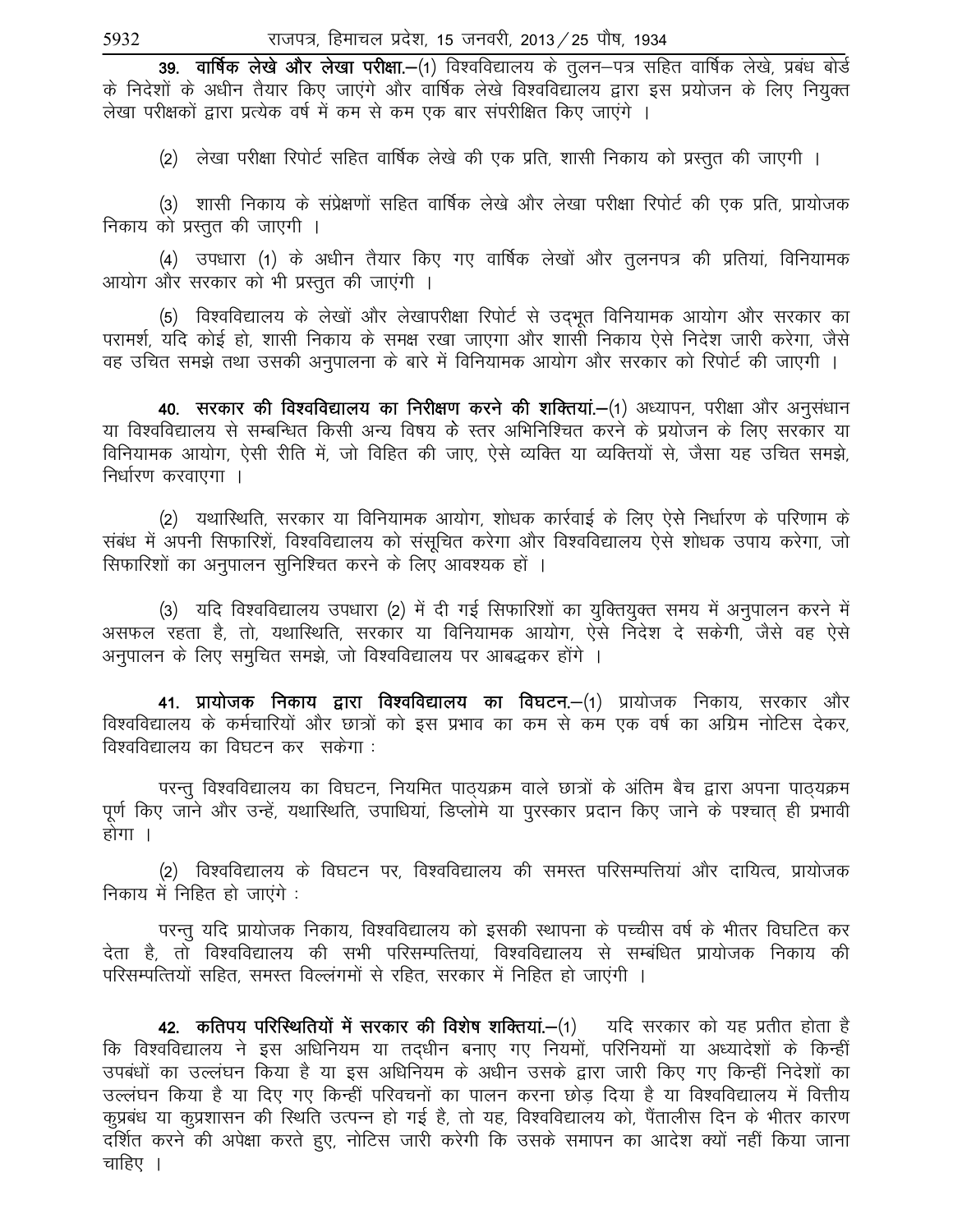**39. वार्षिक लेखे और लेखा परीक्षा.**—(1) विश्वविद्यालय के तुलन–पत्र सहित वार्षिक लेखे, प्रबंध बोर्ड के निदेशों के अधीन तैयार किए जाएंगे और वार्षिक लेखे विश्वविद्यालय द्वारा इस प्रयोजन के लिए नियुक्त लेखा परीक्षकों द्वारा प्रत्येक वर्ष में कम से कम एक बार संपरीक्षित किए जाएंगे ।

(2) लेखा परीक्षा रिपोर्ट सहित वार्षिक लेखे की एक प्रति, शासी निकाय को प्रस्तुत की जाएगी ।

(3) शासी निकाय के संप्रेक्षणों सहित वार्षिक लेखे और लेखा परीक्षा रिपोर्ट की एक प्रति, प्रायोजक निकाय को प्रस्तुत की जाएगी ।

(4) उपधारा (1) के अधीन तैयार किए गए वार्षिक लेखों और तुलनपत्र की प्रतियां, विनियामक आयोग और सरकार को भी प्रस्तुत की जाएंगी ।

(5) विश्वविद्यालय के लेखों और लेखापरीक्षा रिपोर्ट से उद्भूत विनियामक आयोग और सरकार का परामर्श, यदि कोई हो, शासी निकाय के समक्ष रखा जाएगा और शासी निकाय ऐसे निदेश जारी करेगा, जैसे वह उचित समझे तथा उसकी अनुपालना के बारे में विनियामक आयोग और सरकार को रिपोर्ट की जाएगी ।

**40. सरकार की विश्वविद्यालय का निरीक्षण करने की शक्तियां.**—(1) अध्यापन, परीक्षा और अनुसंधान या विश्वविद्यालय से सम्बन्धित किसी अन्य विषय के स्तर अभिनिश्चित करने के प्रयोजन के लिए सरकार या विनियामक आयोग, ऐसी रीति में, जो विहित की जाए, ऐसे व्यक्ति या व्यक्तियों से, जैसा यह उचित समझे, निर्धारण करवाएगा ।

(2) यथास्थिति, सरकार या विनियामक आयोग, शोधक कार्रवाई के लिए ऐसे निर्धारण के परिणाम के संबंध में अपनी सिफारिशें, विश्वविद्यालय को संसूचित करेगा और विश्वविद्यालय ऐसे शोधक उपाय करेगा, जो सिफारिशों का अनुपालन सुनिश्चित करने के लिए आवश्यक हों ।

(3) यदि विश्वविद्यालय उपधारा (2) में दी गई सिफारिशों का युक्तियुक्त समय में अनुपालन करने में असफल रहता है, तो, यथास्थिति, सरकार या विनियामक आयोग, ऐसे निदेश दे सकेगी, जैसे वह ऐसे अनुपालन के लिए समुचित समझे, जो विश्वविद्यालय पर आबद्धकर होंगे ।

**41. प्रायोजक निकाय द्वारा विश्वविद्यालय का विघटन.**—(1) प्रायोजक निकाय, सरकार और विश्वविद्यालय के कर्मचारियों और छात्रों को इस प्रभाव का कम से कम एक वर्ष का अग्रिम नोटिस देकर, विश्वविद्यालय का विघटन कर सकेगा :

परन्तु विश्वविद्यालय का विघटन, नियमित पाठ्यक्रम वाले छात्रों के अंतिम बैच द्वारा अपना पाठ्यक्रम पूर्ण किए जाने और उन्हें, यथास्थिति, उपाधियां, डिप्लोमे या पुरस्कार प्रदान किए जाने के पश्चात् ही प्रभावी होगा ।

(2) विश्वविद्यालय के विघटन पर, विश्वविद्यालय की समस्त परिसम्पत्तियां और दायित्व, प्रायोजक निकाय में निहित हो जाएंगे :

परन्तु यदि प्रायोजक निकाय, विश्वविद्यालय को इसकी स्थापना के पच्चीस वर्ष के भीतर विघटित कर देता है, तो विश्वविद्यालय की सभी परिसम्पत्तियां, विश्वविद्यालय से सम्बंधित प्रायोजक निकाय की परिसम्पत्तियों सहित, समस्त विल्लंगमों से रहित, सरकार में निहित हो जाएंगी ।

**42. कतिपय परिस्थितियों में सरकार की विशेष शक्तियां.**—(1) यदि सरकार को यह प्रतीत होता है कि विश्वविद्यालय ने इस अधिनियम या तद्धीन बनाए गए नियमों, परिनियमों या अध्यादेशों के किन्हीं उपबंधों का उल्लंघन किया है या इस अधिनियम के अधीन उसके द्वारा जारी किए गए किन्हीं निदेशों का उल्लंघन किया है या दिए गए किन्हीं परिवचनों का पालन करना छोड़ दिया है या विश्वविद्यालय में वित्तीय कुप्रबंध या कुप्रशासन की स्थिति उत्पन्न हो गई है, तो यह, विश्वविद्यालय को, पैंतालीस दिन के भीतर कारण दर्शित करने की अपेक्षा करते हुए, नोटिस जारी करेगी कि उसके समापन का आदेश क्यों नहीं किया जाना चाहिए ।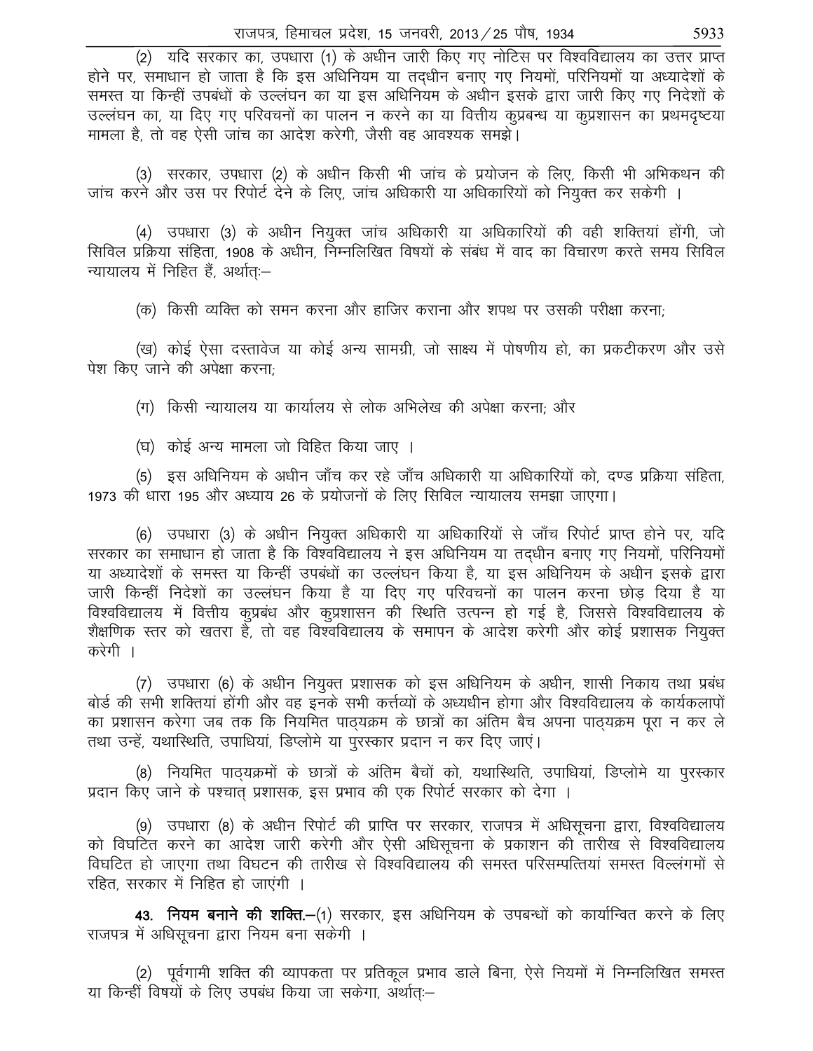(2) यदि सरकार का, उपधारा (1) के अधीन जारी किए गए नोटिस पर विश्वविद्यालय का उत्तर प्राप्त होने पर, समाधान हो जाता है कि इस अधिनियम या तद्धीन बनाए गए नियमों, परिनियमों या अध्यादेशों के समस्त या किन्हीं उपबंधों के उल्लंघन का या इस अधिनियम के अधीन इसके द्वारा जारी किए गए निदेशों के उल्लंघन का, या दिए गए परिवचनों का पालन न करने का या वित्तीय कुप्रबन्ध या कुप्रशासन का प्रथमदृष्टया मामला है, तो वह ऐसी जांच का आदेश करेगी, जैसी वह आवश्यक समझे।

(3) सरकार, उपधारा (2) के अधीन किसी भी जांच के प्रयोजन के लिए, किसी भी अभिकथन की जांच करने और उस पर रिपोर्ट देने के लिए, जांच अधिकारी या अधिकारियों को नियुक्त कर सकेगी ।

(4) उपधारा (3) के अधीन नियुक्त जांच अधिकारी या अधिकारियों की वही शक्तियां होंगी, जो सिविल प्रक्रिया संहिता, 1908 के अधीन, निम्नलिखित विषयों के संबंध में वाद का विचारण करते समय सिविल न्यायालय में निहित हैं, अर्थात्:—

(क) किसी व्यक्ति को समन करना और हाजिर कराना और शपथ पर उसकी परीक्षा करना;

(ख) कोई ऐसा दस्तावेज या कोई अन्य सामग्री, जो साक्ष्य में पोषणीय हो, का प्रकटीकरण और उसे पेश किए जाने की अपेक्षा करना;

(ग) किसी न्यायालय या कार्यालय से लोक अभिलेख की अपेक्षा करना; और

(घ) कोई अन्य मामला जो विहित किया जाए ।

(5) इस अधिनियम के अधीन जाँच कर रहे जाँच अधिकारी या अधिकारियों को, दण्ड प्रक्रिया संहिता, 1973 की धारा 195 और अध्याय 26 के प्रयोजनों के लिए सिविल न्यायालय समझा जाएगा।

(6) उपधारा (3) के अधीन नियुक्त अधिकारी या अधिकारियों से जाँच रिपोर्ट प्राप्त होने पर, यदि सरकार का समाधान हो जाता है कि विश्वविद्यालय ने इस अधिनियम या तद्धीन बनाए गए नियमों, परिनियमों या अध्यादेशों के समस्त या किन्हीं उपबंधों का उल्लंघन किया है, या इस अधिनियम के अधीन इसके द्वारा जारी किन्हीं निदेशों का उल्लंघन किया है या दिए गए परिवचनों का पालन करना छोड़ दिया है या विश्वविद्यालय में वित्तीय कुप्रबंध और कुप्रशासन की स्थिति उत्पन्न हो गई है, जिससे विश्वविद्यालय के शैक्षणिक स्तर को खतरा है, तो वह विश्वविद्यालय के समापन के आदेश करेगी और कोई प्रशासक नियुक्त करेगी ।

(7) उपधारा (6) के अधीन नियुक्त प्रशासक को इस अधिनियम के अधीन, शासी निकाय तथा प्रबंध बोर्ड की सभी शक्तियां होंगी और वह इनके सभी कर्त्तव्यों के अध्यधीन होगा और विश्वविद्यालय के कार्यकलापों का प्रशासन करेगा जब तक कि नियमित पाठ्यक्रम के छात्रों का अंतिम बैच अपना पाठ्यक्रम पूरा न कर ले तथा उन्हें, यथास्थिति, उपाधियां, डिप्लोमे या पुरस्कार प्रदान न कर दिए जाएं।

(8) नियमित पाठ्यक्रमों के छात्रों के अंतिम बैचों को, यथास्थिति, उपाधियां, डिप्लोमे या पुरस्कार प्रदान किए जाने के पश्चात् प्रशासक, इस प्रभाव की एक रिपोर्ट सरकार को देगा ।

(9) उपधारा (8) के अधीन रिपोर्ट की प्राप्ति पर सरकार, राजपत्र में अधिसूचना द्वारा, विश्वविद्यालय को विघटित करने का आदेश जारी करेगी और ऐसी अधिसूचना के प्रकाशन की तारीख से विश्वविद्यालय विघटित हो जाएगा तथा विघटन की तारीख से विश्वविद्यालय की समस्त परिसम्पत्तियां समस्त विल्लंगमों से रहित, सरकार में निहित हो जाएंगी ।

**43. नियम बनाने की शक्ति.**—(1) सरकार, इस अधिनियम के उपबन्धों को कार्यान्वित करने के लिए राजपत्र में अधिसूचना द्वारा नियम बना सकेगी ।

(2) पूर्वगामी शक्ति की व्यापकता पर प्रतिकूल प्रभाव डाले बिना, ऐसे नियमों में निम्नलिखित समस्त या किन्हीं विषयों के लिए उपबंध किया जा सकेगा, अर्थात्:—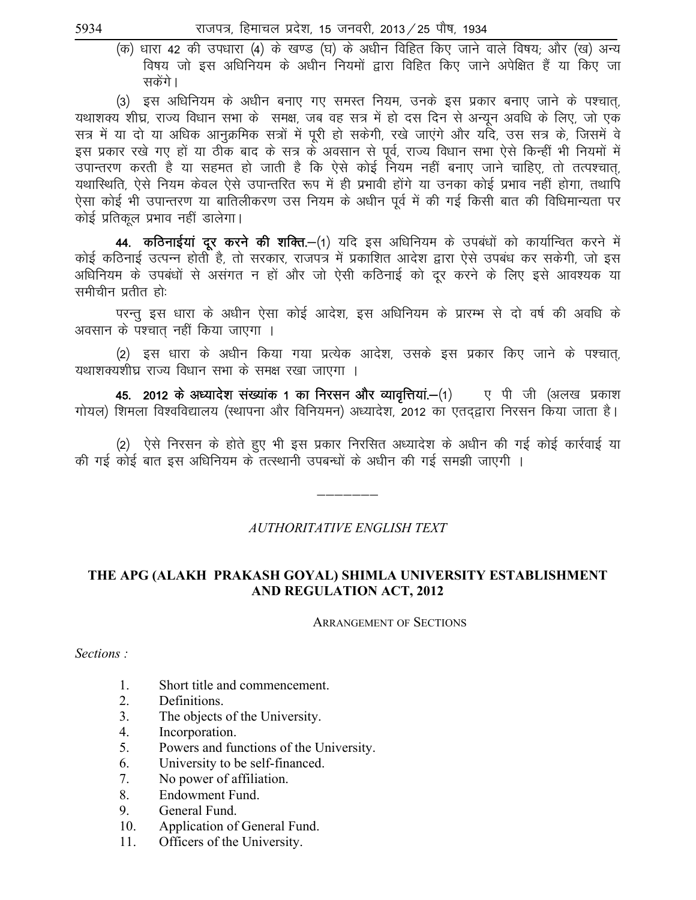(क) धारा 42 की उपधारा (4) के खण्ड (घ) के अधीन विहित किए जाने वाले विषय; और (ख) अन्य विषय जो इस अधिनियम के अधीन नियमों द्वारा विहित किए जाने अपेक्षित हैं या किए जा सकेंगे।

(3) इस अधिनियम के अधीन बनाए गए समस्त नियम, उनके इस प्रकार बनाए जाने के पश्चात्, यथाशक्य शीघ्र, राज्य विधान सभा के समक्ष, जब वह सत्र में हो दस दिन से अन्यून अवधि के लिए, जो एक सत्र में या दो या अधिक आनुक्रमिक सत्रों में पूरी हो सकेगी, रखे जाएंगे और यदि, उस सत्र के, जिसमें वे इस प्रकार रखे गए हों या ठीक बाद के सत्र के अवसान से पूर्व, राज्य विधान सभा ऐसे किन्हीं भी नियमों में उपान्तरण करती है या सहमत हो जाती है कि ऐसे कोई नियम नहीं बनाए जाने चाहिए, तो तत्पश्चात्, यथास्थिति, ऐसे नियम केवल ऐसे उपान्तरित रूप में ही प्रभावी होंगे या उनका कोई प्रभाव नहीं होगा, तथापि ऐसा कोई भी उपान्तरण या बातिलीकरण उस नियम के अधीन पूर्व में की गई किसी बात की विधिमान्यता पर कोई प्रतिकूल प्रभाव नहीं डालेगा।

**44. कठिनाईयां दूर करने की शक्ति.**–(1) यदि इस अधिनियम के उपबंधों को कार्यान्वित करने में कोई कठिनाई उत्पन्न होती है, तो सरकार, राजपत्र में प्रकाशित आदेश द्वारा ऐसे उपबंध कर सकेगी, जो इस अधिनियम के उपबंधों से असंगत न हों और जो ऐसी कठिनाई को दूर करने के लिए इसे आवश्यक या समीचीन प्रतीत होः

परन्तु इस धारा के अधीन ऐसा कोई आदेश, इस अधिनियम के प्रारम्भ से दो वर्ष की अवधि के अवसान के पश्चात् नहीं किया जाएगा ।

(2) इस धारा के अधीन किया गया प्रत्येक आदेश, उसके इस प्रकार किए जाने के पश्चात्, यथाशक्यशीघ्र राज्य विधान सभा के समक्ष रखा जाएगा ।

**45. 2012 के अध्यादेश संख्यांक 1 का निरसन और व्यावृत्तियां.**–(1) ए पी जी (अलख प्रकाश गोयल) शिमला विश्वविद्यालय (स्थापना और विनियमन) अध्यादेश, 2012 का एतद्द्वारा निरसन किया जाता है।

(2) ऐसे निरसन के होते हुए भी इस प्रकार निरसित अध्यादेश के अधीन की गई कोई कार्रवाई या की गई कोई बात इस अधिनियम के तत्स्थानी उपबन्धों के अधीन की गई समझी जाएगी ।

---

*AUTHORITATIVE ENGLISH TEXT*

## THE APG (ALAKH PRAKASH GOYAL) SHIMLA UNIVERSITY ESTABLISHMENT AND REGULATION ACT, 2012

ARRANGEMENT OF SECTIONS

*Sections :*

1. Short title and commencement.
2. Definitions.
3. The objects of the University.
4. Incorporation.
5. Powers and functions of the University.
6. University to be self-financed.
7. No power of affiliation.
8. Endowment Fund.
9. General Fund.
10. Application of General Fund.
11. Officers of the University.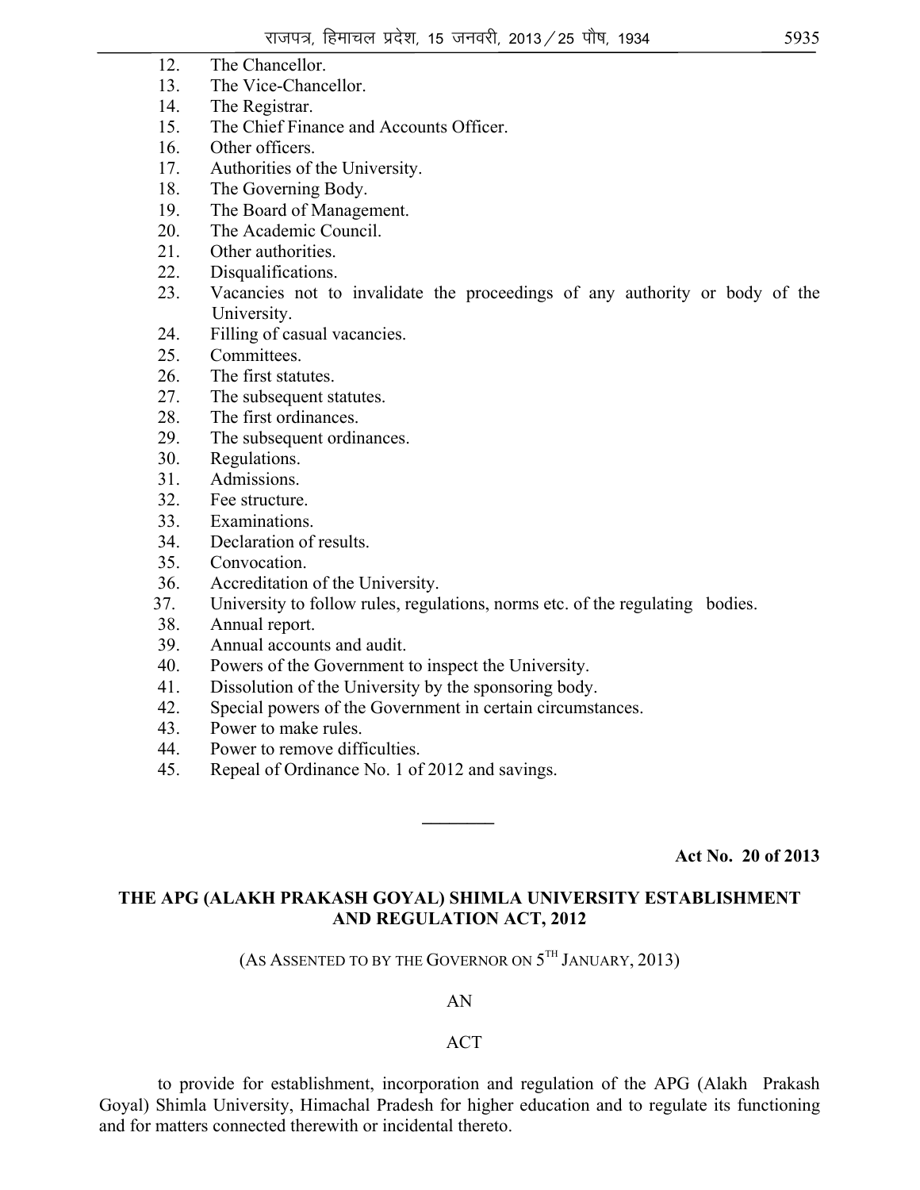12. The Chancellor.
13. The Vice-Chancellor.
14. The Registrar.
15. The Chief Finance and Accounts Officer.
16. Other officers.
17. Authorities of the University.
18. The Governing Body.
19. The Board of Management.
20. The Academic Council.
21. Other authorities.
22. Disqualifications.
23. Vacancies not to invalidate the proceedings of any authority or body of the University.
24. Filling of casual vacancies.
25. Committees.
26. The first statutes.
27. The subsequent statutes.
28. The first ordinances.
29. The subsequent ordinances.
30. Regulations.
31. Admissions.
32. Fee structure.
33. Examinations.
34. Declaration of results.
35. Convocation.
36. Accreditation of the University.
37. University to follow rules, regulations, norms etc. of the regulating bodies.
38. Annual report.
39. Annual accounts and audit.
40. Powers of the Government to inspect the University.
41. Dissolution of the University by the sponsoring body.
42. Special powers of the Government in certain circumstances.
43. Power to make rules.
44. Power to remove difficulties.
45. Repeal of Ordinance No. 1 of 2012 and savings.

---

**Act No. 20 of 2013**

## THE APG (ALAKH PRAKASH GOYAL) SHIMLA UNIVERSITY ESTABLISHMENT AND REGULATION ACT, 2012

(AS ASSENTED TO BY THE GOVERNOR ON 5TH JANUARY, 2013)

AN

ACT

to provide for establishment, incorporation and regulation of the APG (Alakh Prakash Goyal) Shimla University, Himachal Pradesh for higher education and to regulate its functioning and for matters connected therewith or incidental thereto.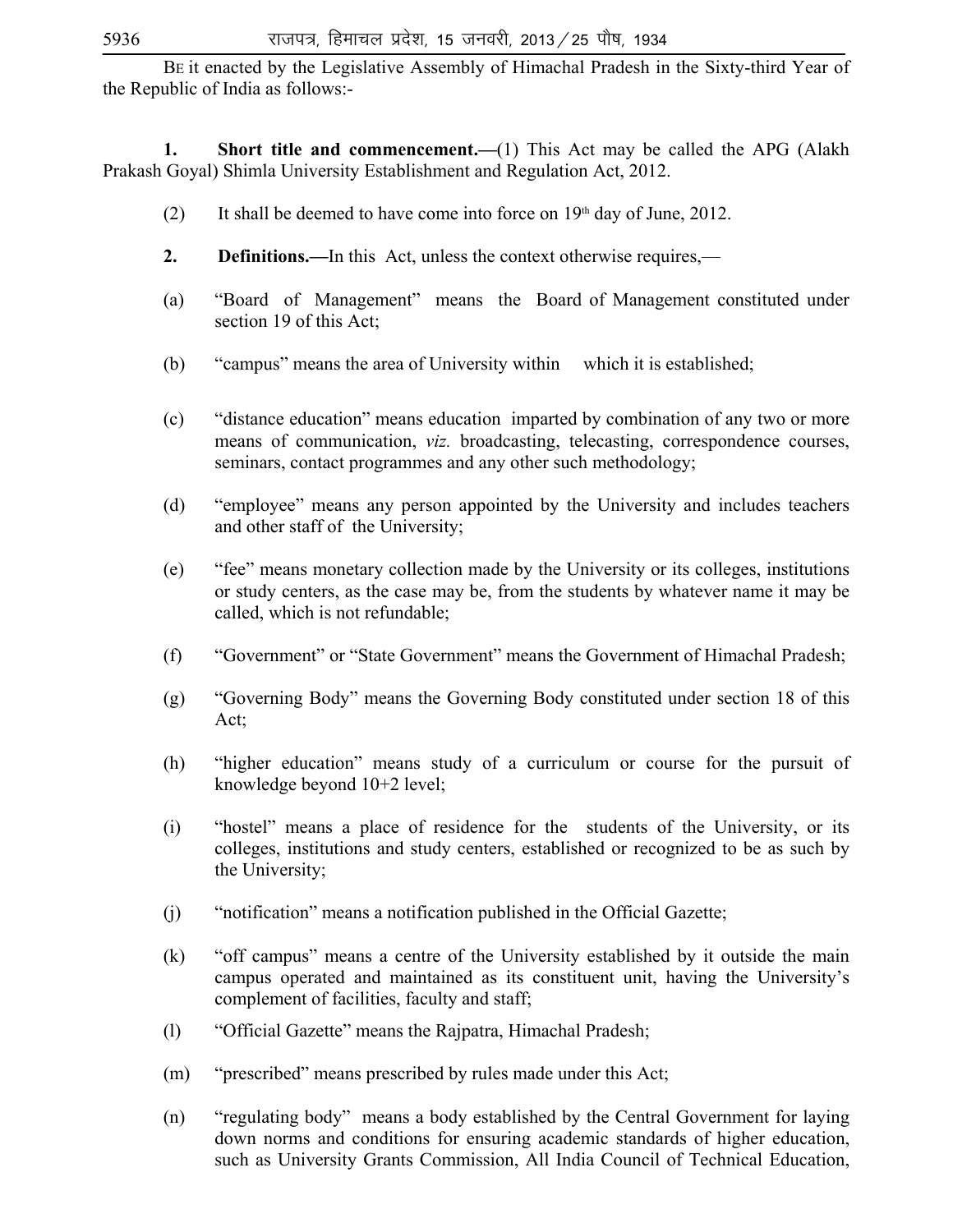BE it enacted by the Legislative Assembly of Himachal Pradesh in the Sixty-third Year of the Republic of India as follows:-

**1. Short title and commencement.—**(1) This Act may be called the APG (Alakh Prakash Goyal) Shimla University Establishment and Regulation Act, 2012.

(2) It shall be deemed to have come into force on 19th day of June, 2012.

**2. Definitions.—**In this Act, unless the context otherwise requires,—

(a) "Board of Management" means the Board of Management constituted under section 19 of this Act;

(b) "campus" means the area of University within which it is established;

(c) "distance education" means education imparted by combination of any two or more means of communication, *viz.* broadcasting, telecasting, correspondence courses, seminars, contact programmes and any other such methodology;

(d) "employee" means any person appointed by the University and includes teachers and other staff of the University;

(e) "fee" means monetary collection made by the University or its colleges, institutions or study centers, as the case may be, from the students by whatever name it may be called, which is not refundable;

(f) "Government" or "State Government" means the Government of Himachal Pradesh;

(g) "Governing Body" means the Governing Body constituted under section 18 of this Act;

(h) "higher education" means study of a curriculum or course for the pursuit of knowledge beyond 10+2 level;

(i) "hostel" means a place of residence for the students of the University, or its colleges, institutions and study centers, established or recognized to be as such by the University;

(j) "notification" means a notification published in the Official Gazette;

(k) "off campus" means a centre of the University established by it outside the main campus operated and maintained as its constituent unit, having the University's complement of facilities, faculty and staff;

(l) "Official Gazette" means the Rajpatra, Himachal Pradesh;

(m) "prescribed" means prescribed by rules made under this Act;

(n) "regulating body" means a body established by the Central Government for laying down norms and conditions for ensuring academic standards of higher education, such as University Grants Commission, All India Council of Technical Education,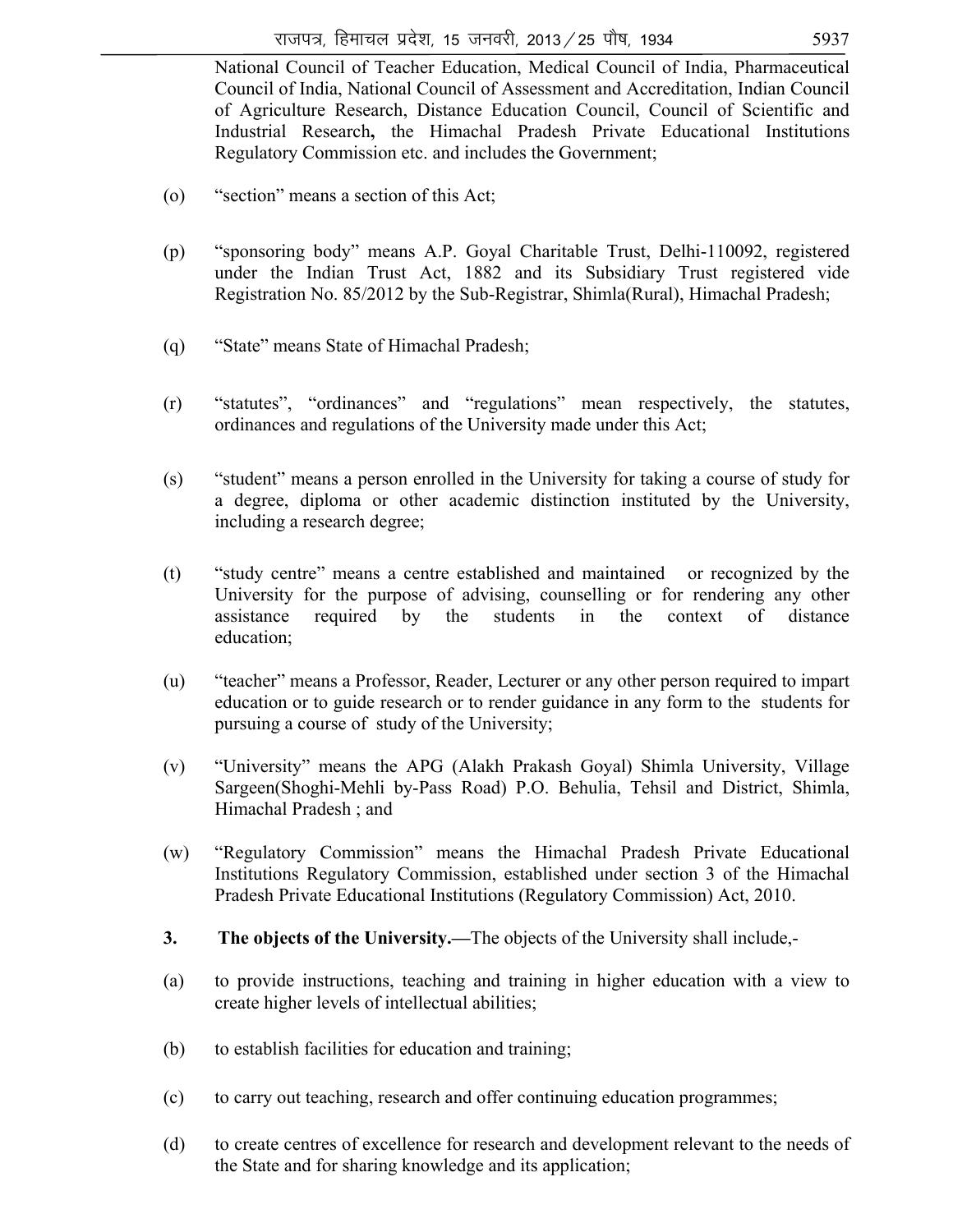National Council of Teacher Education, Medical Council of India, Pharmaceutical Council of India, National Council of Assessment and Accreditation, Indian Council of Agriculture Research, Distance Education Council, Council of Scientific and Industrial Research**,** the Himachal Pradesh Private Educational Institutions Regulatory Commission etc. and includes the Government;

(o) "section" means a section of this Act;

(p) "sponsoring body" means A.P. Goyal Charitable Trust, Delhi-110092, registered under the Indian Trust Act, 1882 and its Subsidiary Trust registered vide Registration No. 85/2012 by the Sub-Registrar, Shimla(Rural), Himachal Pradesh;

(q) "State" means State of Himachal Pradesh;

(r) "statutes", "ordinances" and "regulations" mean respectively, the statutes, ordinances and regulations of the University made under this Act;

(s) "student" means a person enrolled in the University for taking a course of study for a degree, diploma or other academic distinction instituted by the University, including a research degree;

(t) "study centre" means a centre established and maintained or recognized by the University for the purpose of advising, counselling or for rendering any other assistance required by the students in the context of distance education;

(u) "teacher" means a Professor, Reader, Lecturer or any other person required to impart education or to guide research or to render guidance in any form to the students for pursuing a course of study of the University;

(v) "University" means the APG (Alakh Prakash Goyal) Shimla University, Village Sargeen(Shoghi-Mehli by-Pass Road) P.O. Behulia, Tehsil and District, Shimla, Himachal Pradesh ; and

(w) "Regulatory Commission" means the Himachal Pradesh Private Educational Institutions Regulatory Commission, established under section 3 of the Himachal Pradesh Private Educational Institutions (Regulatory Commission) Act, 2010.

**3. The objects of the University.—**The objects of the University shall include,-

(a) to provide instructions, teaching and training in higher education with a view to create higher levels of intellectual abilities;

(b) to establish facilities for education and training;

(c) to carry out teaching, research and offer continuing education programmes;

(d) to create centres of excellence for research and development relevant to the needs of the State and for sharing knowledge and its application;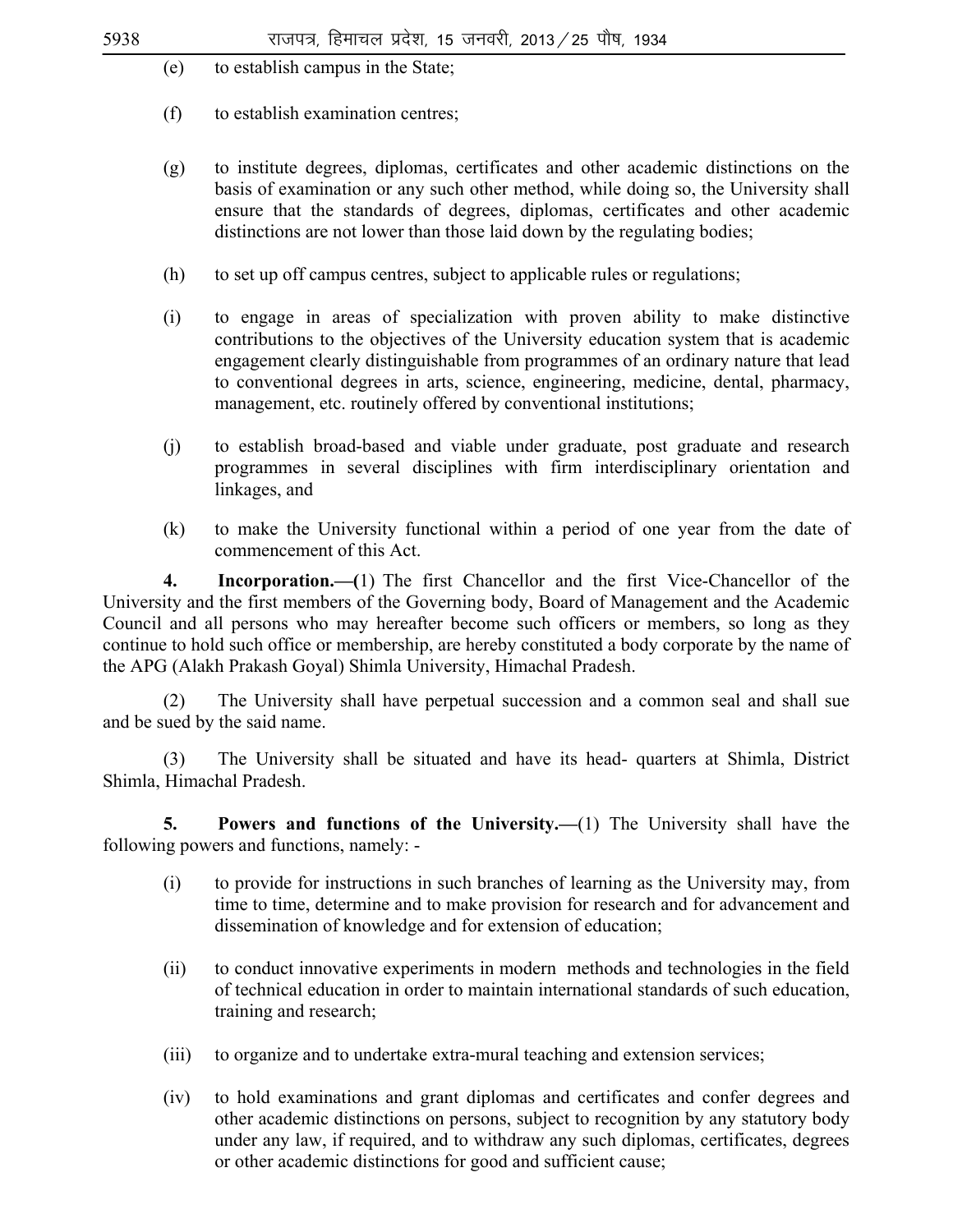(e) to establish campus in the State;

(f) to establish examination centres;

(g) to institute degrees, diplomas, certificates and other academic distinctions on the basis of examination or any such other method, while doing so, the University shall ensure that the standards of degrees, diplomas, certificates and other academic distinctions are not lower than those laid down by the regulating bodies;

(h) to set up off campus centres, subject to applicable rules or regulations;

(i) to engage in areas of specialization with proven ability to make distinctive contributions to the objectives of the University education system that is academic engagement clearly distinguishable from programmes of an ordinary nature that lead to conventional degrees in arts, science, engineering, medicine, dental, pharmacy, management, etc. routinely offered by conventional institutions;

(j) to establish broad-based and viable under graduate, post graduate and research programmes in several disciplines with firm interdisciplinary orientation and linkages, and

(k) to make the University functional within a period of one year from the date of commencement of this Act.

**4. Incorporation.—(**1) The first Chancellor and the first Vice-Chancellor of the University and the first members of the Governing body, Board of Management and the Academic Council and all persons who may hereafter become such officers or members, so long as they continue to hold such office or membership, are hereby constituted a body corporate by the name of the APG (Alakh Prakash Goyal) Shimla University, Himachal Pradesh.

(2) The University shall have perpetual succession and a common seal and shall sue and be sued by the said name.

(3) The University shall be situated and have its head- quarters at Shimla, District Shimla, Himachal Pradesh.

**5. Powers and functions of the University.—**(1) The University shall have the following powers and functions, namely: -

(i) to provide for instructions in such branches of learning as the University may, from time to time, determine and to make provision for research and for advancement and dissemination of knowledge and for extension of education;

(ii) to conduct innovative experiments in modern methods and technologies in the field of technical education in order to maintain international standards of such education, training and research;

(iii) to organize and to undertake extra-mural teaching and extension services;

(iv) to hold examinations and grant diplomas and certificates and confer degrees and other academic distinctions on persons, subject to recognition by any statutory body under any law, if required, and to withdraw any such diplomas, certificates, degrees or other academic distinctions for good and sufficient cause;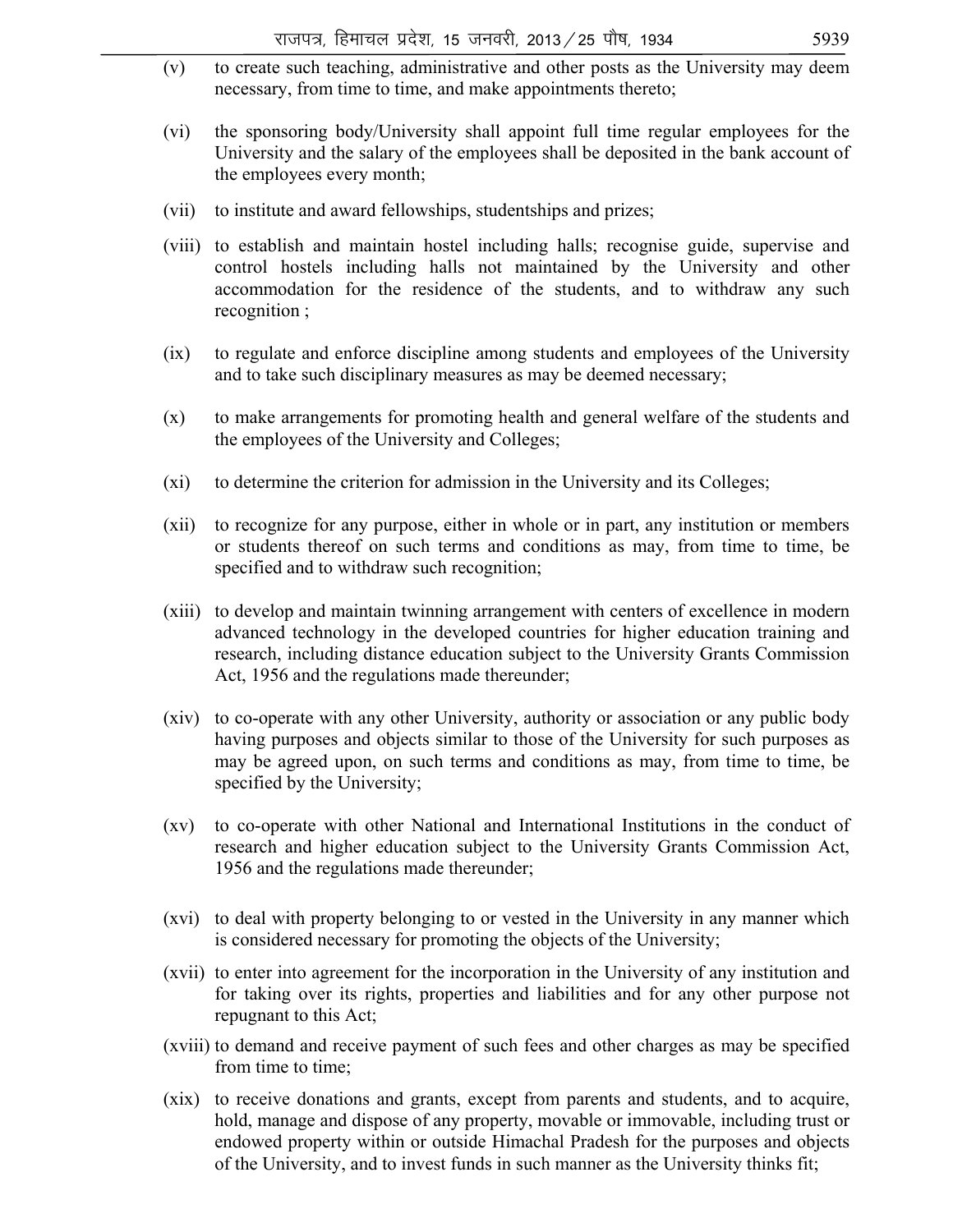(v) to create such teaching, administrative and other posts as the University may deem necessary, from time to time, and make appointments thereto;

(vi) the sponsoring body/University shall appoint full time regular employees for the University and the salary of the employees shall be deposited in the bank account of the employees every month;

(vii) to institute and award fellowships, studentships and prizes;

(viii) to establish and maintain hostel including halls; recognise guide, supervise and control hostels including halls not maintained by the University and other accommodation for the residence of the students, and to withdraw any such recognition ;

(ix) to regulate and enforce discipline among students and employees of the University and to take such disciplinary measures as may be deemed necessary;

(x) to make arrangements for promoting health and general welfare of the students and the employees of the University and Colleges;

(xi) to determine the criterion for admission in the University and its Colleges;

(xii) to recognize for any purpose, either in whole or in part, any institution or members or students thereof on such terms and conditions as may, from time to time, be specified and to withdraw such recognition;

(xiii) to develop and maintain twinning arrangement with centers of excellence in modern advanced technology in the developed countries for higher education training and research, including distance education subject to the University Grants Commission Act, 1956 and the regulations made thereunder;

(xiv) to co-operate with any other University, authority or association or any public body having purposes and objects similar to those of the University for such purposes as may be agreed upon, on such terms and conditions as may, from time to time, be specified by the University;

(xv) to co-operate with other National and International Institutions in the conduct of research and higher education subject to the University Grants Commission Act, 1956 and the regulations made thereunder;

(xvi) to deal with property belonging to or vested in the University in any manner which is considered necessary for promoting the objects of the University;

(xvii) to enter into agreement for the incorporation in the University of any institution and for taking over its rights, properties and liabilities and for any other purpose not repugnant to this Act;

(xviii) to demand and receive payment of such fees and other charges as may be specified from time to time;

(xix) to receive donations and grants, except from parents and students, and to acquire, hold, manage and dispose of any property, movable or immovable, including trust or endowed property within or outside Himachal Pradesh for the purposes and objects of the University, and to invest funds in such manner as the University thinks fit;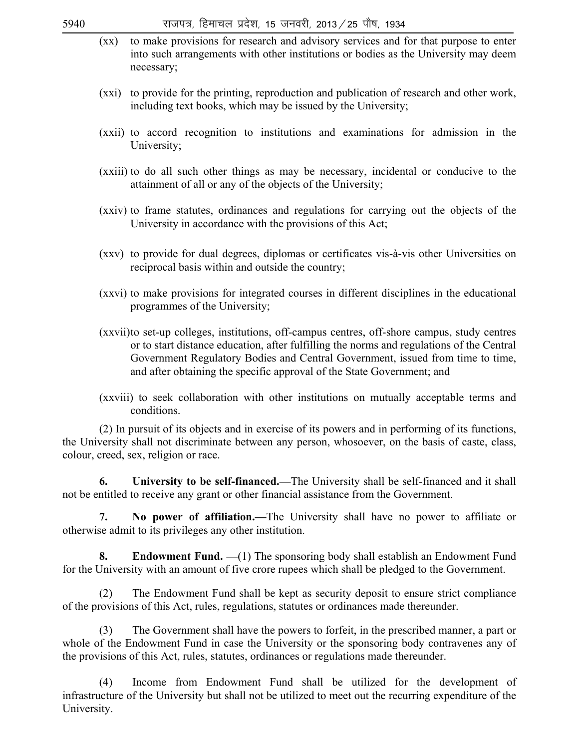(xx) to make provisions for research and advisory services and for that purpose to enter into such arrangements with other institutions or bodies as the University may deem necessary;

(xxi) to provide for the printing, reproduction and publication of research and other work, including text books, which may be issued by the University;

(xxii) to accord recognition to institutions and examinations for admission in the University;

(xxiii) to do all such other things as may be necessary, incidental or conducive to the attainment of all or any of the objects of the University;

(xxiv) to frame statutes, ordinances and regulations for carrying out the objects of the University in accordance with the provisions of this Act;

(xxv) to provide for dual degrees, diplomas or certificates vis-à-vis other Universities on reciprocal basis within and outside the country;

(xxvi) to make provisions for integrated courses in different disciplines in the educational programmes of the University;

(xxvii) to set-up colleges, institutions, off-campus centres, off-shore campus, study centres or to start distance education, after fulfilling the norms and regulations of the Central Government Regulatory Bodies and Central Government, issued from time to time, and after obtaining the specific approval of the State Government; and

(xxviii) to seek collaboration with other institutions on mutually acceptable terms and conditions.

(2) In pursuit of its objects and in exercise of its powers and in performing of its functions, the University shall not discriminate between any person, whosoever, on the basis of caste, class, colour, creed, sex, religion or race.

**6. University to be self-financed.—**The University shall be self-financed and it shall not be entitled to receive any grant or other financial assistance from the Government.

**7. No power of affiliation.—**The University shall have no power to affiliate or otherwise admit to its privileges any other institution.

**8. Endowment Fund. —**(1) The sponsoring body shall establish an Endowment Fund for the University with an amount of five crore rupees which shall be pledged to the Government.

(2) The Endowment Fund shall be kept as security deposit to ensure strict compliance of the provisions of this Act, rules, regulations, statutes or ordinances made thereunder.

(3) The Government shall have the powers to forfeit, in the prescribed manner, a part or whole of the Endowment Fund in case the University or the sponsoring body contravenes any of the provisions of this Act, rules, statutes, ordinances or regulations made thereunder.

(4) Income from Endowment Fund shall be utilized for the development of infrastructure of the University but shall not be utilized to meet out the recurring expenditure of the University.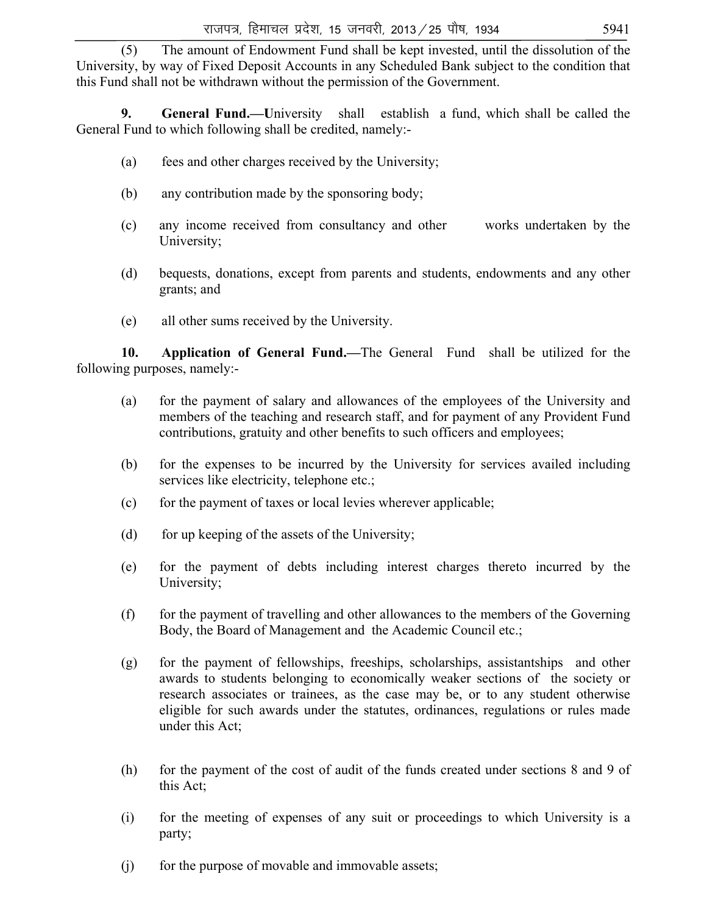(5) The amount of Endowment Fund shall be kept invested, until the dissolution of the University, by way of Fixed Deposit Accounts in any Scheduled Bank subject to the condition that this Fund shall not be withdrawn without the permission of the Government.

**9. General Fund.—U**niversity shall establish a fund, which shall be called the General Fund to which following shall be credited, namely:-

(a) fees and other charges received by the University;

(b) any contribution made by the sponsoring body;

(c) any income received from consultancy and other works undertaken by the University;

(d) bequests, donations, except from parents and students, endowments and any other grants; and

(e) all other sums received by the University.

**10. Application of General Fund.—**The General Fund shall be utilized for the following purposes, namely:-

(a) for the payment of salary and allowances of the employees of the University and members of the teaching and research staff, and for payment of any Provident Fund contributions, gratuity and other benefits to such officers and employees;

(b) for the expenses to be incurred by the University for services availed including services like electricity, telephone etc.;

(c) for the payment of taxes or local levies wherever applicable;

(d) for up keeping of the assets of the University;

(e) for the payment of debts including interest charges thereto incurred by the University;

(f) for the payment of travelling and other allowances to the members of the Governing Body, the Board of Management and the Academic Council etc.;

(g) for the payment of fellowships, freeships, scholarships, assistantships and other awards to students belonging to economically weaker sections of the society or research associates or trainees, as the case may be, or to any student otherwise eligible for such awards under the statutes, ordinances, regulations or rules made under this Act;

(h) for the payment of the cost of audit of the funds created under sections 8 and 9 of this Act;

(i) for the meeting of expenses of any suit or proceedings to which University is a party;

(j) for the purpose of movable and immovable assets;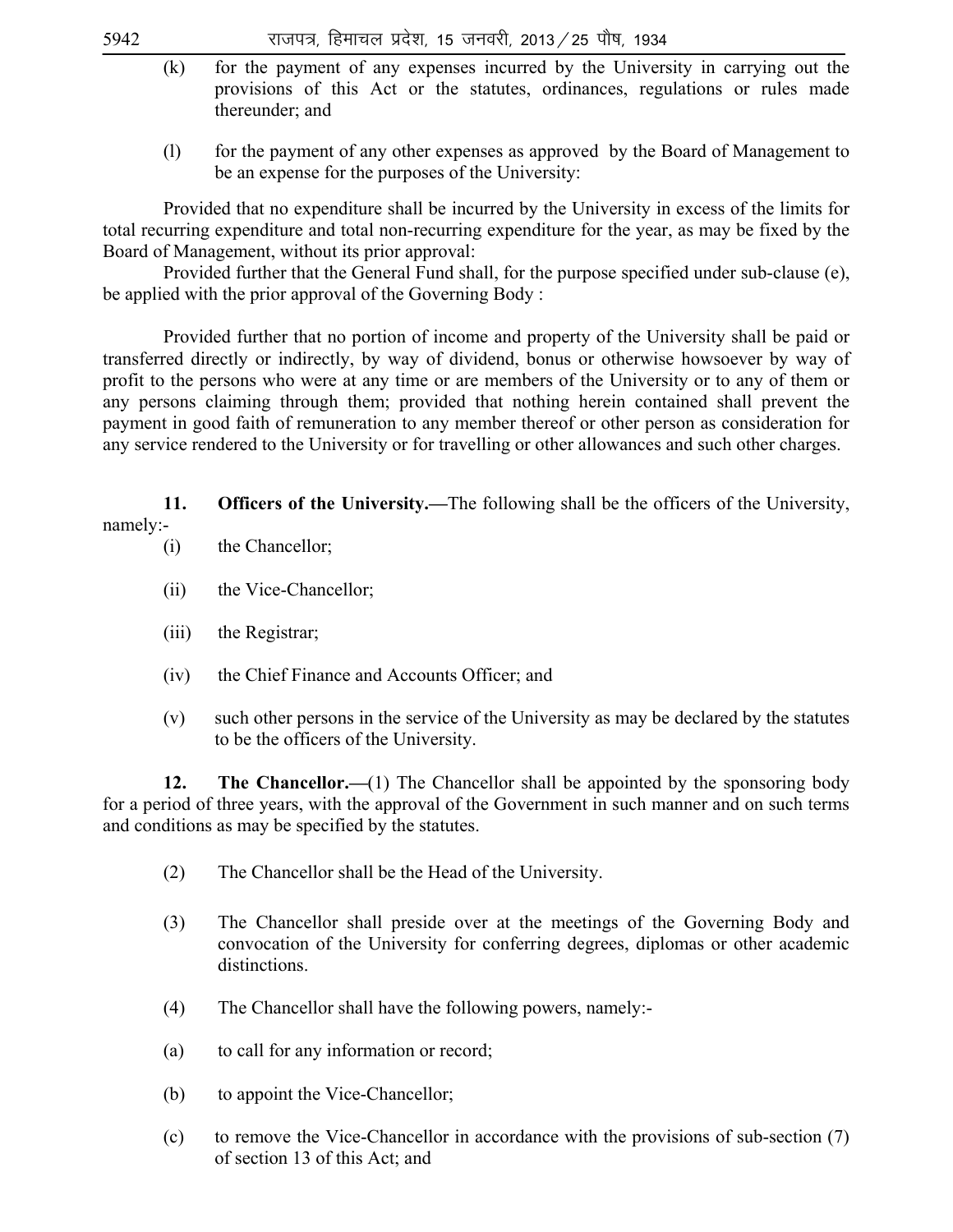(k) for the payment of any expenses incurred by the University in carrying out the provisions of this Act or the statutes, ordinances, regulations or rules made thereunder; and

(l) for the payment of any other expenses as approved by the Board of Management to be an expense for the purposes of the University:

Provided that no expenditure shall be incurred by the University in excess of the limits for total recurring expenditure and total non-recurring expenditure for the year, as may be fixed by the Board of Management, without its prior approval:

Provided further that the General Fund shall, for the purpose specified under sub-clause (e), be applied with the prior approval of the Governing Body :

Provided further that no portion of income and property of the University shall be paid or transferred directly or indirectly, by way of dividend, bonus or otherwise howsoever by way of profit to the persons who were at any time or are members of the University or to any of them or any persons claiming through them; provided that nothing herein contained shall prevent the payment in good faith of remuneration to any member thereof or other person as consideration for any service rendered to the University or for travelling or other allowances and such other charges.

**11. Officers of the University.—**The following shall be the officers of the University, namely:-

(i) the Chancellor;

(ii) the Vice-Chancellor;

(iii) the Registrar;

(iv) the Chief Finance and Accounts Officer; and

(v) such other persons in the service of the University as may be declared by the statutes to be the officers of the University.

**12. The Chancellor.—**(1) The Chancellor shall be appointed by the sponsoring body for a period of three years, with the approval of the Government in such manner and on such terms and conditions as may be specified by the statutes.

(2) The Chancellor shall be the Head of the University.

(3) The Chancellor shall preside over at the meetings of the Governing Body and convocation of the University for conferring degrees, diplomas or other academic distinctions.

(4) The Chancellor shall have the following powers, namely:-

(a) to call for any information or record;

(b) to appoint the Vice-Chancellor;

(c) to remove the Vice-Chancellor in accordance with the provisions of sub-section (7) of section 13 of this Act; and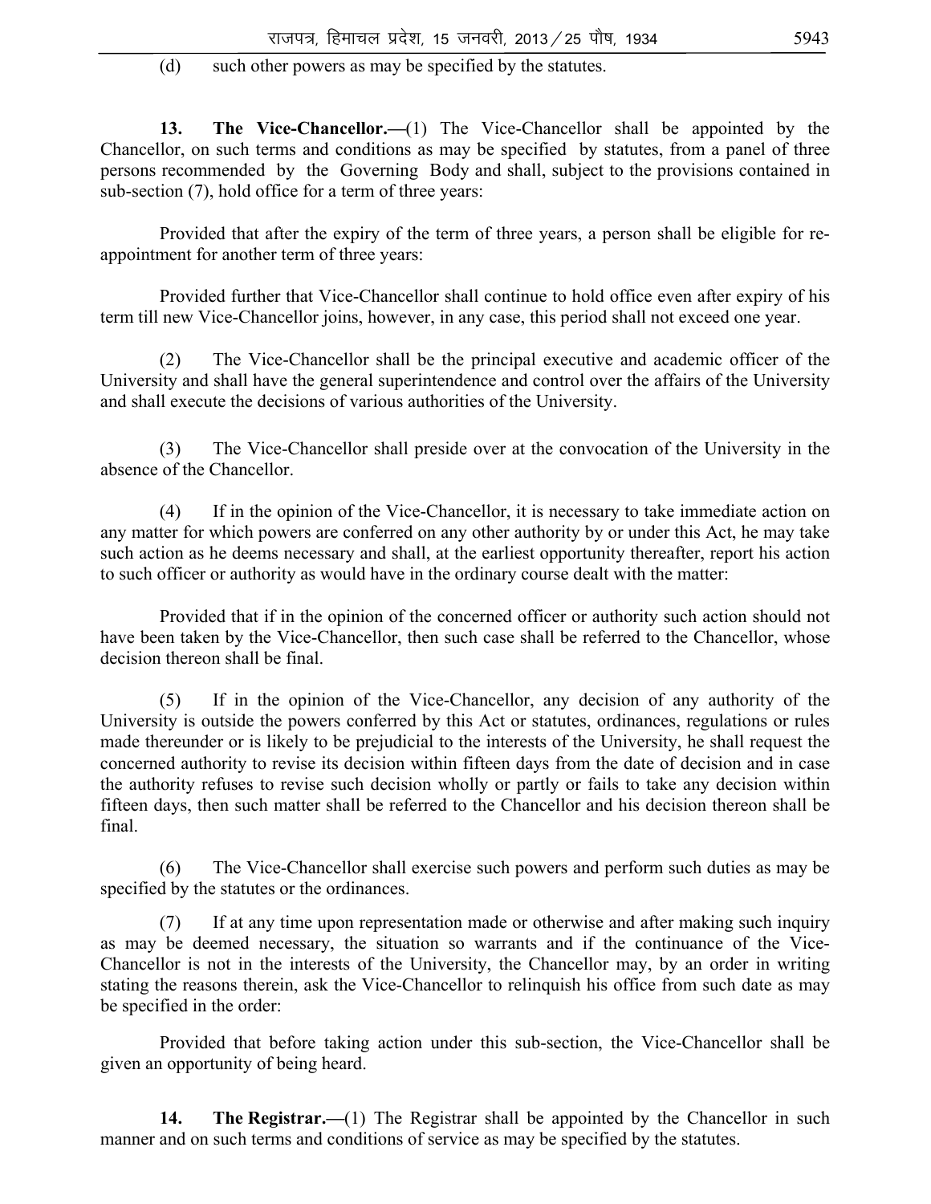(d) such other powers as may be specified by the statutes.

**13. The Vice-Chancellor.**—(1) The Vice-Chancellor shall be appointed by the Chancellor, on such terms and conditions as may be specified by statutes, from a panel of three persons recommended by the Governing Body and shall, subject to the provisions contained in sub-section (7), hold office for a term of three years:

Provided that after the expiry of the term of three years, a person shall be eligible for re-appointment for another term of three years:

Provided further that Vice-Chancellor shall continue to hold office even after expiry of his term till new Vice-Chancellor joins, however, in any case, this period shall not exceed one year.

(2) The Vice-Chancellor shall be the principal executive and academic officer of the University and shall have the general superintendence and control over the affairs of the University and shall execute the decisions of various authorities of the University.

(3) The Vice-Chancellor shall preside over at the convocation of the University in the absence of the Chancellor.

(4) If in the opinion of the Vice-Chancellor, it is necessary to take immediate action on any matter for which powers are conferred on any other authority by or under this Act, he may take such action as he deems necessary and shall, at the earliest opportunity thereafter, report his action to such officer or authority as would have in the ordinary course dealt with the matter:

Provided that if in the opinion of the concerned officer or authority such action should not have been taken by the Vice-Chancellor, then such case shall be referred to the Chancellor, whose decision thereon shall be final.

(5) If in the opinion of the Vice-Chancellor, any decision of any authority of the University is outside the powers conferred by this Act or statutes, ordinances, regulations or rules made thereunder or is likely to be prejudicial to the interests of the University, he shall request the concerned authority to revise its decision within fifteen days from the date of decision and in case the authority refuses to revise such decision wholly or partly or fails to take any decision within fifteen days, then such matter shall be referred to the Chancellor and his decision thereon shall be final.

(6) The Vice-Chancellor shall exercise such powers and perform such duties as may be specified by the statutes or the ordinances.

(7) If at any time upon representation made or otherwise and after making such inquiry as may be deemed necessary, the situation so warrants and if the continuance of the Vice-Chancellor is not in the interests of the University, the Chancellor may, by an order in writing stating the reasons therein, ask the Vice-Chancellor to relinquish his office from such date as may be specified in the order:

Provided that before taking action under this sub-section, the Vice-Chancellor shall be given an opportunity of being heard.

**14. The Registrar.**—(1) The Registrar shall be appointed by the Chancellor in such manner and on such terms and conditions of service as may be specified by the statutes.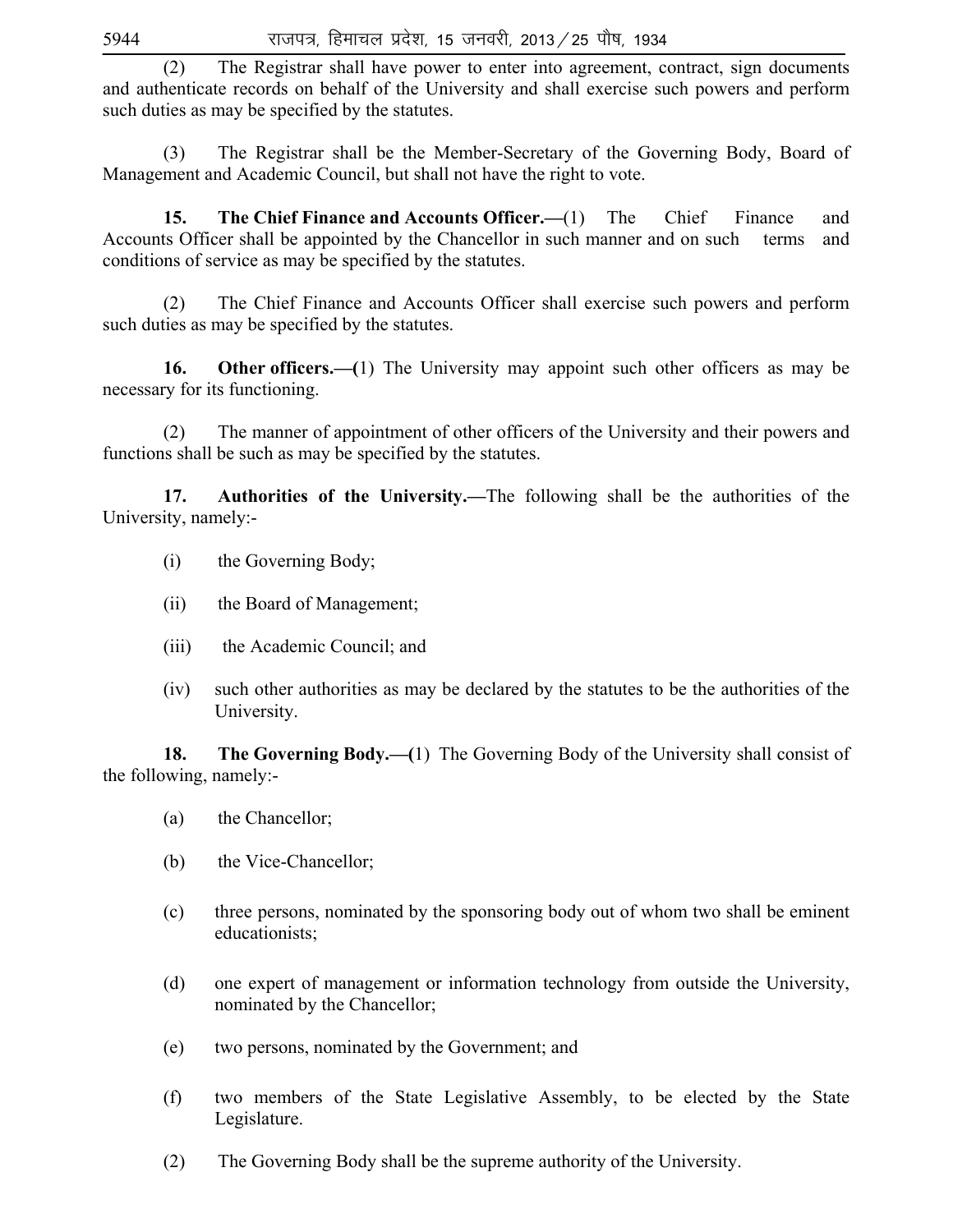(2) The Registrar shall have power to enter into agreement, contract, sign documents and authenticate records on behalf of the University and shall exercise such powers and perform such duties as may be specified by the statutes.

(3) The Registrar shall be the Member-Secretary of the Governing Body, Board of Management and Academic Council, but shall not have the right to vote.

**15. The Chief Finance and Accounts Officer.—**(1) The Chief Finance and Accounts Officer shall be appointed by the Chancellor in such manner and on such terms and conditions of service as may be specified by the statutes.

(2) The Chief Finance and Accounts Officer shall exercise such powers and perform such duties as may be specified by the statutes.

**16. Other officers.—**(1) The University may appoint such other officers as may be necessary for its functioning.

(2) The manner of appointment of other officers of the University and their powers and functions shall be such as may be specified by the statutes.

**17. Authorities of the University.—**The following shall be the authorities of the University, namely:-

(i) the Governing Body;

(ii) the Board of Management;

(iii) the Academic Council; and

(iv) such other authorities as may be declared by the statutes to be the authorities of the University.

**18. The Governing Body.—**(1) The Governing Body of the University shall consist of the following, namely:-

(a) the Chancellor;

(b) the Vice-Chancellor;

(c) three persons, nominated by the sponsoring body out of whom two shall be eminent educationists;

(d) one expert of management or information technology from outside the University, nominated by the Chancellor;

(e) two persons, nominated by the Government; and

(f) two members of the State Legislative Assembly, to be elected by the State Legislature.

(2) The Governing Body shall be the supreme authority of the University.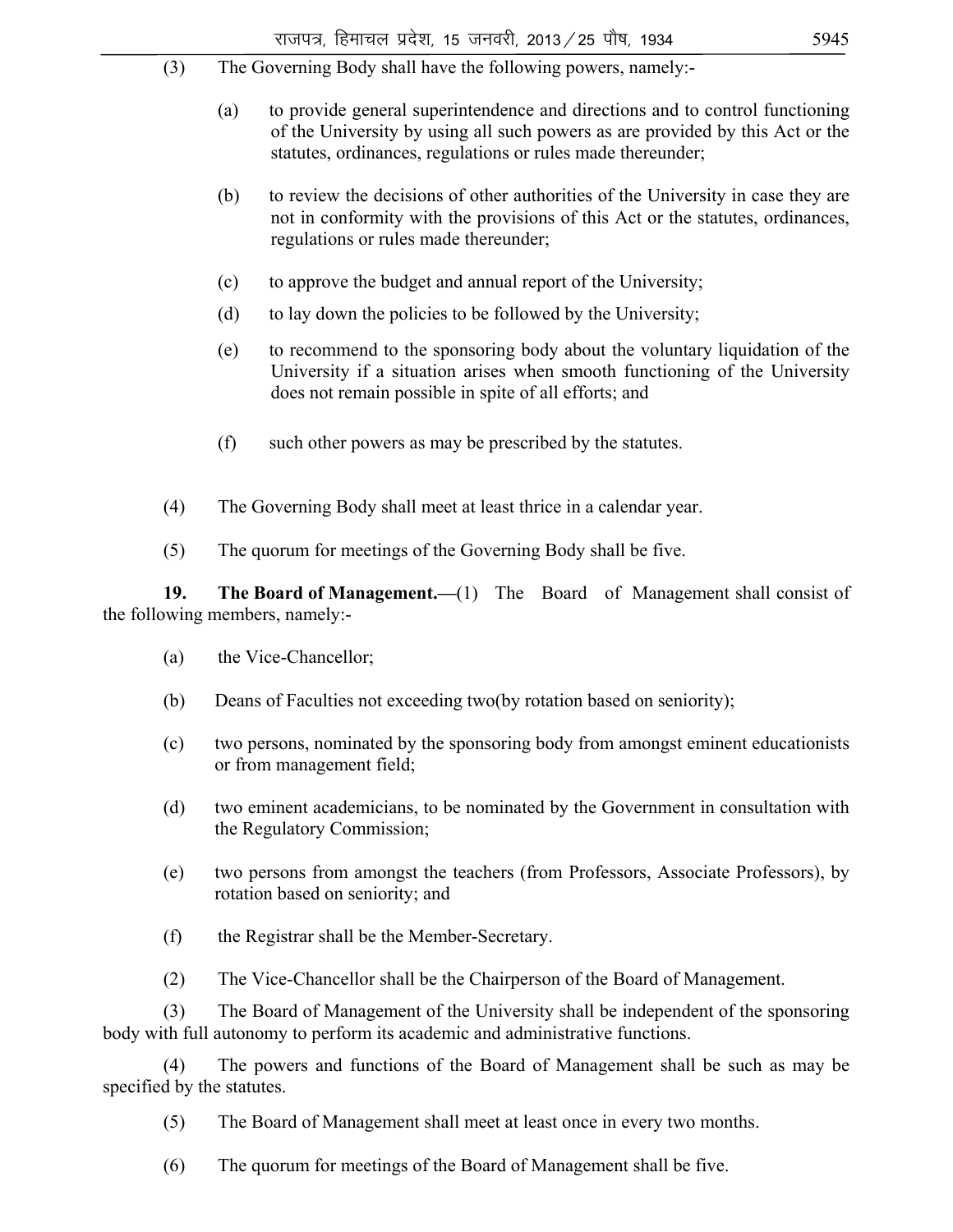(3) The Governing Body shall have the following powers, namely:-

(a) to provide general superintendence and directions and to control functioning of the University by using all such powers as are provided by this Act or the statutes, ordinances, regulations or rules made thereunder;

(b) to review the decisions of other authorities of the University in case they are not in conformity with the provisions of this Act or the statutes, ordinances, regulations or rules made thereunder;

(c) to approve the budget and annual report of the University;

(d) to lay down the policies to be followed by the University;

(e) to recommend to the sponsoring body about the voluntary liquidation of the University if a situation arises when smooth functioning of the University does not remain possible in spite of all efforts; and

(f) such other powers as may be prescribed by the statutes.

(4) The Governing Body shall meet at least thrice in a calendar year.

(5) The quorum for meetings of the Governing Body shall be five.

**19. The Board of Management.—**(1) The Board of Management shall consist of the following members, namely:-

(a) the Vice-Chancellor;

(b) Deans of Faculties not exceeding two(by rotation based on seniority);

(c) two persons, nominated by the sponsoring body from amongst eminent educationists or from management field;

(d) two eminent academicians, to be nominated by the Government in consultation with the Regulatory Commission;

(e) two persons from amongst the teachers (from Professors, Associate Professors), by rotation based on seniority; and

(f) the Registrar shall be the Member-Secretary.

(2) The Vice-Chancellor shall be the Chairperson of the Board of Management.

(3) The Board of Management of the University shall be independent of the sponsoring body with full autonomy to perform its academic and administrative functions.

(4) The powers and functions of the Board of Management shall be such as may be specified by the statutes.

(5) The Board of Management shall meet at least once in every two months.

(6) The quorum for meetings of the Board of Management shall be five.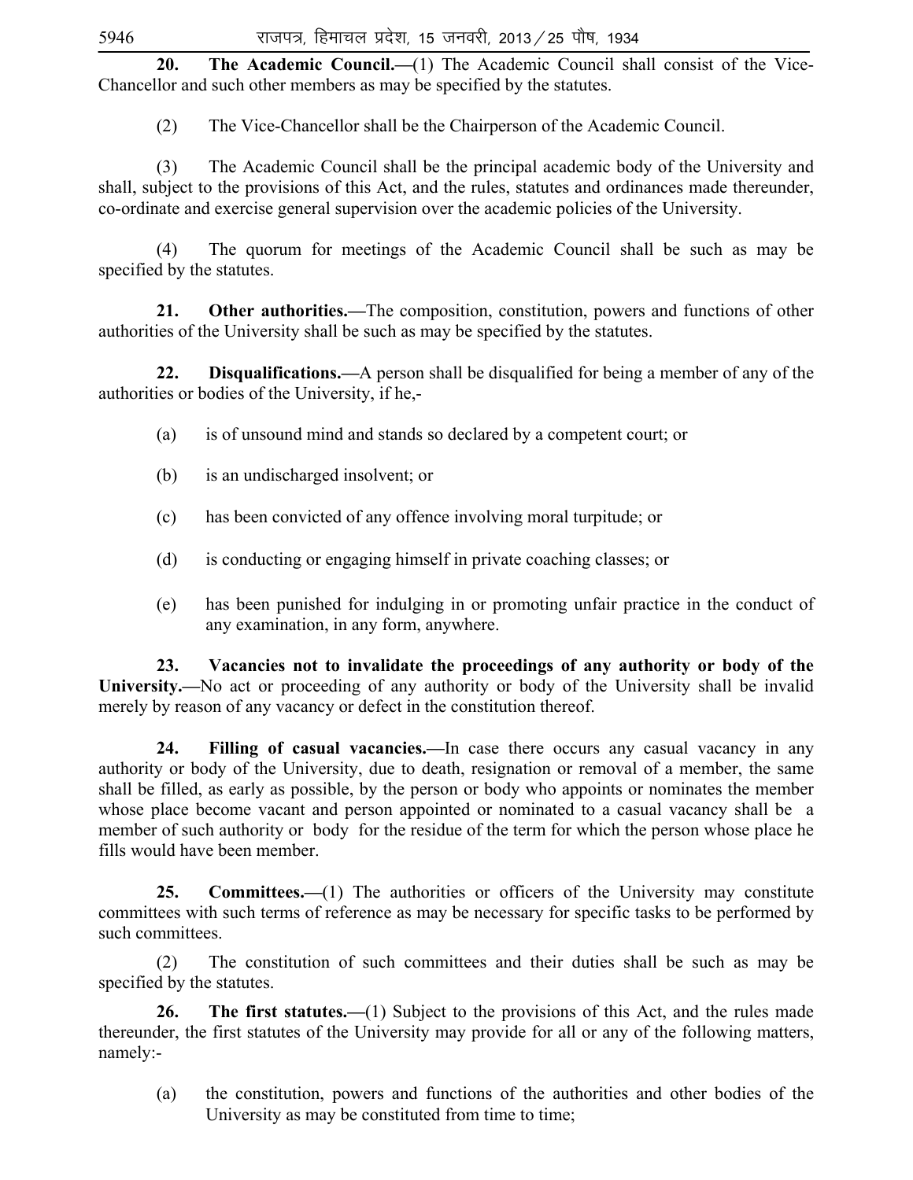**20. The Academic Council.**—(1) The Academic Council shall consist of the Vice-Chancellor and such other members as may be specified by the statutes.

(2) The Vice-Chancellor shall be the Chairperson of the Academic Council.

(3) The Academic Council shall be the principal academic body of the University and shall, subject to the provisions of this Act, and the rules, statutes and ordinances made thereunder, co-ordinate and exercise general supervision over the academic policies of the University.

(4) The quorum for meetings of the Academic Council shall be such as may be specified by the statutes.

**21. Other authorities.**—The composition, constitution, powers and functions of other authorities of the University shall be such as may be specified by the statutes.

**22. Disqualifications.**—A person shall be disqualified for being a member of any of the authorities or bodies of the University, if he,-

(a) is of unsound mind and stands so declared by a competent court; or

(b) is an undischarged insolvent; or

(c) has been convicted of any offence involving moral turpitude; or

(d) is conducting or engaging himself in private coaching classes; or

(e) has been punished for indulging in or promoting unfair practice in the conduct of any examination, in any form, anywhere.

**23. Vacancies not to invalidate the proceedings of any authority or body of the University.**—No act or proceeding of any authority or body of the University shall be invalid merely by reason of any vacancy or defect in the constitution thereof.

**24. Filling of casual vacancies.**—In case there occurs any casual vacancy in any authority or body of the University, due to death, resignation or removal of a member, the same shall be filled, as early as possible, by the person or body who appoints or nominates the member whose place become vacant and person appointed or nominated to a casual vacancy shall be a member of such authority or body for the residue of the term for which the person whose place he fills would have been member.

**25. Committees.**—(1) The authorities or officers of the University may constitute committees with such terms of reference as may be necessary for specific tasks to be performed by such committees.

(2) The constitution of such committees and their duties shall be such as may be specified by the statutes.

**26. The first statutes.**—(1) Subject to the provisions of this Act, and the rules made thereunder, the first statutes of the University may provide for all or any of the following matters, namely:-

(a) the constitution, powers and functions of the authorities and other bodies of the University as may be constituted from time to time;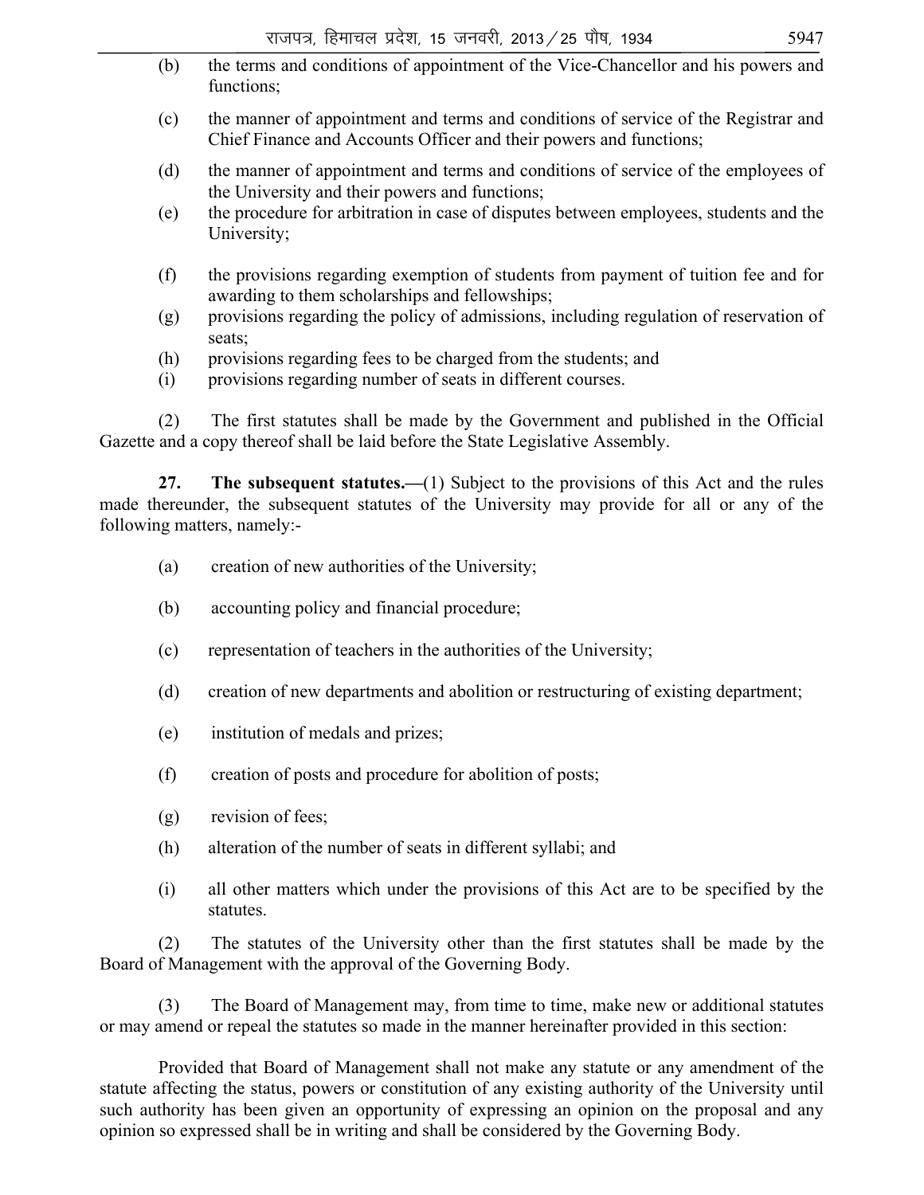(b) the terms and conditions of appointment of the Vice-Chancellor and his powers and functions;

(c) the manner of appointment and terms and conditions of service of the Registrar and Chief Finance and Accounts Officer and their powers and functions;

(d) the manner of appointment and terms and conditions of service of the employees of the University and their powers and functions;

(e) the procedure for arbitration in case of disputes between employees, students and the University;

(f) the provisions regarding exemption of students from payment of tuition fee and for awarding to them scholarships and fellowships;

(g) provisions regarding the policy of admissions, including regulation of reservation of seats;

(h) provisions regarding fees to be charged from the students; and

(i) provisions regarding number of seats in different courses.

(2) The first statutes shall be made by the Government and published in the Official Gazette and a copy thereof shall be laid before the State Legislative Assembly.

**27. The subsequent statutes.—**(1) Subject to the provisions of this Act and the rules made thereunder, the subsequent statutes of the University may provide for all or any of the following matters, namely:-

(a) creation of new authorities of the University;

(b) accounting policy and financial procedure;

(c) representation of teachers in the authorities of the University;

(d) creation of new departments and abolition or restructuring of existing department;

(e) institution of medals and prizes;

(f) creation of posts and procedure for abolition of posts;

(g) revision of fees;

(h) alteration of the number of seats in different syllabi; and

(i) all other matters which under the provisions of this Act are to be specified by the statutes.

(2) The statutes of the University other than the first statutes shall be made by the Board of Management with the approval of the Governing Body.

(3) The Board of Management may, from time to time, make new or additional statutes or may amend or repeal the statutes so made in the manner hereinafter provided in this section:

Provided that Board of Management shall not make any statute or any amendment of the statute affecting the status, powers or constitution of any existing authority of the University until such authority has been given an opportunity of expressing an opinion on the proposal and any opinion so expressed shall be in writing and shall be considered by the Governing Body.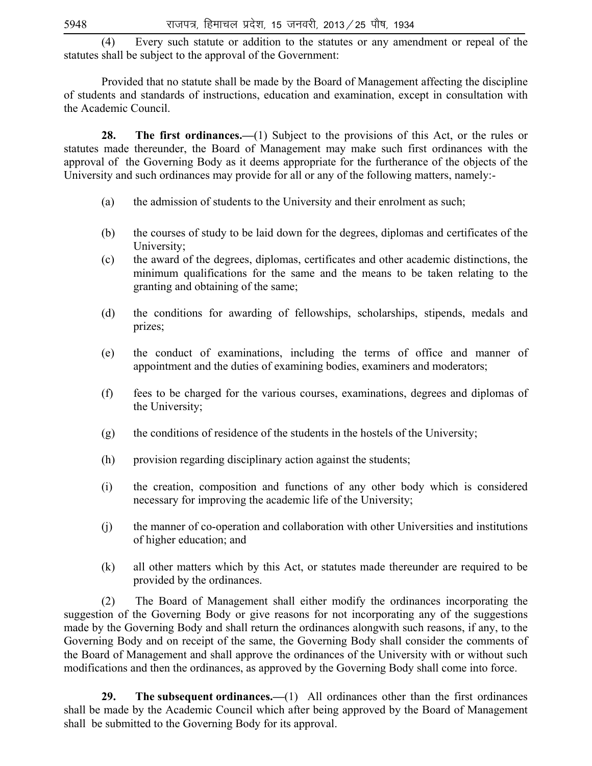(4) Every such statute or addition to the statutes or any amendment or repeal of the statutes shall be subject to the approval of the Government:

Provided that no statute shall be made by the Board of Management affecting the discipline of students and standards of instructions, education and examination, except in consultation with the Academic Council.

**28. The first ordinances.—**(1) Subject to the provisions of this Act, or the rules or statutes made thereunder, the Board of Management may make such first ordinances with the approval of the Governing Body as it deems appropriate for the furtherance of the objects of the University and such ordinances may provide for all or any of the following matters, namely:-

(a) the admission of students to the University and their enrolment as such;

(b) the courses of study to be laid down for the degrees, diplomas and certificates of the University;

(c) the award of the degrees, diplomas, certificates and other academic distinctions, the minimum qualifications for the same and the means to be taken relating to the granting and obtaining of the same;

(d) the conditions for awarding of fellowships, scholarships, stipends, medals and prizes;

(e) the conduct of examinations, including the terms of office and manner of appointment and the duties of examining bodies, examiners and moderators;

(f) fees to be charged for the various courses, examinations, degrees and diplomas of the University;

(g) the conditions of residence of the students in the hostels of the University;

(h) provision regarding disciplinary action against the students;

(i) the creation, composition and functions of any other body which is considered necessary for improving the academic life of the University;

(j) the manner of co-operation and collaboration with other Universities and institutions of higher education; and

(k) all other matters which by this Act, or statutes made thereunder are required to be provided by the ordinances.

(2) The Board of Management shall either modify the ordinances incorporating the suggestion of the Governing Body or give reasons for not incorporating any of the suggestions made by the Governing Body and shall return the ordinances alongwith such reasons, if any, to the Governing Body and on receipt of the same, the Governing Body shall consider the comments of the Board of Management and shall approve the ordinances of the University with or without such modifications and then the ordinances, as approved by the Governing Body shall come into force.

**29. The subsequent ordinances.—**(1) All ordinances other than the first ordinances shall be made by the Academic Council which after being approved by the Board of Management shall be submitted to the Governing Body for its approval.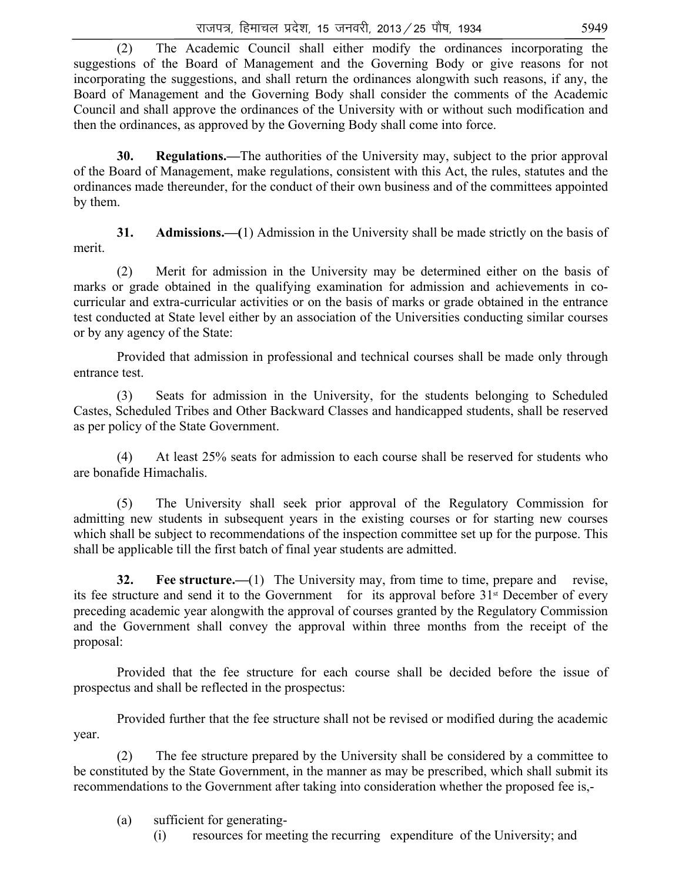(2) The Academic Council shall either modify the ordinances incorporating the suggestions of the Board of Management and the Governing Body or give reasons for not incorporating the suggestions, and shall return the ordinances alongwith such reasons, if any, the Board of Management and the Governing Body shall consider the comments of the Academic Council and shall approve the ordinances of the University with or without such modification and then the ordinances, as approved by the Governing Body shall come into force.

**30. Regulations.—**The authorities of the University may, subject to the prior approval of the Board of Management, make regulations, consistent with this Act, the rules, statutes and the ordinances made thereunder, for the conduct of their own business and of the committees appointed by them.

**31. Admissions.—(**1) Admission in the University shall be made strictly on the basis of merit.

(2) Merit for admission in the University may be determined either on the basis of marks or grade obtained in the qualifying examination for admission and achievements in co-curricular and extra-curricular activities or on the basis of marks or grade obtained in the entrance test conducted at State level either by an association of the Universities conducting similar courses or by any agency of the State:

Provided that admission in professional and technical courses shall be made only through entrance test.

(3) Seats for admission in the University, for the students belonging to Scheduled Castes, Scheduled Tribes and Other Backward Classes and handicapped students, shall be reserved as per policy of the State Government.

(4) At least 25% seats for admission to each course shall be reserved for students who are bonafide Himachalis.

(5) The University shall seek prior approval of the Regulatory Commission for admitting new students in subsequent years in the existing courses or for starting new courses which shall be subject to recommendations of the inspection committee set up for the purpose. This shall be applicable till the first batch of final year students are admitted.

**32. Fee structure.—**(1) The University may, from time to time, prepare and revise, its fee structure and send it to the Government for its approval before 31st December of every preceding academic year alongwith the approval of courses granted by the Regulatory Commission and the Government shall convey the approval within three months from the receipt of the proposal:

Provided that the fee structure for each course shall be decided before the issue of prospectus and shall be reflected in the prospectus:

Provided further that the fee structure shall not be revised or modified during the academic year.

(2) The fee structure prepared by the University shall be considered by a committee to be constituted by the State Government, in the manner as may be prescribed, which shall submit its recommendations to the Government after taking into consideration whether the proposed fee is,-

(a) sufficient for generating-

(i) resources for meeting the recurring expenditure of the University; and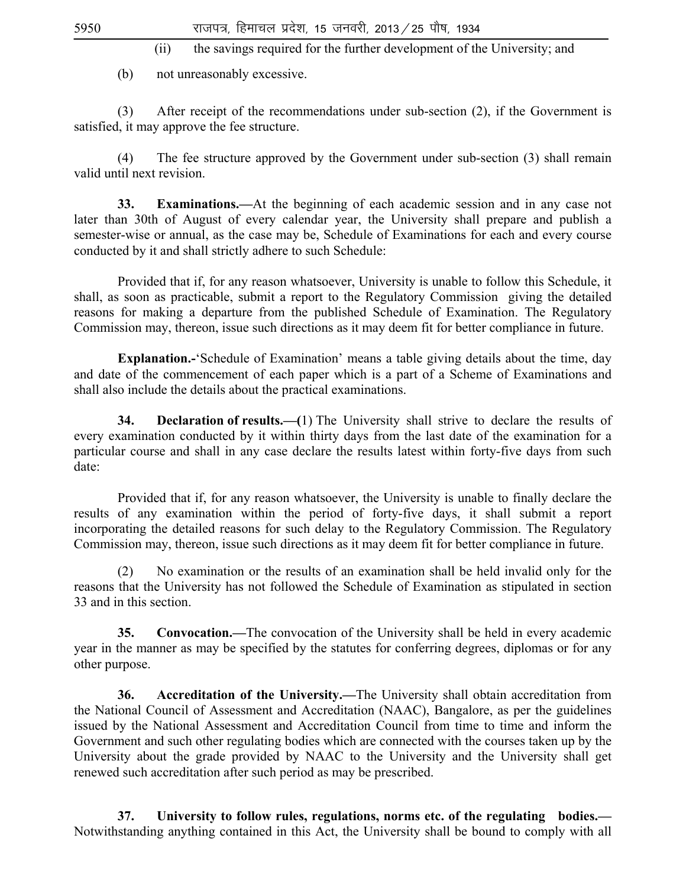(ii) the savings required for the further development of the University; and

(b) not unreasonably excessive.

(3) After receipt of the recommendations under sub-section (2), if the Government is satisfied, it may approve the fee structure.

(4) The fee structure approved by the Government under sub-section (3) shall remain valid until next revision.

**33. Examinations.—**At the beginning of each academic session and in any case not later than 30th of August of every calendar year, the University shall prepare and publish a semester-wise or annual, as the case may be, Schedule of Examinations for each and every course conducted by it and shall strictly adhere to such Schedule:

Provided that if, for any reason whatsoever, University is unable to follow this Schedule, it shall, as soon as practicable, submit a report to the Regulatory Commission giving the detailed reasons for making a departure from the published Schedule of Examination. The Regulatory Commission may, thereon, issue such directions as it may deem fit for better compliance in future.

**Explanation.-**'Schedule of Examination' means a table giving details about the time, day and date of the commencement of each paper which is a part of a Scheme of Examinations and shall also include the details about the practical examinations.

**34. Declaration of results.—(**1) The University shall strive to declare the results of every examination conducted by it within thirty days from the last date of the examination for a particular course and shall in any case declare the results latest within forty-five days from such date:

Provided that if, for any reason whatsoever, the University is unable to finally declare the results of any examination within the period of forty-five days, it shall submit a report incorporating the detailed reasons for such delay to the Regulatory Commission. The Regulatory Commission may, thereon, issue such directions as it may deem fit for better compliance in future.

(2) No examination or the results of an examination shall be held invalid only for the reasons that the University has not followed the Schedule of Examination as stipulated in section 33 and in this section.

**35. Convocation.—**The convocation of the University shall be held in every academic year in the manner as may be specified by the statutes for conferring degrees, diplomas or for any other purpose.

**36. Accreditation of the University.—**The University shall obtain accreditation from the National Council of Assessment and Accreditation (NAAC), Bangalore, as per the guidelines issued by the National Assessment and Accreditation Council from time to time and inform the Government and such other regulating bodies which are connected with the courses taken up by the University about the grade provided by NAAC to the University and the University shall get renewed such accreditation after such period as may be prescribed.

**37. University to follow rules, regulations, norms etc. of the regulating bodies.—** Notwithstanding anything contained in this Act, the University shall be bound to comply with all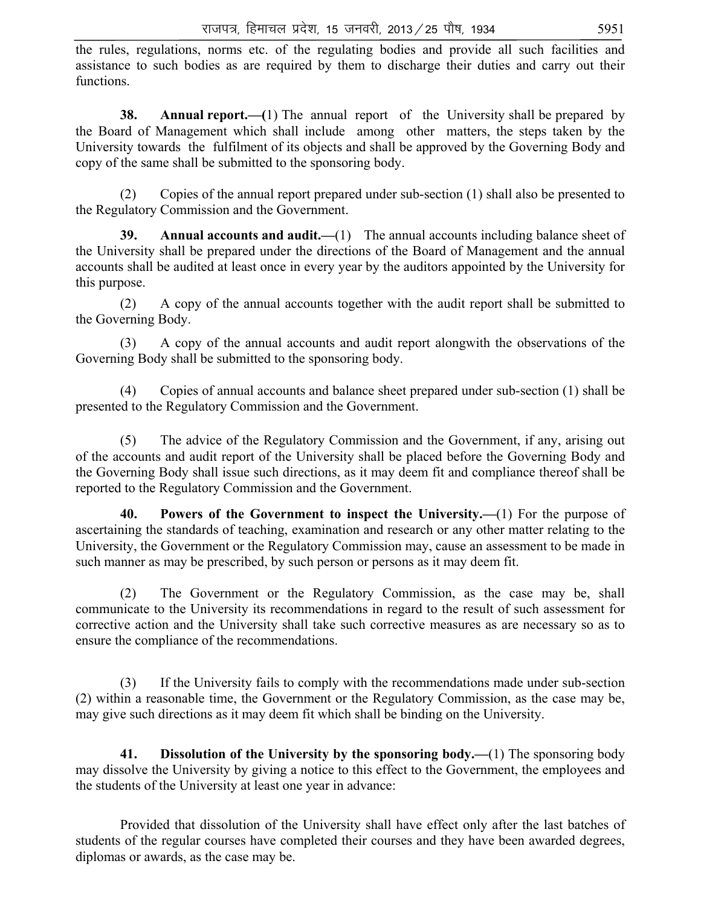the rules, regulations, norms etc. of the regulating bodies and provide all such facilities and assistance to such bodies as are required by them to discharge their duties and carry out their functions.

**38. Annual report.—(**1) The annual report of the University shall be prepared by the Board of Management which shall include among other matters, the steps taken by the University towards the fulfilment of its objects and shall be approved by the Governing Body and copy of the same shall be submitted to the sponsoring body.

(2) Copies of the annual report prepared under sub-section (1) shall also be presented to the Regulatory Commission and the Government.

**39. Annual accounts and audit.—**(1) The annual accounts including balance sheet of the University shall be prepared under the directions of the Board of Management and the annual accounts shall be audited at least once in every year by the auditors appointed by the University for this purpose.

(2) A copy of the annual accounts together with the audit report shall be submitted to the Governing Body.

(3) A copy of the annual accounts and audit report alongwith the observations of the Governing Body shall be submitted to the sponsoring body.

(4) Copies of annual accounts and balance sheet prepared under sub-section (1) shall be presented to the Regulatory Commission and the Government.

(5) The advice of the Regulatory Commission and the Government, if any, arising out of the accounts and audit report of the University shall be placed before the Governing Body and the Governing Body shall issue such directions, as it may deem fit and compliance thereof shall be reported to the Regulatory Commission and the Government.

**40. Powers of the Government to inspect the University.—**(1) For the purpose of ascertaining the standards of teaching, examination and research or any other matter relating to the University, the Government or the Regulatory Commission may, cause an assessment to be made in such manner as may be prescribed, by such person or persons as it may deem fit.

(2) The Government or the Regulatory Commission, as the case may be, shall communicate to the University its recommendations in regard to the result of such assessment for corrective action and the University shall take such corrective measures as are necessary so as to ensure the compliance of the recommendations.

(3) If the University fails to comply with the recommendations made under sub-section (2) within a reasonable time, the Government or the Regulatory Commission, as the case may be, may give such directions as it may deem fit which shall be binding on the University.

**41. Dissolution of the University by the sponsoring body.—**(1) The sponsoring body may dissolve the University by giving a notice to this effect to the Government, the employees and the students of the University at least one year in advance:

Provided that dissolution of the University shall have effect only after the last batches of students of the regular courses have completed their courses and they have been awarded degrees, diplomas or awards, as the case may be.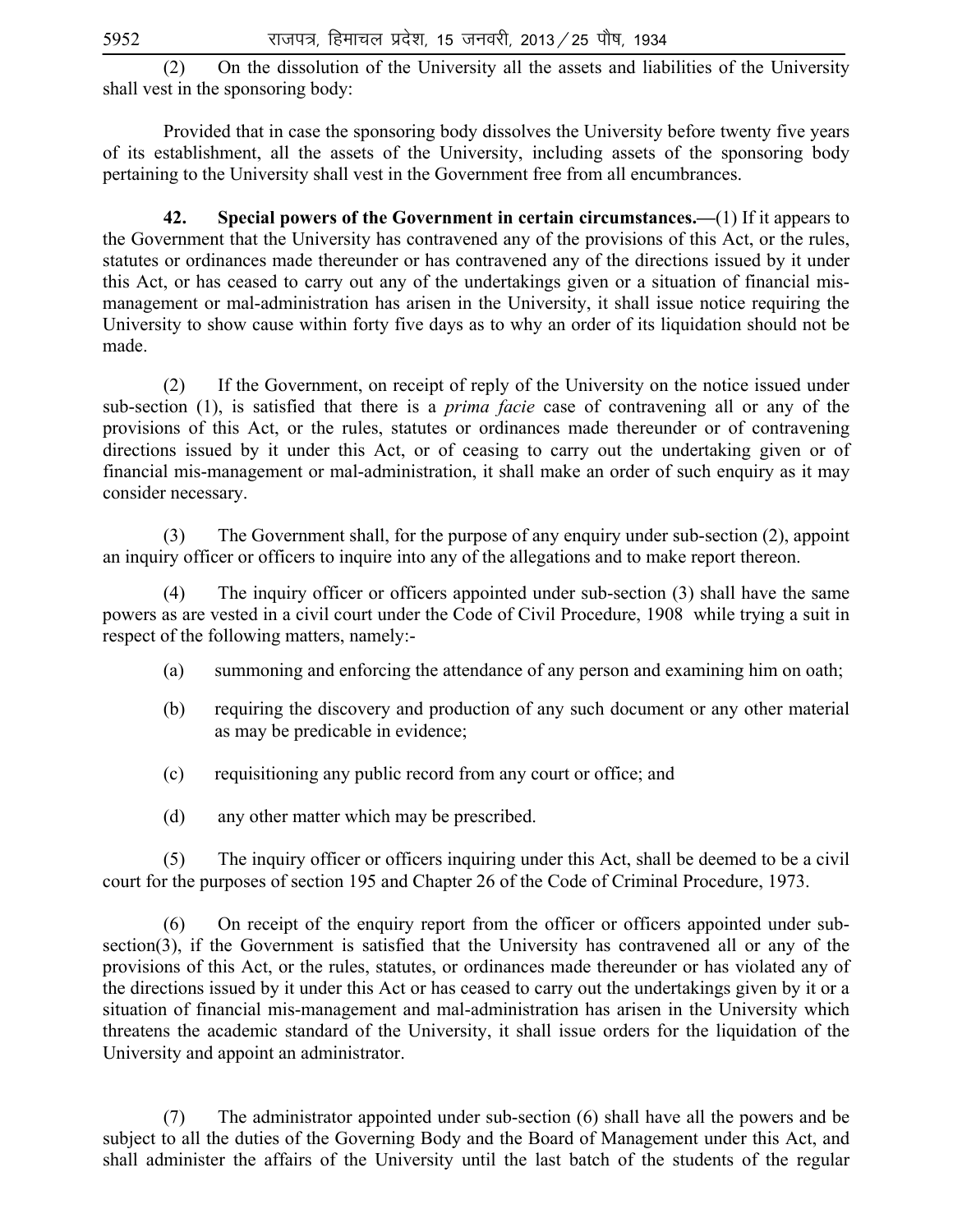(2) On the dissolution of the University all the assets and liabilities of the University shall vest in the sponsoring body:

Provided that in case the sponsoring body dissolves the University before twenty five years of its establishment, all the assets of the University, including assets of the sponsoring body pertaining to the University shall vest in the Government free from all encumbrances.

**42. Special powers of the Government in certain circumstances.—**(1) If it appears to the Government that the University has contravened any of the provisions of this Act, or the rules, statutes or ordinances made thereunder or has contravened any of the directions issued by it under this Act, or has ceased to carry out any of the undertakings given or a situation of financial mis-management or mal-administration has arisen in the University, it shall issue notice requiring the University to show cause within forty five days as to why an order of its liquidation should not be made.

(2) If the Government, on receipt of reply of the University on the notice issued under sub-section (1), is satisfied that there is a *prima facie* case of contravening all or any of the provisions of this Act, or the rules, statutes or ordinances made thereunder or of contravening directions issued by it under this Act, or of ceasing to carry out the undertaking given or of financial mis-management or mal-administration, it shall make an order of such enquiry as it may consider necessary.

(3) The Government shall, for the purpose of any enquiry under sub-section (2), appoint an inquiry officer or officers to inquire into any of the allegations and to make report thereon.

(4) The inquiry officer or officers appointed under sub-section (3) shall have the same powers as are vested in a civil court under the Code of Civil Procedure, 1908 while trying a suit in respect of the following matters, namely:-

(a) summoning and enforcing the attendance of any person and examining him on oath;

(b) requiring the discovery and production of any such document or any other material as may be predicable in evidence;

(c) requisitioning any public record from any court or office; and

(d) any other matter which may be prescribed.

(5) The inquiry officer or officers inquiring under this Act, shall be deemed to be a civil court for the purposes of section 195 and Chapter 26 of the Code of Criminal Procedure, 1973.

(6) On receipt of the enquiry report from the officer or officers appointed under sub-section(3), if the Government is satisfied that the University has contravened all or any of the provisions of this Act, or the rules, statutes, or ordinances made thereunder or has violated any of the directions issued by it under this Act or has ceased to carry out the undertakings given by it or a situation of financial mis-management and mal-administration has arisen in the University which threatens the academic standard of the University, it shall issue orders for the liquidation of the University and appoint an administrator.

(7) The administrator appointed under sub-section (6) shall have all the powers and be subject to all the duties of the Governing Body and the Board of Management under this Act, and shall administer the affairs of the University until the last batch of the students of the regular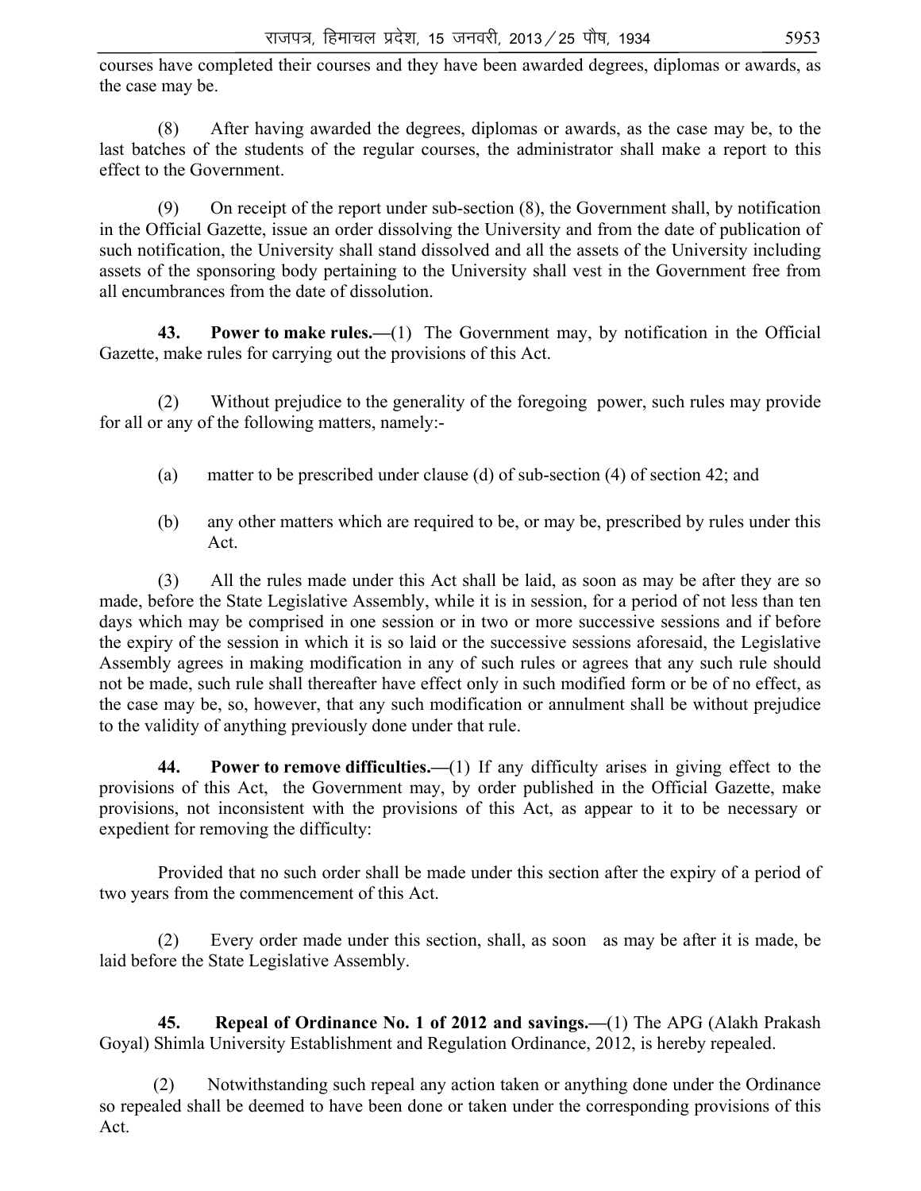courses have completed their courses and they have been awarded degrees, diplomas or awards, as the case may be.

(8) After having awarded the degrees, diplomas or awards, as the case may be, to the last batches of the students of the regular courses, the administrator shall make a report to this effect to the Government.

(9) On receipt of the report under sub-section (8), the Government shall, by notification in the Official Gazette, issue an order dissolving the University and from the date of publication of such notification, the University shall stand dissolved and all the assets of the University including assets of the sponsoring body pertaining to the University shall vest in the Government free from all encumbrances from the date of dissolution.

**43. Power to make rules.—**(1) The Government may, by notification in the Official Gazette, make rules for carrying out the provisions of this Act.

(2) Without prejudice to the generality of the foregoing power, such rules may provide for all or any of the following matters, namely:-

(a) matter to be prescribed under clause (d) of sub-section (4) of section 42; and

(b) any other matters which are required to be, or may be, prescribed by rules under this Act.

(3) All the rules made under this Act shall be laid, as soon as may be after they are so made, before the State Legislative Assembly, while it is in session, for a period of not less than ten days which may be comprised in one session or in two or more successive sessions and if before the expiry of the session in which it is so laid or the successive sessions aforesaid, the Legislative Assembly agrees in making modification in any of such rules or agrees that any such rule should not be made, such rule shall thereafter have effect only in such modified form or be of no effect, as the case may be, so, however, that any such modification or annulment shall be without prejudice to the validity of anything previously done under that rule.

**44. Power to remove difficulties.—**(1) If any difficulty arises in giving effect to the provisions of this Act, the Government may, by order published in the Official Gazette, make provisions, not inconsistent with the provisions of this Act, as appear to it to be necessary or expedient for removing the difficulty:

Provided that no such order shall be made under this section after the expiry of a period of two years from the commencement of this Act.

(2) Every order made under this section, shall, as soon as may be after it is made, be laid before the State Legislative Assembly.

**45. Repeal of Ordinance No. 1 of 2012 and savings.—**(1) The APG (Alakh Prakash Goyal) Shimla University Establishment and Regulation Ordinance, 2012, is hereby repealed.

(2) Notwithstanding such repeal any action taken or anything done under the Ordinance so repealed shall be deemed to have been done or taken under the corresponding provisions of this Act.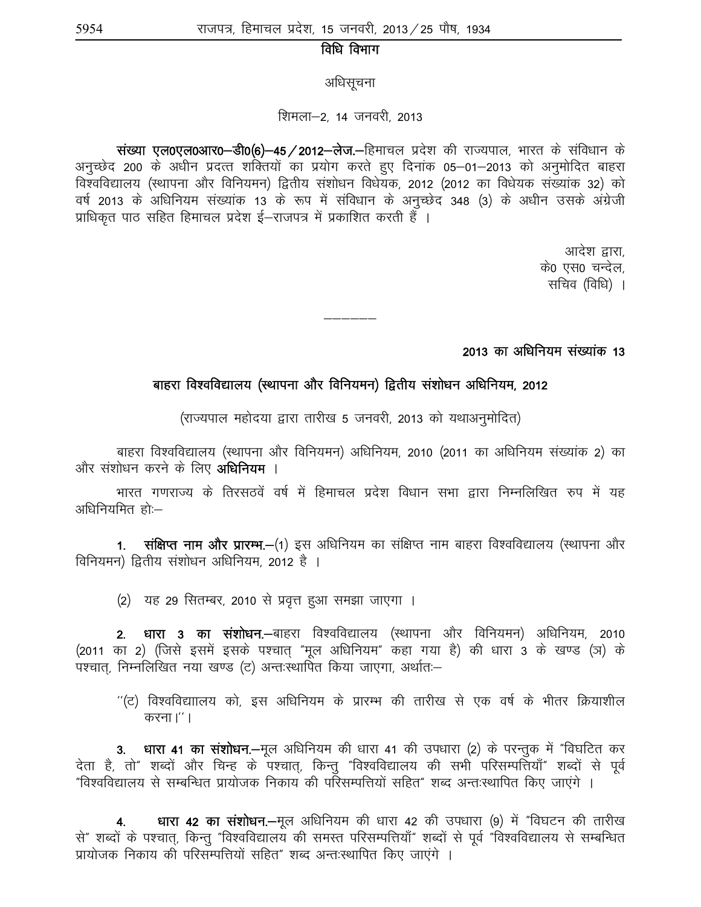## विधि विभाग

### अधिसूचना

शिमला–2, 14 जनवरी, 2013

**संख्या एल0एल0आर0–डी0(6)–45/2012–लेज.**–हिमाचल प्रदेश की राज्यपाल, भारत के संविधान के अनुच्छेद 200 के अधीन प्रदत्त शक्तियों का प्रयोग करते हुए दिनांक 05–01–2013 को अनुमोदित बाहरा विश्वविद्यालय (स्थापना और विनियमन) द्वितीय संशोधन विधेयक, 2012 (2012 का विधेयक संख्यांक 32) को वर्ष 2013 के अधिनियम संख्यांक 13 के रूप में संविधान के अनुच्छेद 348 (3) के अधीन उसके अंग्रेजी प्राधिकृत पाठ सहित हिमाचल प्रदेश ई–राजपत्र में प्रकाशित करती हैं ।

आदेश द्वारा,
के0 एस0 चन्देल,
सचिव (विधि) ।

---

**2013 का अधिनियम संख्यांक 13**

### बाहरा विश्वविद्यालय (स्थापना और विनियमन) द्वितीय संशोधन अधिनियम, 2012

(राज्यपाल महोदया द्वारा तारीख 5 जनवरी, 2013 को यथाअनुमोदित)

बाहरा विश्वविद्यालय (स्थापना और विनियमन) अधिनियम, 2010 (2011 का अधिनियम संख्यांक 2) का और संशोधन करने के लिए **अधिनियम** ।

भारत गणराज्य के तिरसठवें वर्ष में हिमाचल प्रदेश विधान सभा द्वारा निम्नलिखित रुप में यह अधिनियमित हो:–

1. **संक्षिप्त नाम और प्रारम्भ.**–(1) इस अधिनियम का संक्षिप्त नाम बाहरा विश्वविद्यालय (स्थापना और विनियमन) द्वितीय संशोधन अधिनियम, 2012 है ।

(2) यह 29 सितम्बर, 2010 से प्रवृत्त हुआ समझा जाएगा ।

2. **धारा 3 का संशोधन.**–बाहरा विश्वविद्यालय (स्थापना और विनियमन) अधिनियम, 2010 (2011 का 2) (जिसे इसमें इसके पश्चात् "मूल अधिनियम" कहा गया है) की धारा 3 के खण्ड (ञ) के पश्चात्, निम्नलिखित नया खण्ड (ट) अन्तःस्थापित किया जाएगा, अर्थातः–

"(ट) विश्वविद्याालय को, इस अधिनियम के प्रारम्भ की तारीख से एक वर्ष के भीतर क्रियाशील करना।"।

3. **धारा 41 का संशोधन.**–मूल अधिनियम की धारा 41 की उपधारा (2) के परन्तुक में "विघटित कर देता है, तो" शब्दों और चिन्ह के पश्चात्, किन्तु "विश्वविद्यालय की सभी परिसम्पत्तियाँ" शब्दों से पूर्व "विश्वविद्यालय से सम्बन्धित प्रायोजक निकाय की परिसम्पत्तियों सहित" शब्द अन्तःस्थापित किए जाएंगे ।

4. **धारा 42 का संशोधन.**–मूल अधिनियम की धारा 42 की उपधारा (9) में "विघटन की तारीख से" शब्दों के पश्चात्, किन्तु "विश्वविद्यालय की समस्त परिसम्पत्तियाँ" शब्दों से पूर्व "विश्वविद्यालय से सम्बन्धित प्रायोजक निकाय की परिसम्पत्तियों सहित" शब्द अन्तःस्थापित किए जाएंगे ।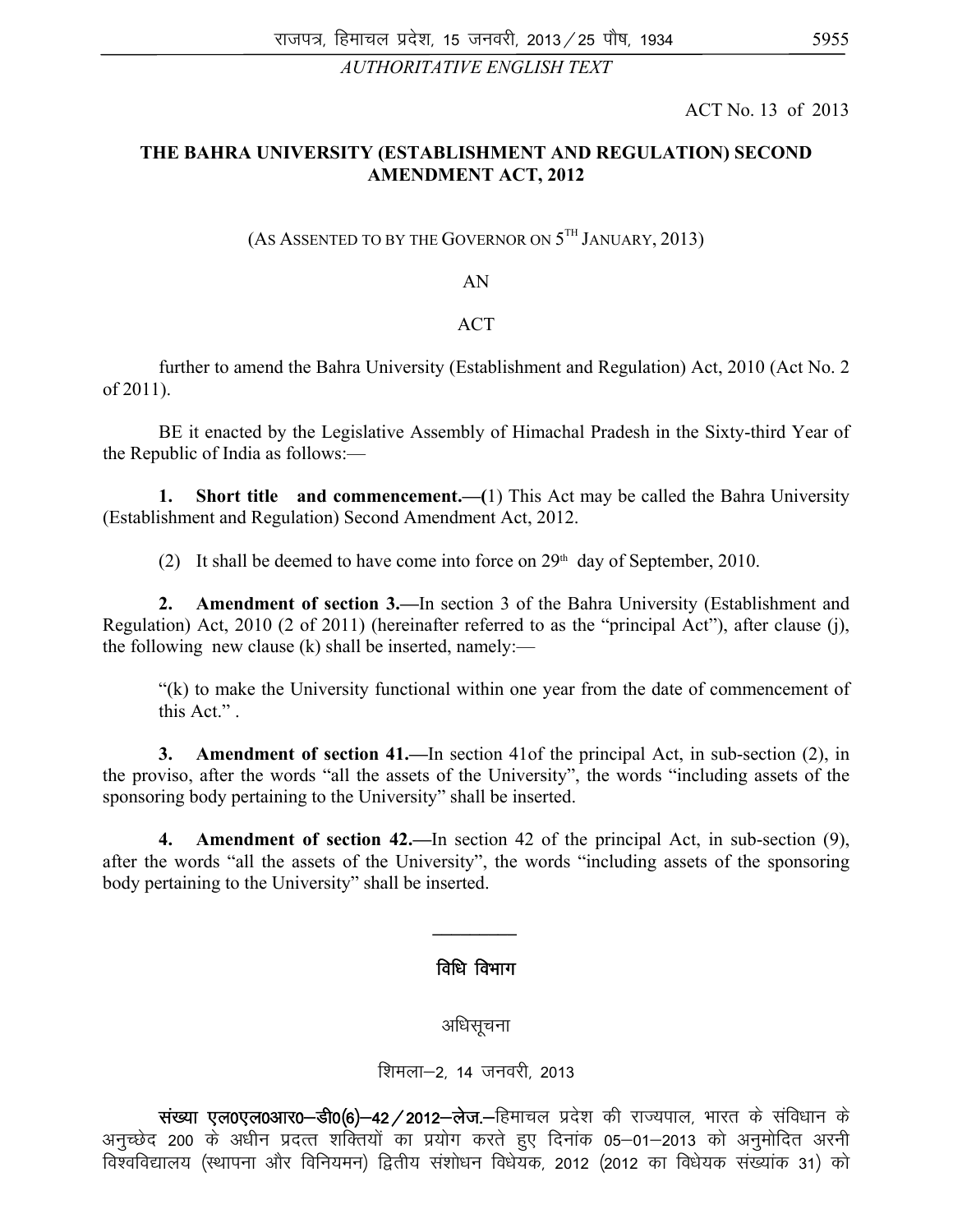*AUTHORITATIVE ENGLISH TEXT*

ACT No. 13 of 2013

## THE BAHRA UNIVERSITY (ESTABLISHMENT AND REGULATION) SECOND AMENDMENT ACT, 2012

(AS ASSENTED TO BY THE GOVERNOR ON 5TH JANUARY, 2013)

AN

ACT

further to amend the Bahra University (Establishment and Regulation) Act, 2010 (Act No. 2 of 2011).

BE it enacted by the Legislative Assembly of Himachal Pradesh in the Sixty-third Year of the Republic of India as follows:—

**1. Short title and commencement.—**(1) This Act may be called the Bahra University (Establishment and Regulation) Second Amendment Act, 2012.

(2) It shall be deemed to have come into force on 29th day of September, 2010.

**2. Amendment of section 3.—**In section 3 of the Bahra University (Establishment and Regulation) Act, 2010 (2 of 2011) (hereinafter referred to as the "principal Act"), after clause (j), the following new clause (k) shall be inserted, namely:—

"(k) to make the University functional within one year from the date of commencement of this Act." .

**3. Amendment of section 41.—**In section 41of the principal Act, in sub-section (2), in the proviso, after the words "all the assets of the University", the words "including assets of the sponsoring body pertaining to the University" shall be inserted.

**4. Amendment of section 42.—**In section 42 of the principal Act, in sub-section (9), after the words "all the assets of the University", the words "including assets of the sponsoring body pertaining to the University" shall be inserted.

---

### विधि विभाग

अधिसूचना

शिमला–2, 14 जनवरी, 2013

**संख्या एल0एल0आर0–डी0(6)–42/2012–लेज.**–हिमाचल प्रदेश की राज्यपाल, भारत के संविधान के अनुच्छेद 200 के अधीन प्रदत्त शक्तियों का प्रयोग करते हुए दिनांक 05–01–2013 को अनुमोदित अरनी विश्वविद्यालय (स्थापना और विनियमन) द्वितीय संशोधन विधेयक, 2012 (2012 का विधेयक संख्यांक 31) को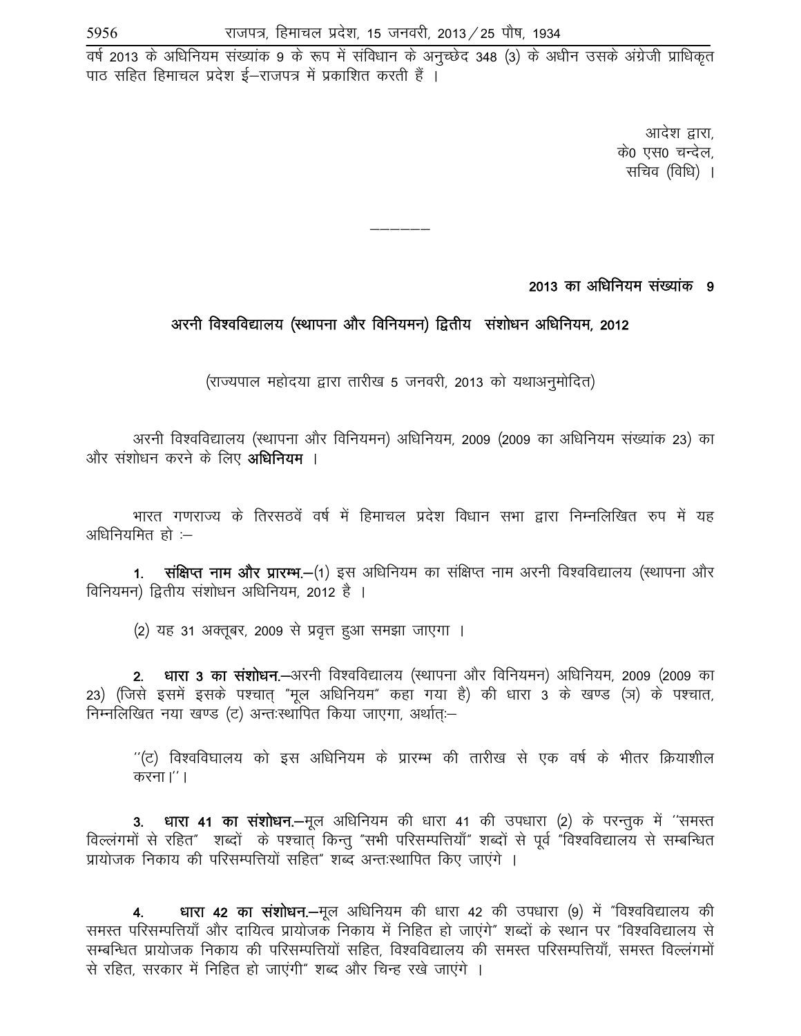वर्ष 2013 के अधिनियम संख्यांक 9 के रूप में संविधान के अनुच्छेद 348 (3) के अधीन उसके अंग्रेजी प्राधिकृत पाठ सहित हिमाचल प्रदेश ई–राजपत्र में प्रकाशित करती हैं ।

आदेश द्वारा,
के0 एस0 चन्देल,
सचिव (विधि) ।

---

**2013 का अधिनियम संख्यांक 9**

## अरनी विश्वविद्यालय (स्थापना और विनियमन) द्वितीय संशोधन अधिनियम, 2012

(राज्यपाल महोदया द्वारा तारीख 5 जनवरी, 2013 को यथाअनुमोदित)

अरनी विश्वविद्यालय (स्थापना और विनियमन) अधिनियम, 2009 (2009 का अधिनियम संख्यांक 23) का और संशोधन करने के लिए **अधिनियम** ।

भारत गणराज्य के तिरसठवें वर्ष में हिमाचल प्रदेश विधान सभा द्वारा निम्नलिखित रुप में यह अधिनियमित हो :–

1. **संक्षिप्त नाम और प्रारम्भ.**–(1) इस अधिनियम का संक्षिप्त नाम अरनी विश्वविद्यालय (स्थापना और विनियमन) द्वितीय संशोधन अधिनियम, 2012 है ।

(2) यह 31 अक्तूबर, 2009 से प्रवृत्त हुआ समझा जाएगा ।

2. **धारा 3 का संशोधन.**–अरनी विश्वविद्यालय (स्थापना और विनियमन) अधिनियम, 2009 (2009 का 23) (जिसे इसमें इसके पश्चात् "मूल अधिनियम" कहा गया है) की धारा 3 के खण्ड (ञ) के पश्चात्, निम्नलिखित नया खण्ड (ट) अन्तःस्थापित किया जाएगा, अर्थात्:–

"(ट) विश्वविघालय को इस अधिनियम के प्रारम्भ की तारीख से एक वर्ष के भीतर क्रियाशील करना।"।

3. **धारा 41 का संशोधन.**–मूल अधिनियम की धारा 41 की उपधारा (2) के परन्तुक में "समस्त विल्लंगमों से रहित" शब्दों के पश्चात् किन्तु "सभी परिसम्पत्तियाँ" शब्दों से पूर्व "विश्वविद्यालय से सम्बन्धित प्रायोजक निकाय की परिसम्पत्तियों सहित" शब्द अन्तःस्थापित किए जाएंगे ।

4. **धारा 42 का संशोधन.**–मूल अधिनियम की धारा 42 की उपधारा (9) में "विश्वविद्यालय की समस्त परिसम्पत्तियाँ और दायित्व प्रायोजक निकाय में निहित हो जाएंगे" शब्दों के स्थान पर "विश्वविद्यालय से सम्बन्धित प्रायोजक निकाय की परिसम्पत्तियों सहित, विश्वविद्यालय की समस्त परिसम्पत्तियाँ, समस्त विल्लंगमों से रहित, सरकार में निहित हो जाएंगी" शब्द और चिन्ह रखे जाएंगे ।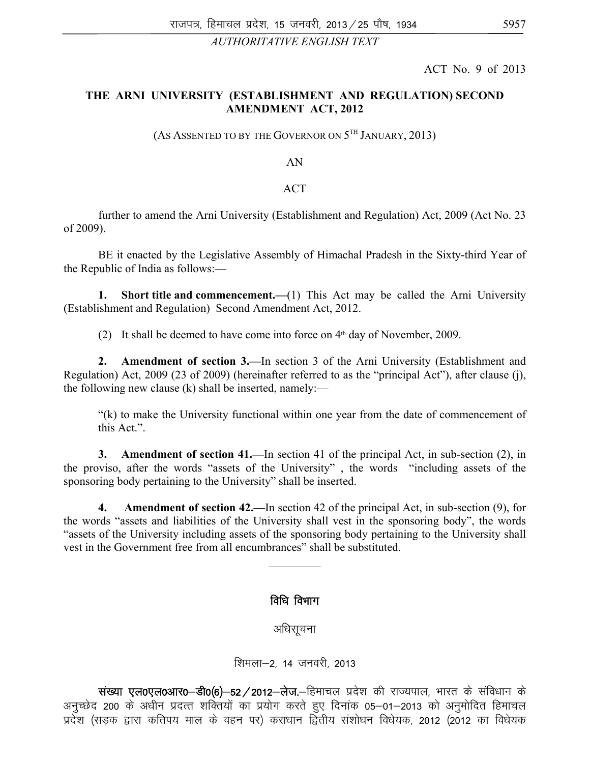*AUTHORITATIVE ENGLISH TEXT*

ACT No. 9 of 2013

## THE ARNI UNIVERSITY (ESTABLISHMENT AND REGULATION) SECOND AMENDMENT ACT, 2012

(AS ASSENTED TO BY THE GOVERNOR ON 5TH JANUARY, 2013)

AN

ACT

further to amend the Arni University (Establishment and Regulation) Act, 2009 (Act No. 23 of 2009).

BE it enacted by the Legislative Assembly of Himachal Pradesh in the Sixty-third Year of the Republic of India as follows:—

**1. Short title and commencement.—**(1) This Act may be called the Arni University (Establishment and Regulation) Second Amendment Act, 2012.

(2) It shall be deemed to have come into force on 4th day of November, 2009.

**2. Amendment of section 3.—**In section 3 of the Arni University (Establishment and Regulation) Act, 2009 (23 of 2009) (hereinafter referred to as the "principal Act"), after clause (j), the following new clause (k) shall be inserted, namely:—

"(k) to make the University functional within one year from the date of commencement of this Act.".

**3. Amendment of section 41.—**In section 41 of the principal Act, in sub-section (2), in the proviso, after the words "assets of the University" , the words "including assets of the sponsoring body pertaining to the University" shall be inserted.

**4. Amendment of section 42.—**In section 42 of the principal Act, in sub-section (9), for the words "assets and liabilities of the University shall vest in the sponsoring body", the words "assets of the University including assets of the sponsoring body pertaining to the University shall vest in the Government free from all encumbrances" shall be substituted.

---

### विधि विभाग

अधिसूचना

शिमला–2, 14 जनवरी, 2013

**संख्या एल0एल0आर0–डी0(6)–52/2012–लेज.**–हिमाचल प्रदेश की राज्यपाल, भारत के संविधान के अनुच्छेद 200 के अधीन प्रदत्त शक्तियों का प्रयोग करते हुए दिनांक 05–01–2013 को अनुमोदित हिमाचल प्रदेश (सड़क द्वारा कतिपय माल के वहन पर) कराधान द्वितीय संशोधन विधेयक, 2012 (2012 का विधेयक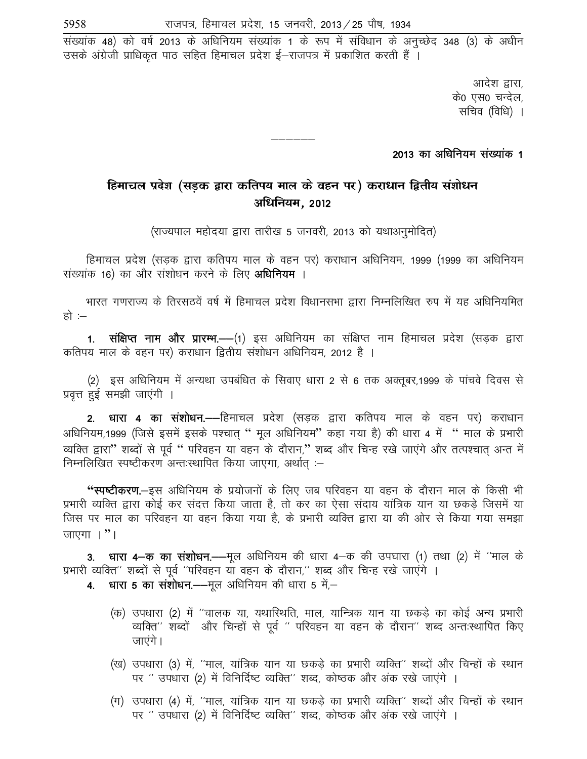संख्यांक 48) को वर्ष 2013 के अधिनियम संख्यांक 1 के रूप में संविधान के अनुच्छेद 348 (3) के अधीन उसके अंग्रेजी प्राधिकृत पाठ सहित हिमाचल प्रदेश ई–राजपत्र में प्रकाशित करती हैं ।

आदेश द्वारा,
के0 एस0 चन्देल,
सचिव (विधि) ।

---

**2013 का अधिनियम संख्यांक 1**

## हिमाचल प्रदेश (सड़क द्वारा कतिपय माल के वहन पर) कराधान द्वितीय संशोधन अधिनियम, 2012

(राज्यपाल महोदया द्वारा तारीख 5 जनवरी, 2013 को यथाअनुमोदित)

हिमाचल प्रदेश (सड़क द्वारा कतिपय माल के वहन पर) कराधान अधिनियम, 1999 (1999 का अधिनियम संख्यांक 16) का और संशोधन करने के लिए **अधिनियम** ।

भारत गणराज्य के तिरसठवें वर्ष में हिमाचल प्रदेश विधानसभा द्वारा निम्नलिखित रुप में यह अधिनियमित हो :–

1. **संक्षिप्त नाम और प्रारम्भ.**—(1) इस अधिनियम का संक्षिप्त नाम हिमाचल प्रदेश (सड़क द्वारा कतिपय माल के वहन पर) कराधान द्वितीय संशोधन अधिनियम, 2012 है ।

(2) इस अधिनियम में अन्यथा उपबंधित के सिवाए धारा 2 से 6 तक अक्तूबर,1999 के पांचवे दिवस से प्रवृत्त हुई समझी जाएंगी ।

2. **धारा 4 का संशोधन.**—हिमाचल प्रदेश (सड़क द्वारा कतिपय माल के वहन पर) कराधान अधिनियम,1999 (जिसे इसमें इसके पश्चात् " मूल अधिनियम" कहा गया है) की धारा 4 में " माल के प्रभारी व्यक्ति द्वारा" शब्दों से पूर्व " परिवहन या वहन के दौरान," शब्द और चिन्ह रखे जाएंगे और तत्पश्चात् अन्त में निम्नलिखित स्पष्टीकरण अन्तःस्थापित किया जाएगा, अर्थात् :–

"**स्पष्टीकरण.**–इस अधिनियम के प्रयोजनों के लिए जब परिवहन या वहन के दौरान माल के किसी भी प्रभारी व्यक्ति द्वारा कोई कर संदत्त किया जाता है, तो कर का ऐसा संदाय यांत्रिक यान या छकड़े जिसमें या जिस पर माल का परिवहन या वहन किया गया है, के प्रभारी व्यक्ति द्वारा या की ओर से किया गया समझा जाएगा ।"।

3. **धारा 4–क का संशोधन.**—मूल अधिनियम की धारा 4–क की उपधारा (1) तथा (2) में "माल के प्रभारी व्यक्ति" शब्दों से पूर्व "परिवहन या वहन के दौरान," शब्द और चिन्ह रखे जाएंगे ।

4. **धारा 5 का संशोधन.**—मूल अधिनियम की धारा 5 में,–

   (क) उपधारा (2) में "चालक या, यथास्थिति, माल, यान्त्रिक यान या छकड़े का कोई अन्य प्रभारी व्यक्ति" शब्दों और चिन्हों से पूर्व " परिवहन या वहन के दौरान" शब्द अन्तःस्थापित किए जाएंगे।

   (ख) उपधारा (3) में, "माल, यांत्रिक यान या छकड़े का प्रभारी व्यक्ति" शब्दों और चिन्हों के स्थान पर " उपधारा (2) में विनिर्दिष्ट व्यक्ति" शब्द, कोष्ठक और अंक रखे जाएंगे ।

   (ग) उपधारा (4) में, "माल, यांत्रिक यान या छकड़े का प्रभारी व्यक्ति" शब्दों और चिन्हों के स्थान पर " उपधारा (2) में विनिर्दिष्ट व्यक्ति" शब्द, कोष्ठक और अंक रखे जाएंगे ।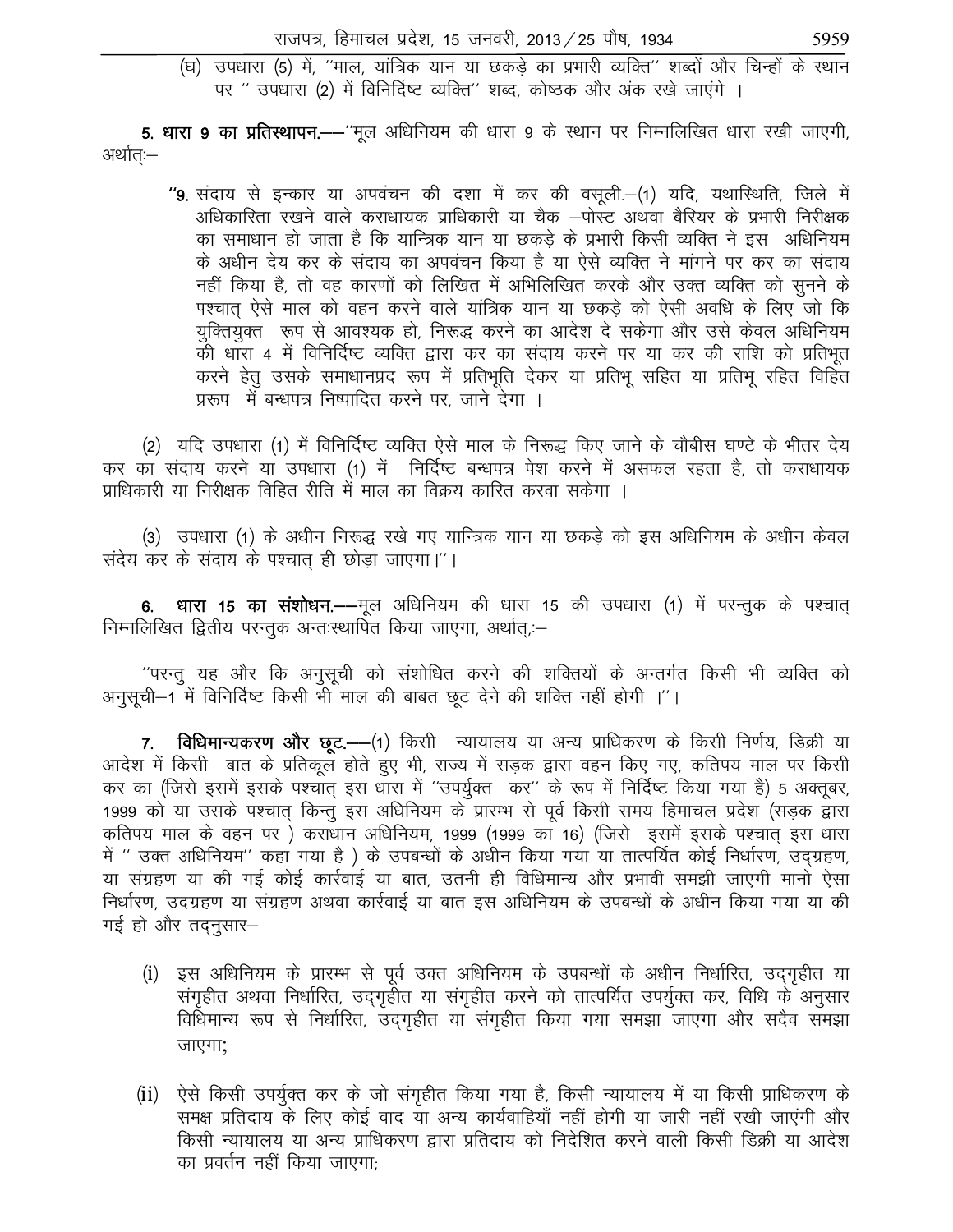(घ) उपधारा (5) में, ''माल, यांत्रिक यान या छकड़े का प्रभारी व्यक्ति'' शब्दों और चिन्हों के स्थान पर '' उपधारा (2) में विनिर्दिष्ट व्यक्ति'' शब्द, कोष्ठक और अंक रखे जाएंगे ।

**5. धारा 9 का प्रतिस्थापन.**––''मूल अधिनियम की धारा 9 के स्थान पर निम्नलिखित धारा रखी जाएगी, अर्थात्:–

> **''9.** संदाय से इन्कार या अपवंचन की दशा में कर की वसूली.–(1) यदि, यथास्थिति, जिले में अधिकारिता रखने वाले कराधायक प्राधिकारी या चैक –पोस्ट अथवा बैरियर के प्रभारी निरीक्षक का समाधान हो जाता है कि यान्त्रिक यान या छकड़े के प्रभारी किसी व्यक्ति ने इस अधिनियम के अधीन देय कर के संदाय का अपवंचन किया है या ऐसे व्यक्ति ने मांगने पर कर का संदाय नहीं किया है, तो वह कारणों को लिखित में अभिलिखित करके और उक्त व्यक्ति को सुनने के पश्चात् ऐसे माल को वहन करने वाले यांत्रिक यान या छकड़े को ऐसी अवधि के लिए जो कि युक्तियुक्त रूप से आवश्यक हो, निरूद्ध करने का आदेश दे सकेगा और उसे केवल अधिनियम की धारा 4 में विनिर्दिष्ट व्यक्ति द्वारा कर का संदाय करने पर या कर की राशि को प्रतिभूत करने हेतु उसके समाधानप्रद रूप में प्रतिभूति देकर या प्रतिभू सहित या प्रतिभू रहित विहित प्ररूप में बन्धपत्र निष्पादित करने पर, जाने देगा ।

(2) यदि उपधारा (1) में विनिर्दिष्ट व्यक्ति ऐसे माल के निरूद्ध किए जाने के चौबीस घण्टे के भीतर देय कर का संदाय करने या उपधारा (1) में निर्दिष्ट बन्धपत्र पेश करने में असफल रहता है, तो कराधायक प्राधिकारी या निरीक्षक विहित रीति में माल का विक्रय कारित करवा सकेगा ।

(3) उपधारा (1) के अधीन निरूद्ध रखे गए यान्त्रिक यान या छकड़े को इस अधिनियम के अधीन केवल संदेय कर के संदाय के पश्चात् ही छोड़ा जाएगा।''।

**6. धारा 15 का संशोधन.**––मूल अधिनियम की धारा 15 की उपधारा (1) में परन्तुक के पश्चात् निम्नलिखित द्वितीय परन्तुक अन्तःस्थापित किया जाएगा, अर्थात्:–

''परन्तु यह और कि अनुसूची को संशोधित करने की शक्तियों के अन्तर्गत किसी भी व्यक्ति को अनुसूची–1 में विनिर्दिष्ट किसी भी माल की बाबत छूट देने की शक्ति नहीं होगी ।''।

**7. विधिमान्यकरण और छूट.**––(1) किसी न्यायालय या अन्य प्राधिकरण के किसी निर्णय, डिक्री या आदेश में किसी बात के प्रतिकूल होते हुए भी, राज्य में सड़क द्वारा वहन किए गए, कतिपय माल पर किसी कर का (जिसे इसमें इसके पश्चात् इस धारा में ''उपर्युक्त कर'' के रूप में निर्दिष्ट किया गया है) 5 अक्तूबर, 1999 को या उसके पश्चात् किन्तु इस अधिनियम के प्रारम्भ से पूर्व किसी समय हिमाचल प्रदेश (सड़क द्वारा कतिपय माल के वहन पर ) कराधान अधिनियम, 1999 (1999 का 16) (जिसे इसमें इसके पश्चात् इस धारा में '' उक्त अधिनियम'' कहा गया है ) के उपबन्धों के अधीन किया गया या तात्पर्यित कोई निर्धारण, उदग्रहण, या संग्रहण या की गई कोई कार्रवाई या बात, उतनी ही विधिमान्य और प्रभावी समझी जाएगी मानो ऐसा निर्धारण, उदग्रहण या संग्रहण अथवा कार्रवाई या बात इस अधिनियम के उपबन्धों के अधीन किया गया या की गई हो और तद्नुसार–

(i) इस अधिनियम के प्रारम्भ से पूर्व उक्त अधिनियम के उपबन्धों के अधीन निर्धारित, उद्गृहीत या संगृहीत अथवा निर्धारित, उद्गृहीत या संगृहीत करने को तात्पर्यित उपर्युक्त कर, विधि के अनुसार विधिमान्य रूप से निर्धारित, उद्गृहीत या संगृहीत किया गया समझा जाएगा और सदैव समझा जाएगा;

(ii) ऐसे किसी उपर्युक्त कर के जो संगृहीत किया गया है, किसी न्यायालय में या किसी प्राधिकरण के समक्ष प्रतिदाय के लिए कोई वाद या अन्य कार्यवाहियाँ नहीं होगी या जारी नहीं रखी जाएंगी और किसी न्यायालय या अन्य प्राधिकरण द्वारा प्रतिदाय को निदेशित करने वाली किसी डिक्री या आदेश का प्रवर्तन नहीं किया जाएगा;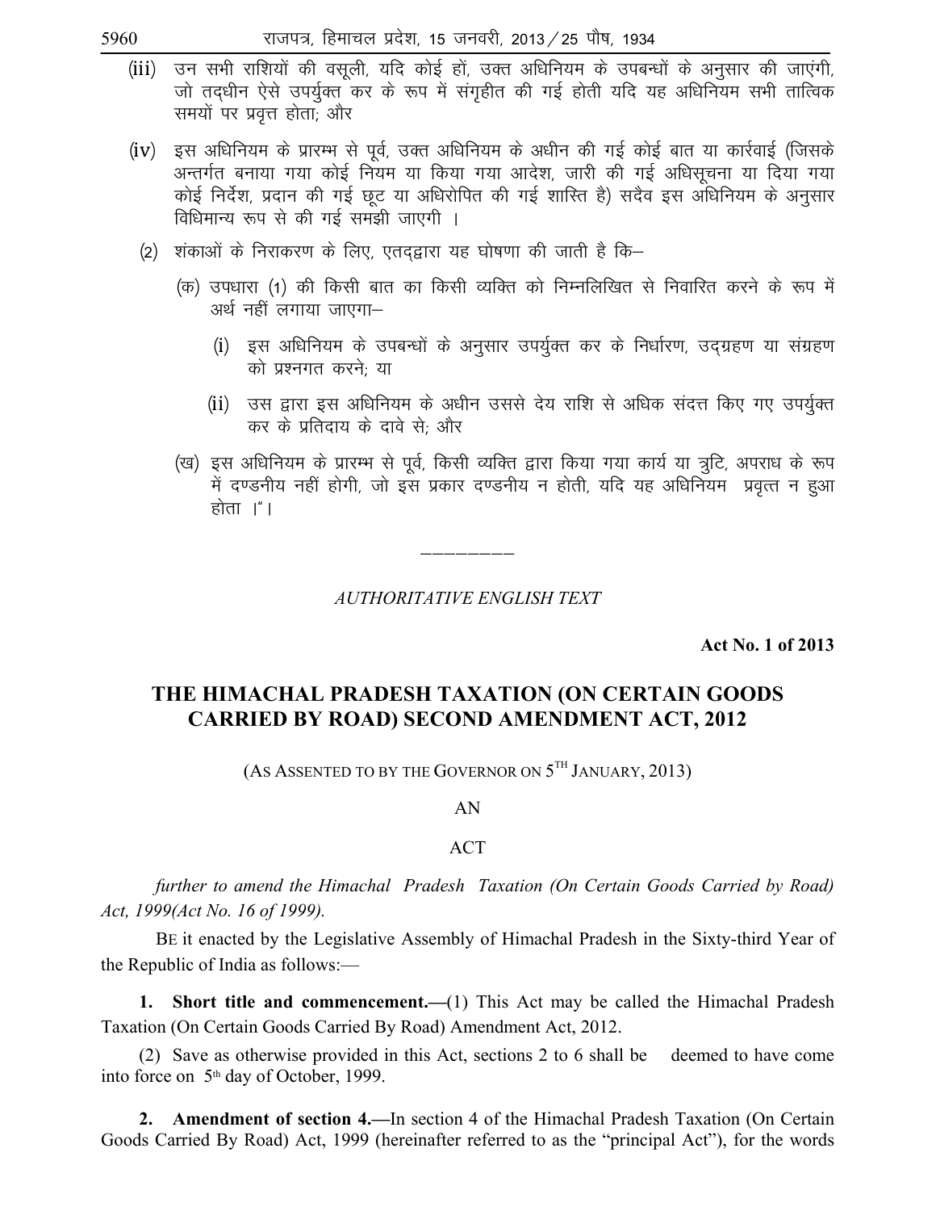(iii) उन सभी राशियों की वसूली, यदि कोई हों, उक्त अधिनियम के उपबन्धों के अनुसार की जाएंगी, जो तद्धीन ऐसे उपर्युक्त कर के रूप में संगृहीत की गई होती यदि यह अधिनियम सभी तात्विक समयों पर प्रवृत्त होता; और

(iv) इस अधिनियम के प्रारम्भ से पूर्व, उक्त अधिनियम के अधीन की गई कोई बात या कार्रवाई (जिसके अन्तर्गत बनाया गया कोई नियम या किया गया आदेश, जारी की गई अधिसूचना या दिया गया कोई निर्देश, प्रदान की गई छूट या अधिरोपित की गई शास्ति है) सदैव इस अधिनियम के अनुसार विधिमान्य रूप से की गई समझी जाएगी ।

(2) शंकाओं के निराकरण के लिए, एतद्द्वारा यह घोषणा की जाती है कि–

(क) उपधारा (1) की किसी बात का किसी व्यक्ति को निम्नलिखित से निवारित करने के रूप में अर्थ नहीं लगाया जाएगा–

(i) इस अधिनियम के उपबन्धों के अनुसार उपर्युक्त कर के निर्धारण, उद्ग्रहण या संग्रहण को प्रश्नगत करने; या

(ii) उस द्वारा इस अधिनियम के अधीन उससे देय राशि से अधिक संदत्त किए गए उपर्युक्त कर के प्रतिदाय के दावे से; और

(ख) इस अधिनियम के प्रारम्भ से पूर्व, किसी व्यक्ति द्वारा किया गया कार्य या त्रुटि, अपराध के रूप में दण्डनीय नहीं होगी, जो इस प्रकार दण्डनीय न होती, यदि यह अधिनियम प्रवृत्त न हुआ होता ।"।

---

*AUTHORITATIVE ENGLISH TEXT*

**Act No. 1 of 2013**

## THE HIMACHAL PRADESH TAXATION (ON CERTAIN GOODS CARRIED BY ROAD) SECOND AMENDMENT ACT, 2012

(AS ASSENTED TO BY THE GOVERNOR ON 5TH JANUARY, 2013)

AN

ACT

*further to amend the Himachal Pradesh Taxation (On Certain Goods Carried by Road) Act, 1999(Act No. 16 of 1999).*

BE it enacted by the Legislative Assembly of Himachal Pradesh in the Sixty-third Year of the Republic of India as follows:—

**1. Short title and commencement.**—(1) This Act may be called the Himachal Pradesh Taxation (On Certain Goods Carried By Road) Amendment Act, 2012.

(2) Save as otherwise provided in this Act, sections 2 to 6 shall be deemed to have come into force on 5th day of October, 1999.

**2. Amendment of section 4.**—In section 4 of the Himachal Pradesh Taxation (On Certain Goods Carried By Road) Act, 1999 (hereinafter referred to as the "principal Act"), for the words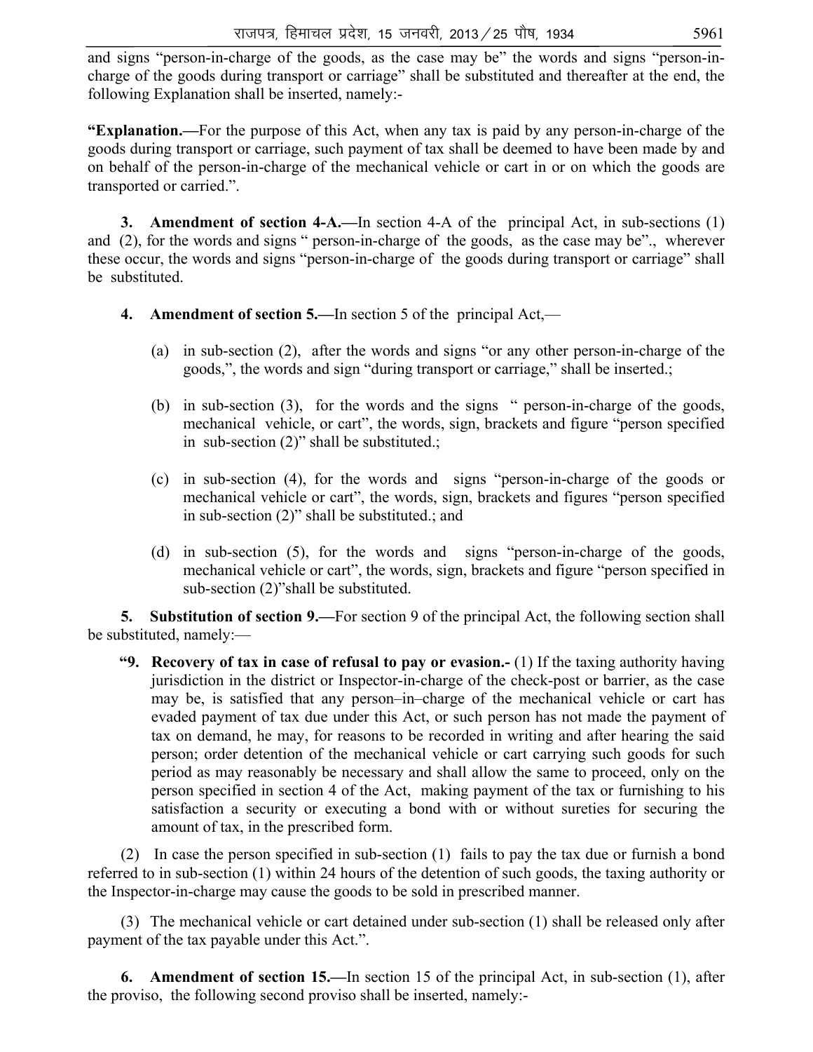and signs "person-in-charge of the goods, as the case may be" the words and signs "person-in-charge of the goods during transport or carriage" shall be substituted and thereafter at the end, the following Explanation shall be inserted, namely:-

**"Explanation.—**For the purpose of this Act, when any tax is paid by any person-in-charge of the goods during transport or carriage, such payment of tax shall be deemed to have been made by and on behalf of the person-in-charge of the mechanical vehicle or cart in or on which the goods are transported or carried.".

**3. Amendment of section 4-A.—**In section 4-A of the principal Act, in sub-sections (1) and (2), for the words and signs " person-in-charge of the goods, as the case may be"., wherever these occur, the words and signs "person-in-charge of the goods during transport or carriage" shall be substituted.

**4. Amendment of section 5.—**In section 5 of the principal Act,—

(a) in sub-section (2), after the words and signs "or any other person-in-charge of the goods,", the words and sign "during transport or carriage," shall be inserted.;

(b) in sub-section (3), for the words and the signs " person-in-charge of the goods, mechanical vehicle, or cart", the words, sign, brackets and figure "person specified in sub-section (2)" shall be substituted.;

(c) in sub-section (4), for the words and signs "person-in-charge of the goods or mechanical vehicle or cart", the words, sign, brackets and figures "person specified in sub-section (2)" shall be substituted.; and

(d) in sub-section (5), for the words and signs "person-in-charge of the goods, mechanical vehicle or cart", the words, sign, brackets and figure "person specified in sub-section (2)"shall be substituted.

**5. Substitution of section 9.—**For section 9 of the principal Act, the following section shall be substituted, namely:—

**"9. Recovery of tax in case of refusal to pay or evasion.-** (1) If the taxing authority having jurisdiction in the district or Inspector-in-charge of the check-post or barrier, as the case may be, is satisfied that any person–in–charge of the mechanical vehicle or cart has evaded payment of tax due under this Act, or such person has not made the payment of tax on demand, he may, for reasons to be recorded in writing and after hearing the said person; order detention of the mechanical vehicle or cart carrying such goods for such period as may reasonably be necessary and shall allow the same to proceed, only on the person specified in section 4 of the Act, making payment of the tax or furnishing to his satisfaction a security or executing a bond with or without sureties for securing the amount of tax, in the prescribed form.

(2) In case the person specified in sub-section (1) fails to pay the tax due or furnish a bond referred to in sub-section (1) within 24 hours of the detention of such goods, the taxing authority or the Inspector-in-charge may cause the goods to be sold in prescribed manner.

(3) The mechanical vehicle or cart detained under sub-section (1) shall be released only after payment of the tax payable under this Act.".

**6. Amendment of section 15.—**In section 15 of the principal Act, in sub-section (1), after the proviso, the following second proviso shall be inserted, namely:-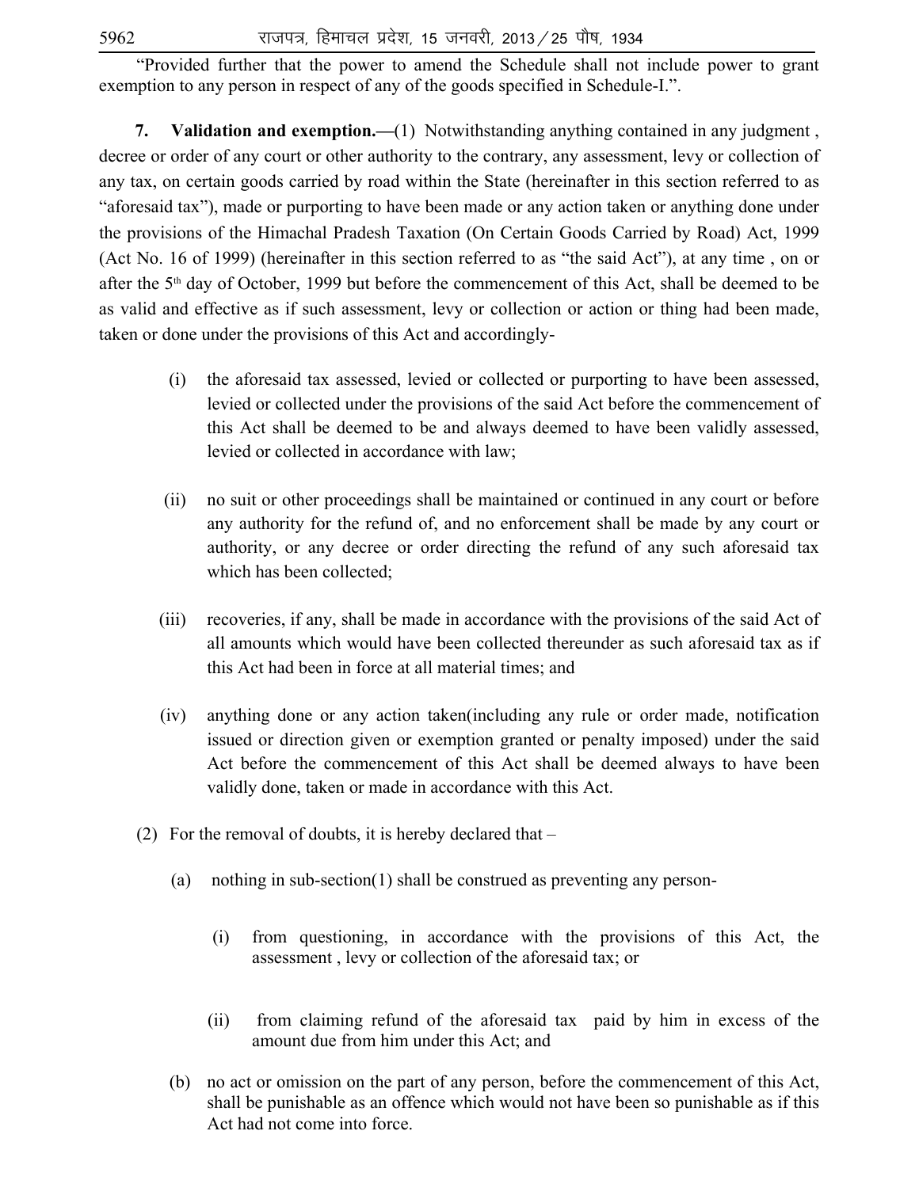"Provided further that the power to amend the Schedule shall not include power to grant exemption to any person in respect of any of the goods specified in Schedule-I.".

**7. Validation and exemption.—**(1) Notwithstanding anything contained in any judgment , decree or order of any court or other authority to the contrary, any assessment, levy or collection of any tax, on certain goods carried by road within the State (hereinafter in this section referred to as "aforesaid tax"), made or purporting to have been made or any action taken or anything done under the provisions of the Himachal Pradesh Taxation (On Certain Goods Carried by Road) Act, 1999 (Act No. 16 of 1999) (hereinafter in this section referred to as "the said Act"), at any time , on or after the 5th day of October, 1999 but before the commencement of this Act, shall be deemed to be as valid and effective as if such assessment, levy or collection or action or thing had been made, taken or done under the provisions of this Act and accordingly-

(i) the aforesaid tax assessed, levied or collected or purporting to have been assessed, levied or collected under the provisions of the said Act before the commencement of this Act shall be deemed to be and always deemed to have been validly assessed, levied or collected in accordance with law;

(ii) no suit or other proceedings shall be maintained or continued in any court or before any authority for the refund of, and no enforcement shall be made by any court or authority, or any decree or order directing the refund of any such aforesaid tax which has been collected;

(iii) recoveries, if any, shall be made in accordance with the provisions of the said Act of all amounts which would have been collected thereunder as such aforesaid tax as if this Act had been in force at all material times; and

(iv) anything done or any action taken(including any rule or order made, notification issued or direction given or exemption granted or penalty imposed) under the said Act before the commencement of this Act shall be deemed always to have been validly done, taken or made in accordance with this Act.

(2) For the removal of doubts, it is hereby declared that –

(a) nothing in sub-section(1) shall be construed as preventing any person-

(i) from questioning, in accordance with the provisions of this Act, the assessment , levy or collection of the aforesaid tax; or

(ii) from claiming refund of the aforesaid tax paid by him in excess of the amount due from him under this Act; and

(b) no act or omission on the part of any person, before the commencement of this Act, shall be punishable as an offence which would not have been so punishable as if this Act had not come into force.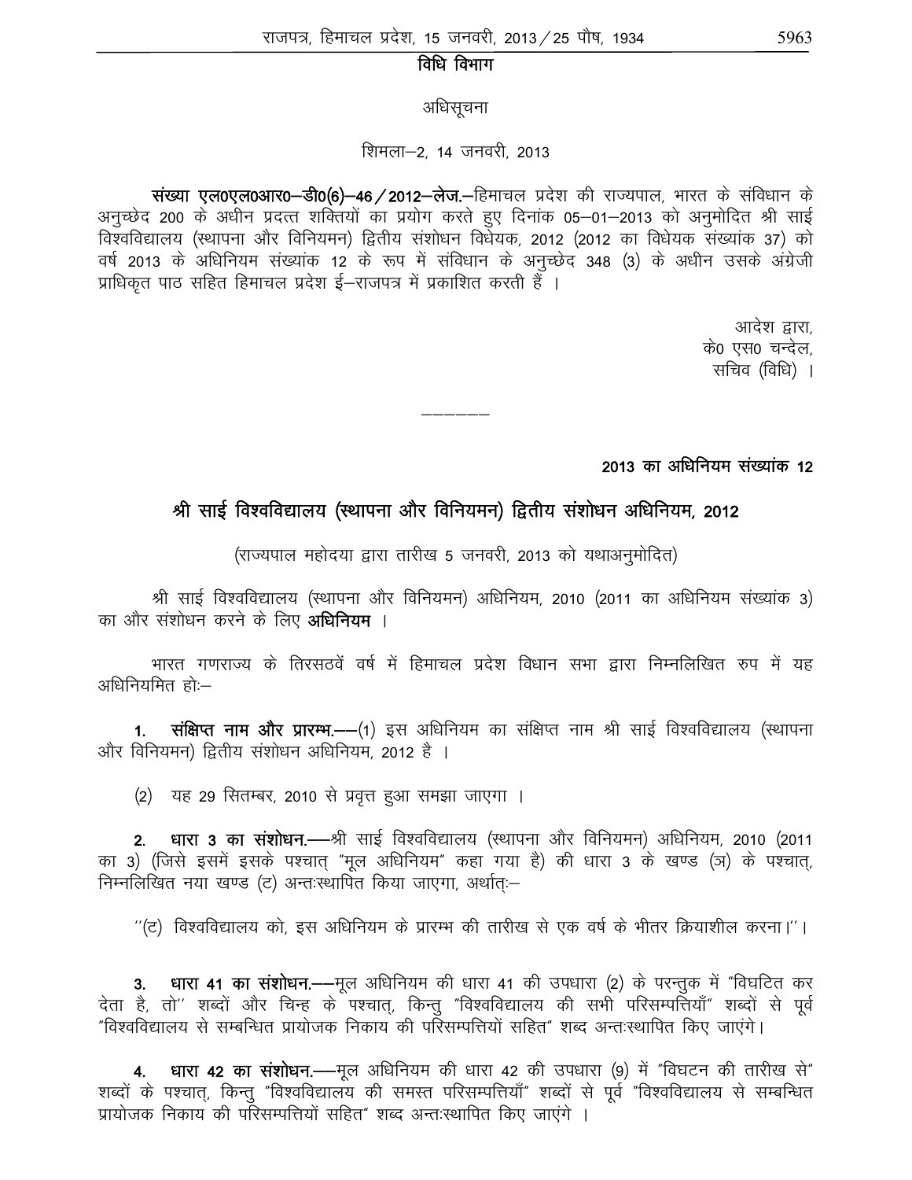## विधि विभाग

अधिसूचना

शिमला–2, 14 जनवरी, 2013

**संख्या एल0एल0आर0–डी0(6)–46/2012–लेज.**–हिमाचल प्रदेश की राज्यपाल, भारत के संविधान के अनुच्छेद 200 के अधीन प्रदत्त शक्तियों का प्रयोग करते हुए दिनांक 05–01–2013 को अनुमोदित श्री साई विश्वविद्यालय (स्थापना और विनियमन) द्वितीय संशोधन विधेयक, 2012 (2012 का विधेयक संख्यांक 37) को वर्ष 2013 के अधिनियम संख्यांक 12 के रूप में संविधान के अनुच्छेद 348 (3) के अधीन उसके अंग्रेजी प्राधिकृत पाठ सहित हिमाचल प्रदेश ई–राजपत्र में प्रकाशित करती हैं ।

आदेश द्वारा,
के0 एस0 चन्देल,
सचिव (विधि) ।

---

**2013 का अधिनियम संख्यांक 12**

## श्री साई विश्वविद्यालय (स्थापना और विनियमन) द्वितीय संशोधन अधिनियम, 2012

(राज्यपाल महोदया द्वारा तारीख 5 जनवरी, 2013 को यथाअनुमोदित)

श्री साई विश्वविद्यालय (स्थापना और विनियमन) अधिनियम, 2010 (2011 का अधिनियम संख्यांक 3) का और संशोधन करने के लिए **अधिनियम** ।

भारत गणराज्य के तिरसठवें वर्ष में हिमाचल प्रदेश विधान सभा द्वारा निम्नलिखित रुप में यह अधिनियमित हो:–

1. **संक्षिप्त नाम और प्रारम्भ.**—(1) इस अधिनियम का संक्षिप्त नाम श्री साई विश्वविद्यालय (स्थापना और विनियमन) द्वितीय संशोधन अधिनियम, 2012 है ।

(2) यह 29 सितम्बर, 2010 से प्रवृत्त हुआ समझा जाएगा ।

2. **धारा 3 का संशोधन.**—श्री साई विश्वविद्यालय (स्थापना और विनियमन) अधिनियम, 2010 (2011 का 3) (जिसे इसमें इसके पश्चात् "मूल अधिनियम" कहा गया है) की धारा 3 के खण्ड (ञ) के पश्चात्, निम्नलिखित नया खण्ड (ट) अन्तःस्थापित किया जाएगा, अर्थात्:–

''(ट) विश्वविद्यालय को, इस अधिनियम के प्रारम्भ की तारीख से एक वर्ष के भीतर क्रियाशील करना।''।

3. **धारा 41 का संशोधन.**—मूल अधिनियम की धारा 41 की उपधारा (2) के परन्तुक में "विघटित कर देता है, तो'' शब्दों और चिन्ह के पश्चात्, किन्तु "विश्वविद्यालय की सभी परिसम्पत्तियाँ" शब्दों से पूर्व "विश्वविद्यालय से सम्बन्धित प्रायोजक निकाय की परिसम्पत्तियों सहित" शब्द अन्तःस्थापित किए जाएंगे।

4. **धारा 42 का संशोधन.**—मूल अधिनियम की धारा 42 की उपधारा (9) में "विघटन की तारीख से" शब्दों के पश्चात्, किन्तु "विश्वविद्यालय की समस्त परिसम्पत्तियाँ" शब्दों से पूर्व "विश्वविद्यालय से सम्बन्धित प्रायोजक निकाय की परिसम्पत्तियों सहित" शब्द अन्तःस्थापित किए जाएंगे ।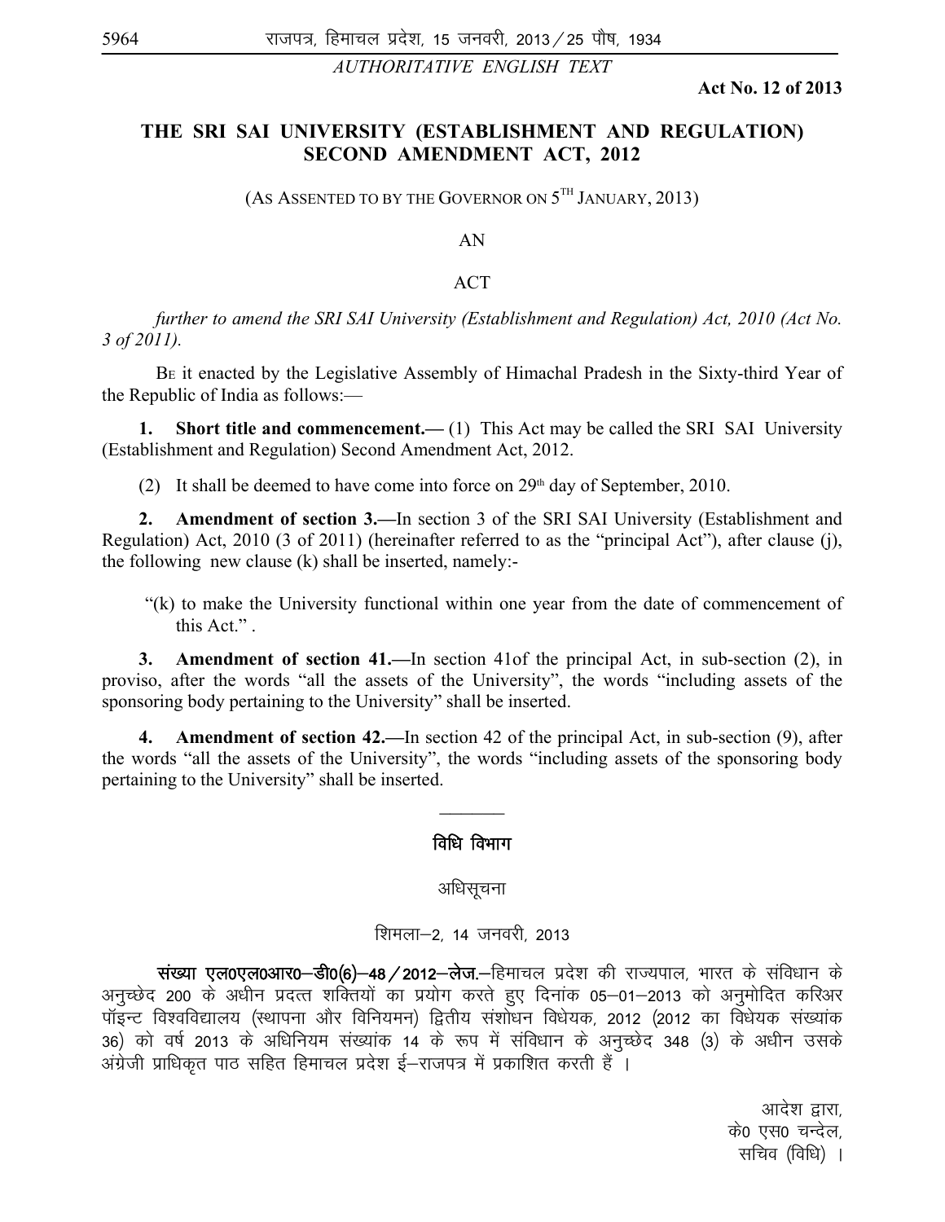*AUTHORITATIVE ENGLISH TEXT*

**Act No. 12 of 2013**

## THE SRI SAI UNIVERSITY (ESTABLISHMENT AND REGULATION) SECOND AMENDMENT ACT, 2012

(AS ASSENTED TO BY THE GOVERNOR ON 5TH JANUARY, 2013)

AN

ACT

*further to amend the SRI SAI University (Establishment and Regulation) Act, 2010 (Act No. 3 of 2011).*

BE it enacted by the Legislative Assembly of Himachal Pradesh in the Sixty-third Year of the Republic of India as follows:—

**1. Short title and commencement.—** (1) This Act may be called the SRI SAI University (Establishment and Regulation) Second Amendment Act, 2012.

(2) It shall be deemed to have come into force on 29th day of September, 2010.

**2. Amendment of section 3.—**In section 3 of the SRI SAI University (Establishment and Regulation) Act, 2010 (3 of 2011) (hereinafter referred to as the "principal Act"), after clause (j), the following new clause (k) shall be inserted, namely:-

"(k) to make the University functional within one year from the date of commencement of this Act." .

**3. Amendment of section 41.—**In section 41of the principal Act, in sub-section (2), in proviso, after the words "all the assets of the University", the words "including assets of the sponsoring body pertaining to the University" shall be inserted.

**4. Amendment of section 42.—**In section 42 of the principal Act, in sub-section (9), after the words "all the assets of the University", the words "including assets of the sponsoring body pertaining to the University" shall be inserted.

———

विधि विभाग

अधिसूचना

शिमला–2, 14 जनवरी, 2013

**संख्या एल0एल0आर0–डी0(6)–48/2012–लेज.**–हिमाचल प्रदेश की राज्यपाल, भारत के संविधान के अनुच्छेद 200 के अधीन प्रदत्त शक्तियों का प्रयोग करते हुए दिनांक 05–01–2013 को अनुमोदित करिअर पॉइन्ट विश्वविद्यालय (स्थापना और विनियमन) द्वितीय संशोधन विधेयक, 2012 (2012 का विधेयक संख्यांक 36) को वर्ष 2013 के अधिनियम संख्यांक 14 के रूप में संविधान के अनुच्छेद 348 (3) के अधीन उसके अंग्रेजी प्राधिकृत पाठ सहित हिमाचल प्रदेश ई–राजपत्र में प्रकाशित करती हैं ।

आदेश द्वारा,
के0 एस0 चन्देल,
सचिव (विधि) ।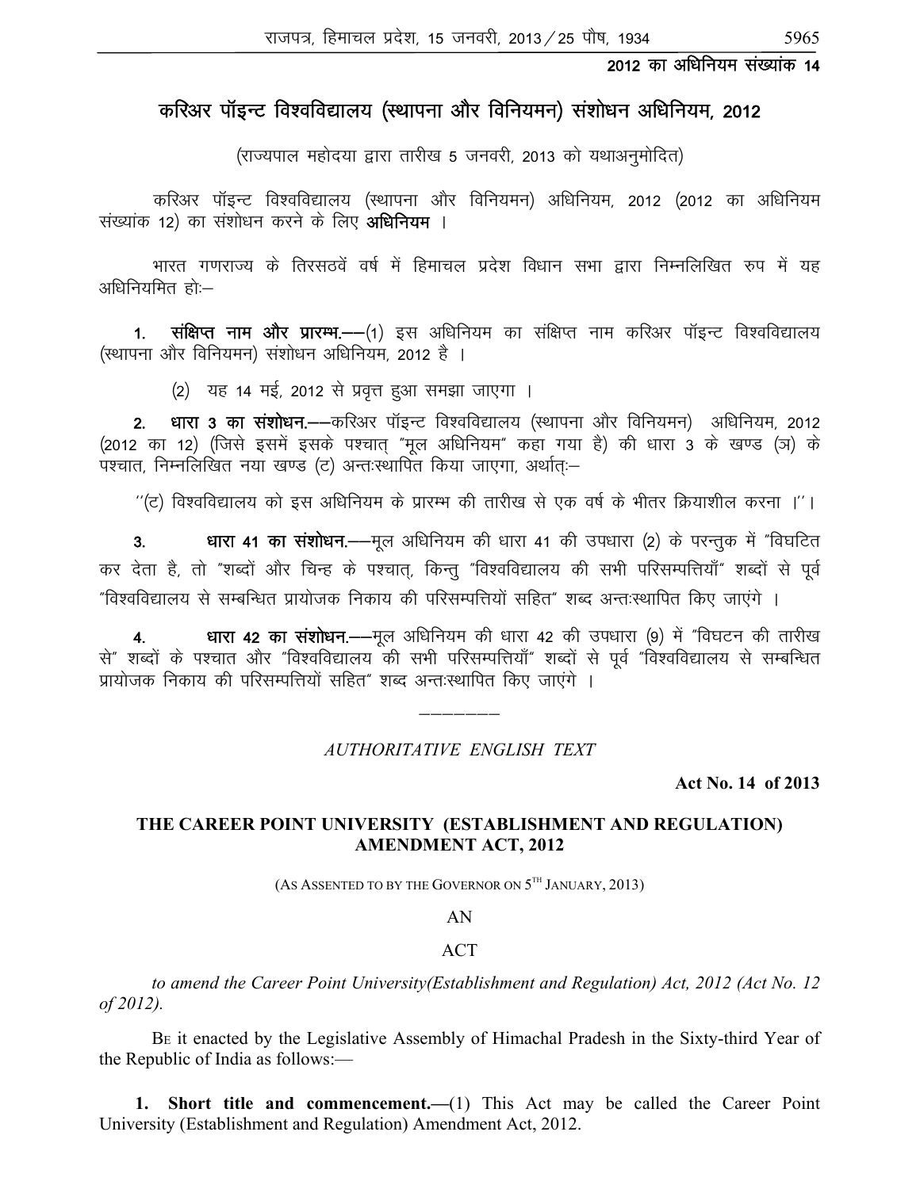**2012 का अधिनियम संख्यांक 14**

# करिअर पॉइन्ट विश्वविद्यालय (स्थापना और विनियमन) संशोधन अधिनियम, 2012

(राज्यपाल महोदया द्वारा तारीख 5 जनवरी, 2013 को यथाअनुमोदित)

करिअर पॉइन्ट विश्वविद्यालय (स्थापना और विनियमन) अधिनियम, 2012 (2012 का अधिनियम संख्यांक 12) का संशोधन करने के लिए **अधिनियम** ।

भारत गणराज्य के तिरसठवें वर्ष में हिमाचल प्रदेश विधान सभा द्वारा निम्नलिखित रुप में यह अधिनियमित होः—

**1. संक्षिप्त नाम और प्रारम्भ.**——(1) इस अधिनियम का संक्षिप्त नाम करिअर पॉइन्ट विश्वविद्यालय (स्थापना और विनियमन) संशोधन अधिनियम, 2012 है ।

(2) यह 14 मई, 2012 से प्रवृत्त हुआ समझा जाएगा ।

**2. धारा 3 का संशोधन.**——करिअर पॉइन्ट विश्वविद्यालय (स्थापना और विनियमन) अधिनियम, 2012 (2012 का 12) (जिसे इसमें इसके पश्चात् "मूल अधिनियम" कहा गया है) की धारा 3 के खण्ड (ञ) के पश्चात, निम्नलिखित नया खण्ड (ट) अन्तःस्थापित किया जाएगा, अर्थात्:—

''(ट) विश्वविद्यालय को इस अधिनियम के प्रारम्भ की तारीख से एक वर्ष के भीतर क्रियाशील करना ।''।

**3. धारा 41 का संशोधन.**——मूल अधिनियम की धारा 41 की उपधारा (2) के परन्तुक में "विघटित कर देता है, तो "शब्दों और चिन्ह के पश्चात्, किन्तु "विश्वविद्यालय की सभी परिसम्पत्तियाँ" शब्दों से पूर्व "विश्वविद्यालय से सम्बन्धित प्रायोजक निकाय की परिसम्पत्तियों सहित" शब्द अन्तःस्थापित किए जाएंगे ।

**4. धारा 42 का संशोधन.**——मूल अधिनियम की धारा 42 की उपधारा (9) में "विघटन की तारीख से" शब्दों के पश्चात और "विश्वविद्यालय की सभी परिसम्पत्तियाँ" शब्दों से पूर्व "विश्वविद्यालय से सम्बन्धित प्रायोजक निकाय की परिसम्पत्तियों सहित" शब्द अन्तःस्थापित किए जाएंगे ।

---

*AUTHORITATIVE ENGLISH TEXT*

**Act No. 14 of 2013**

## THE CAREER POINT UNIVERSITY (ESTABLISHMENT AND REGULATION) AMENDMENT ACT, 2012

(AS ASSENTED TO BY THE GOVERNOR ON 5TH JANUARY, 2013)

AN

ACT

*to amend the Career Point University(Establishment and Regulation) Act, 2012 (Act No. 12 of 2012).*

BE it enacted by the Legislative Assembly of Himachal Pradesh in the Sixty-third Year of the Republic of India as follows:—

**1. Short title and commencement.**—(1) This Act may be called the Career Point University (Establishment and Regulation) Amendment Act, 2012.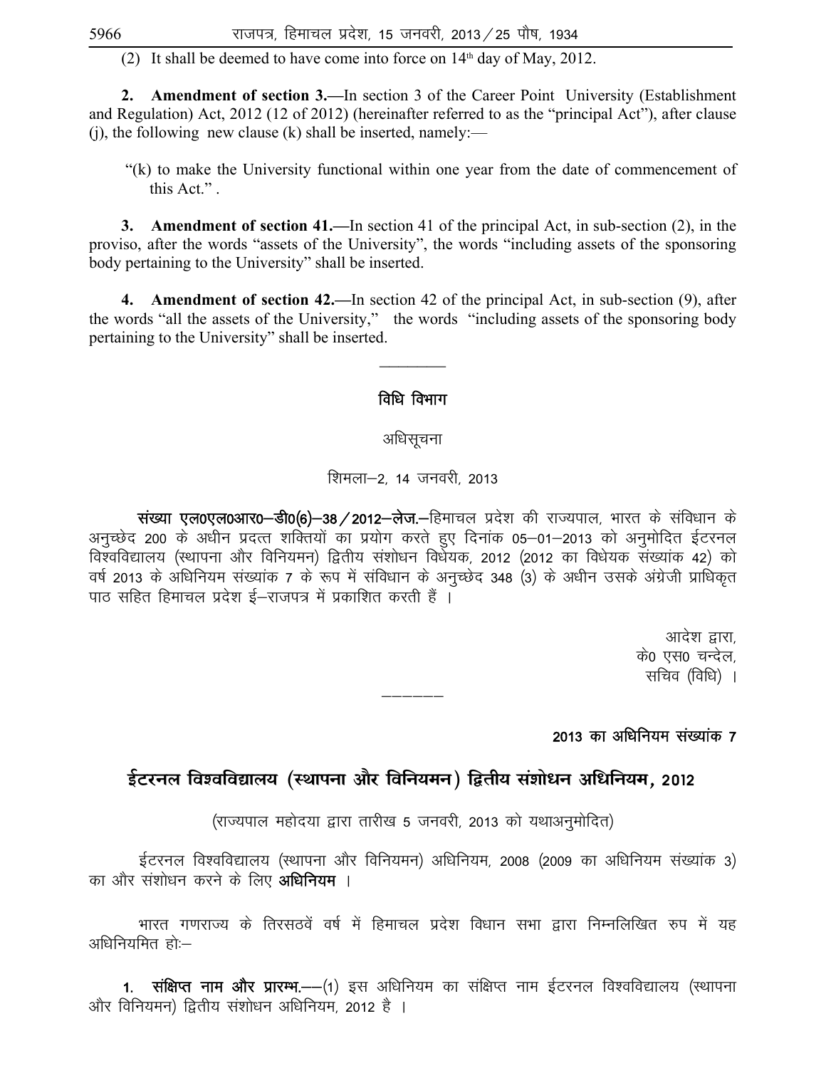(2) It shall be deemed to have come into force on 14th day of May, 2012.

**2. Amendment of section 3.**—In section 3 of the Career Point University (Establishment and Regulation) Act, 2012 (12 of 2012) (hereinafter referred to as the "principal Act"), after clause (j), the following new clause (k) shall be inserted, namely:—

"(k) to make the University functional within one year from the date of commencement of this Act.".

**3. Amendment of section 41.**—In section 41 of the principal Act, in sub-section (2), in the proviso, after the words "assets of the University", the words "including assets of the sponsoring body pertaining to the University" shall be inserted.

**4. Amendment of section 42.**—In section 42 of the principal Act, in sub-section (9), after the words "all the assets of the University," the words "including assets of the sponsoring body pertaining to the University" shall be inserted.

---

## विधि विभाग

अधिसूचना

शिमला–2, 14 जनवरी, 2013

**संख्या एल0एल0आर0–डी0(6)–38/2012–लेज.**–हिमाचल प्रदेश की राज्यपाल, भारत के संविधान के अनुच्छेद 200 के अधीन प्रदत्त शक्तियों का प्रयोग करते हुए दिनांक 05–01–2013 को अनुमोदित ईटरनल विश्वविद्यालय (स्थापना और विनियमन) द्वितीय संशोधन विधेयक, 2012 (2012 का विधेयक संख्यांक 42) को वर्ष 2013 के अधिनियम संख्यांक 7 के रूप में संविधान के अनुच्छेद 348 (3) के अधीन उसके अंग्रेजी प्राधिकृत पाठ सहित हिमाचल प्रदेश ई–राजपत्र में प्रकाशित करती हैं ।

आदेश द्वारा,
के0 एस0 चन्देल,
सचिव (विधि) ।

---

**2013 का अधिनियम संख्यांक 7**

## ईटरनल विश्वविद्यालय (स्थापना और विनियमन) द्वितीय संशोधन अधिनियम, 2012

(राज्यपाल महोदया द्वारा तारीख 5 जनवरी, 2013 को यथाअनुमोदित)

ईटरनल विश्वविद्यालय (स्थापना और विनियमन) अधिनियम, 2008 (2009 का अधिनियम संख्यांक 3) का और संशोधन करने के लिए **अधिनियम** ।

भारत गणराज्य के तिरसठवें वर्ष में हिमाचल प्रदेश विधान सभा द्वारा निम्नलिखित रुप में यह अधिनियमित हो:–

**1. संक्षिप्त नाम और प्रारम्भ.**—(1) इस अधिनियम का संक्षिप्त नाम ईटरनल विश्वविद्यालय (स्थापना और विनियमन) द्वितीय संशोधन अधिनियम, 2012 है ।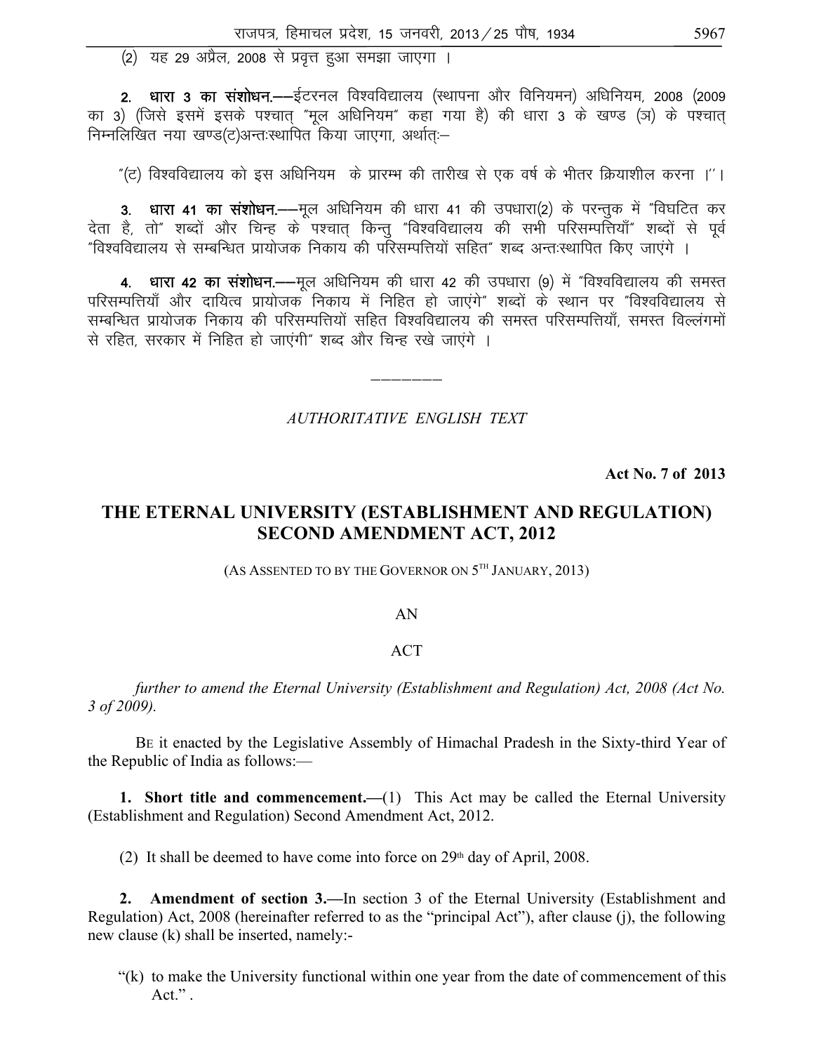(2) यह 29 अप्रैल, 2008 से प्रवृत्त हुआ समझा जाएगा ।

**2. धारा 3 का संशोधन.**––ईटरनल विश्वविद्यालय (स्थापना और विनियमन) अधिनियम, 2008 (2009 का 3) (जिसे इसमें इसके पश्चात् "मूल अधिनियम" कहा गया है) की धारा 3 के खण्ड (ञ) के पश्चात् निम्नलिखित नया खण्ड(ट)अन्तःस्थापित किया जाएगा, अर्थात्:–

"(ट) विश्वविद्यालय को इस अधिनियम के प्रारम्भ की तारीख से एक वर्ष के भीतर क्रियाशील करना ।"।

**3. धारा 41 का संशोधन.**––मूल अधिनियम की धारा 41 की उपधारा(2) के परन्तुक में "विघटित कर देता है, तो" शब्दों और चिन्ह के पश्चात् किन्तु "विश्वविद्यालय की सभी परिसम्पत्तियाँ" शब्दों से पूर्व "विश्वविद्यालय से सम्बन्धित प्रायोजक निकाय की परिसम्पत्तियों सहित" शब्द अन्तःस्थापित किए जाएंगे ।

**4. धारा 42 का संशोधन.**––मूल अधिनियम की धारा 42 की उपधारा (9) में "विश्वविद्यालय की समस्त परिसम्पत्तियाँ और दायित्व प्रायोजक निकाय में निहित हो जाएंगे" शब्दों के स्थान पर "विश्वविद्यालय से सम्बन्धित प्रायोजक निकाय की परिसम्पत्तियों सहित विश्वविद्यालय की समस्त परिसम्पत्तियाँ, समस्त विल्लंगमों से रहित, सरकार में निहित हो जाएंगी" शब्द और चिन्ह रखे जाएंगे ।

––––––––

*AUTHORITATIVE ENGLISH TEXT*

**Act No. 7 of 2013**

## THE ETERNAL UNIVERSITY (ESTABLISHMENT AND REGULATION) SECOND AMENDMENT ACT, 2012

(AS ASSENTED TO BY THE GOVERNOR ON 5TH JANUARY, 2013)

AN

ACT

*further to amend the Eternal University (Establishment and Regulation) Act, 2008 (Act No. 3 of 2009).*

BE it enacted by the Legislative Assembly of Himachal Pradesh in the Sixty-third Year of the Republic of India as follows:—

**1. Short title and commencement.**—(1) This Act may be called the Eternal University (Establishment and Regulation) Second Amendment Act, 2012.

(2) It shall be deemed to have come into force on 29th day of April, 2008.

**2. Amendment of section 3.**—In section 3 of the Eternal University (Establishment and Regulation) Act, 2008 (hereinafter referred to as the "principal Act"), after clause (j), the following new clause (k) shall be inserted, namely:-

"(k) to make the University functional within one year from the date of commencement of this Act." .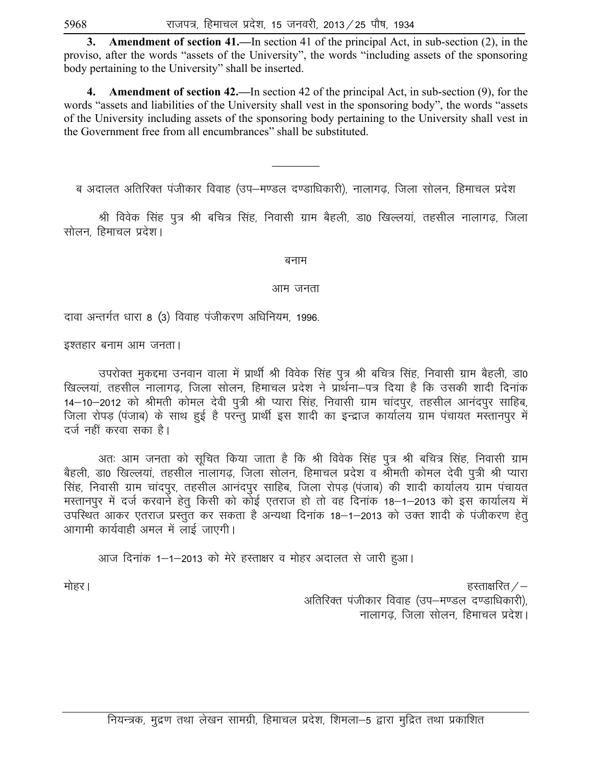**3. Amendment of section 41.**—In section 41 of the principal Act, in sub-section (2), in the proviso, after the words "assets of the University", the words "including assets of the sponsoring body pertaining to the University" shall be inserted.

**4. Amendment of section 42.**—In section 42 of the principal Act, in sub-section (9), for the words "assets and liabilities of the University shall vest in the sponsoring body", the words "assets of the University including assets of the sponsoring body pertaining to the University shall vest in the Government free from all encumbrances" shall be substituted.

---

ब अदालत अतिरिक्त पंजीकार विवाह (उप–मण्डल दण्डाधिकारी), नालागढ़, जिला सोलन, हिमाचल प्रदेश

श्री विवेक सिंह पुत्र श्री बचित्र सिंह, निवासी ग्राम बैहली, डा0 खिल्लयां, तहसील नालागढ़, जिला सोलन, हिमाचल प्रदेश।

बनाम

आम जनता

दावा अन्तर्गत धारा 8 (3) विवाह पंजीकरण अधिनियम, 1996.

इश्तहार बनाम आम जनता।

उपरोक्त मुकद्दमा उनवान वाला में प्रार्थी श्री विवेक सिंह पुत्र श्री बचित्र सिंह, निवासी ग्राम बैहली, डा0 खिल्लयां, तहसील नालागढ़, जिला सोलन, हिमाचल प्रदेश ने प्रार्थना–पत्र दिया है कि उसकी शादी दिनांक 14–10–2012 को श्रीमती कोमल देवी पुत्री श्री प्यारा सिंह, निवासी ग्राम चांदपुर, तहसील आनंदपुर साहिब, जिला रोपड़ (पंजाब) के साथ हुई है परन्तु प्रार्थी इस शादी का इन्द्राज कार्यालय ग्राम पंचायत मस्तानपुर में दर्ज नहीं करवा सका है।

अतः आम जनता को सूचित किया जाता है कि श्री विवेक सिंह पुत्र श्री बचित्र सिंह, निवासी ग्राम बैहली, डा0 खिल्लयां, तहसील नालागढ़, जिला सोलन, हिमाचल प्रदेश व श्रीमती कोमल देवी पुत्री श्री प्यारा सिंह, निवासी ग्राम चांदपुर, तहसील आनंदपुर साहिब, जिला रोपड़ (पंजाब) की शादी कार्यालय ग्राम पंचायत मस्तानपुर में दर्ज करवाने हेतु किसी को कोई एतराज हो तो वह दिनांक 18–1–2013 को इस कार्यालय में उपस्थित आकर एतराज प्रस्तुत कर सकता है अन्यथा दिनांक 18–1–2013 को उक्त शादी के पंजीकरण हेतु आगामी कार्यवाही अमल में लाई जाएगी।

आज दिनांक 1–1–2013 को मेरे हस्ताक्षर व मोहर अदालत से जारी हुआ।

मोहर।

हस्ताक्षरित/–
अतिरिक्त पंजीकार विवाह (उप–मण्डल दण्डाधिकारी),
नालागढ़, जिला सोलन, हिमाचल प्रदेश।

नियन्त्रक, मुद्रण तथा लेखन सामग्री, हिमाचल प्रदेश, शिमला–5 द्वारा मुद्रित तथा प्रकाशित